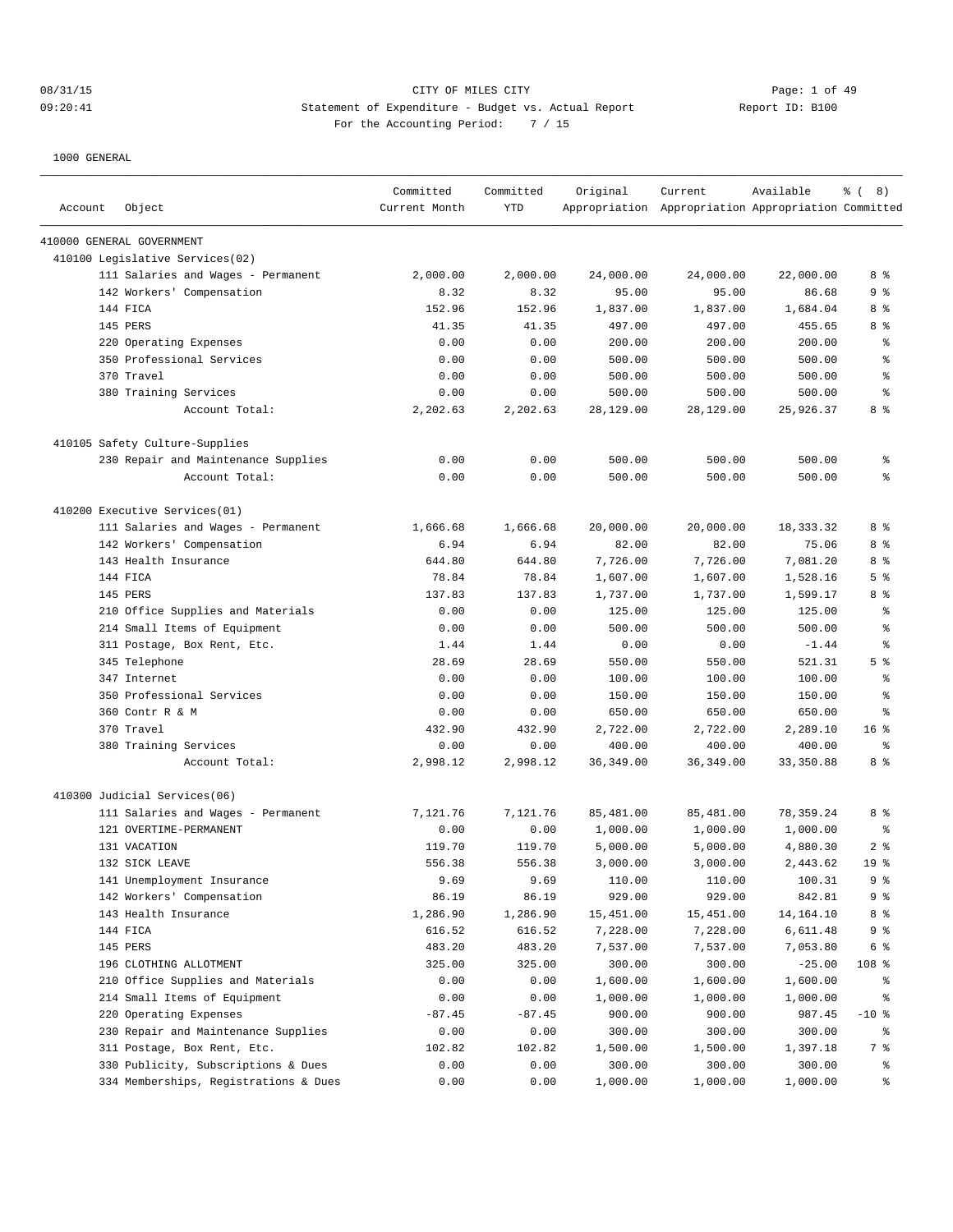CITY OF MILES CITY

Statement of Expenditure - Budget vs. Actual Report

For the Accounting Period: 7 / 15

Report ID: B100

1000 GENERAL

| Account | Object | Committed Current Month | Committed YTD | Original Appropriation | Current Appropriation | Available Appropriation | % ( 8) Committed |
|---|---|---|---|---|---|---|---|
| 410000 GENERAL GOVERNMENT | | | | | | | |
| 410100 Legislative Services(02) | | | | | | | |
| | 111 Salaries and Wages - Permanent | 2,000.00 | 2,000.00 | 24,000.00 | 24,000.00 | 22,000.00 | 8 % |
| | 142 Workers' Compensation | 8.32 | 8.32 | 95.00 | 95.00 | 86.68 | 9 % |
| | 144 FICA | 152.96 | 152.96 | 1,837.00 | 1,837.00 | 1,684.04 | 8 % |
| | 145 PERS | 41.35 | 41.35 | 497.00 | 497.00 | 455.65 | 8 % |
| | 220 Operating Expenses | 0.00 | 0.00 | 200.00 | 200.00 | 200.00 | % |
| | 350 Professional Services | 0.00 | 0.00 | 500.00 | 500.00 | 500.00 | % |
| | 370 Travel | 0.00 | 0.00 | 500.00 | 500.00 | 500.00 | % |
| | 380 Training Services | 0.00 | 0.00 | 500.00 | 500.00 | 500.00 | % |
| | Account Total: | 2,202.63 | 2,202.63 | 28,129.00 | 28,129.00 | 25,926.37 | 8 % |
| 410105 Safety Culture-Supplies | | | | | | | |
| | 230 Repair and Maintenance Supplies | 0.00 | 0.00 | 500.00 | 500.00 | 500.00 | % |
| | Account Total: | 0.00 | 0.00 | 500.00 | 500.00 | 500.00 | % |
| 410200 Executive Services(01) | | | | | | | |
| | 111 Salaries and Wages - Permanent | 1,666.68 | 1,666.68 | 20,000.00 | 20,000.00 | 18,333.32 | 8 % |
| | 142 Workers' Compensation | 6.94 | 6.94 | 82.00 | 82.00 | 75.06 | 8 % |
| | 143 Health Insurance | 644.80 | 644.80 | 7,726.00 | 7,726.00 | 7,081.20 | 8 % |
| | 144 FICA | 78.84 | 78.84 | 1,607.00 | 1,607.00 | 1,528.16 | 5 % |
| | 145 PERS | 137.83 | 137.83 | 1,737.00 | 1,737.00 | 1,599.17 | 8 % |
| | 210 Office Supplies and Materials | 0.00 | 0.00 | 125.00 | 125.00 | 125.00 | % |
| | 214 Small Items of Equipment | 0.00 | 0.00 | 500.00 | 500.00 | 500.00 | % |
| | 311 Postage, Box Rent, Etc. | 1.44 | 1.44 | 0.00 | 0.00 | -1.44 | % |
| | 345 Telephone | 28.69 | 28.69 | 550.00 | 550.00 | 521.31 | 5 % |
| | 347 Internet | 0.00 | 0.00 | 100.00 | 100.00 | 100.00 | % |
| | 350 Professional Services | 0.00 | 0.00 | 150.00 | 150.00 | 150.00 | % |
| | 360 Contr R & M | 0.00 | 0.00 | 650.00 | 650.00 | 650.00 | % |
| | 370 Travel | 432.90 | 432.90 | 2,722.00 | 2,722.00 | 2,289.10 | 16 % |
| | 380 Training Services | 0.00 | 0.00 | 400.00 | 400.00 | 400.00 | % |
| | Account Total: | 2,998.12 | 2,998.12 | 36,349.00 | 36,349.00 | 33,350.88 | 8 % |
| 410300 Judicial Services(06) | | | | | | | |
| | 111 Salaries and Wages - Permanent | 7,121.76 | 7,121.76 | 85,481.00 | 85,481.00 | 78,359.24 | 8 % |
| | 121 OVERTIME-PERMANENT | 0.00 | 0.00 | 1,000.00 | 1,000.00 | 1,000.00 | % |
| | 131 VACATION | 119.70 | 119.70 | 5,000.00 | 5,000.00 | 4,880.30 | 2 % |
| | 132 SICK LEAVE | 556.38 | 556.38 | 3,000.00 | 3,000.00 | 2,443.62 | 19 % |
| | 141 Unemployment Insurance | 9.69 | 9.69 | 110.00 | 110.00 | 100.31 | 9 % |
| | 142 Workers' Compensation | 86.19 | 86.19 | 929.00 | 929.00 | 842.81 | 9 % |
| | 143 Health Insurance | 1,286.90 | 1,286.90 | 15,451.00 | 15,451.00 | 14,164.10 | 8 % |
| | 144 FICA | 616.52 | 616.52 | 7,228.00 | 7,228.00 | 6,611.48 | 9 % |
| | 145 PERS | 483.20 | 483.20 | 7,537.00 | 7,537.00 | 7,053.80 | 6 % |
| | 196 CLOTHING ALLOTMENT | 325.00 | 325.00 | 300.00 | 300.00 | -25.00 | 108 % |
| | 210 Office Supplies and Materials | 0.00 | 0.00 | 1,600.00 | 1,600.00 | 1,600.00 | % |
| | 214 Small Items of Equipment | 0.00 | 0.00 | 1,000.00 | 1,000.00 | 1,000.00 | % |
| | 220 Operating Expenses | -87.45 | -87.45 | 900.00 | 900.00 | 987.45 | -10 % |
| | 230 Repair and Maintenance Supplies | 0.00 | 0.00 | 300.00 | 300.00 | 300.00 | % |
| | 311 Postage, Box Rent, Etc. | 102.82 | 102.82 | 1,500.00 | 1,500.00 | 1,397.18 | 7 % |
| | 330 Publicity, Subscriptions & Dues | 0.00 | 0.00 | 300.00 | 300.00 | 300.00 | % |
| | 334 Memberships, Registrations & Dues | 0.00 | 0.00 | 1,000.00 | 1,000.00 | 1,000.00 | % |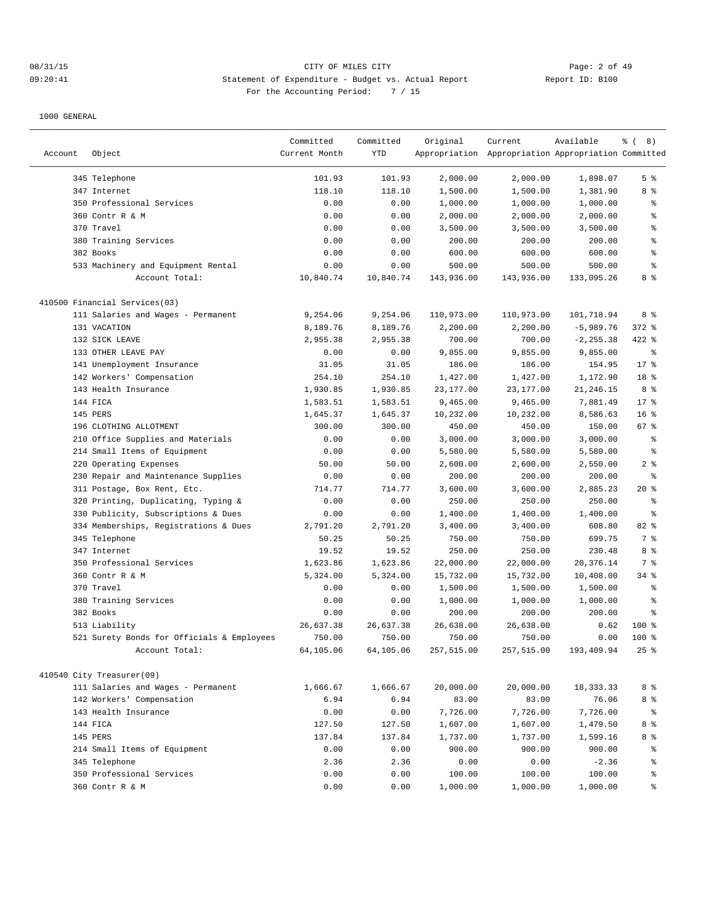CITY OF MILES CITY

Statement of Expenditure - Budget vs. Actual Report

For the Accounting Period: 7 / 15

1000 GENERAL

| Account | Object | Committed Current Month | Committed YTD | Original Appropriation | Current Appropriation | Available Appropriation | % ( 8) Committed |
|---|---|---|---|---|---|---|---|
| | 345 Telephone | 101.93 | 101.93 | 2,000.00 | 2,000.00 | 1,898.07 | 5 % |
| | 347 Internet | 118.10 | 118.10 | 1,500.00 | 1,500.00 | 1,381.90 | 8 % |
| | 350 Professional Services | 0.00 | 0.00 | 1,000.00 | 1,000.00 | 1,000.00 | % |
| | 360 Contr R & M | 0.00 | 0.00 | 2,000.00 | 2,000.00 | 2,000.00 | % |
| | 370 Travel | 0.00 | 0.00 | 3,500.00 | 3,500.00 | 3,500.00 | % |
| | 380 Training Services | 0.00 | 0.00 | 200.00 | 200.00 | 200.00 | % |
| | 382 Books | 0.00 | 0.00 | 600.00 | 600.00 | 600.00 | % |
| | 533 Machinery and Equipment Rental | 0.00 | 0.00 | 500.00 | 500.00 | 500.00 | % |
| | Account Total: | 10,840.74 | 10,840.74 | 143,936.00 | 143,936.00 | 133,095.26 | 8 % |
| 410500 Financial Services(03) | | | | | | | |
| | 111 Salaries and Wages - Permanent | 9,254.06 | 9,254.06 | 110,973.00 | 110,973.00 | 101,718.94 | 8 % |
| | 131 VACATION | 8,189.76 | 8,189.76 | 2,200.00 | 2,200.00 | -5,989.76 | 372 % |
| | 132 SICK LEAVE | 2,955.38 | 2,955.38 | 700.00 | 700.00 | -2,255.38 | 422 % |
| | 133 OTHER LEAVE PAY | 0.00 | 0.00 | 9,855.00 | 9,855.00 | 9,855.00 | % |
| | 141 Unemployment Insurance | 31.05 | 31.05 | 186.00 | 186.00 | 154.95 | 17 % |
| | 142 Workers' Compensation | 254.10 | 254.10 | 1,427.00 | 1,427.00 | 1,172.90 | 18 % |
| | 143 Health Insurance | 1,930.85 | 1,930.85 | 23,177.00 | 23,177.00 | 21,246.15 | 8 % |
| | 144 FICA | 1,583.51 | 1,583.51 | 9,465.00 | 9,465.00 | 7,881.49 | 17 % |
| | 145 PERS | 1,645.37 | 1,645.37 | 10,232.00 | 10,232.00 | 8,586.63 | 16 % |
| | 196 CLOTHING ALLOTMENT | 300.00 | 300.00 | 450.00 | 450.00 | 150.00 | 67 % |
| | 210 Office Supplies and Materials | 0.00 | 0.00 | 3,000.00 | 3,000.00 | 3,000.00 | % |
| | 214 Small Items of Equipment | 0.00 | 0.00 | 5,580.00 | 5,580.00 | 5,580.00 | % |
| | 220 Operating Expenses | 50.00 | 50.00 | 2,600.00 | 2,600.00 | 2,550.00 | 2 % |
| | 230 Repair and Maintenance Supplies | 0.00 | 0.00 | 200.00 | 200.00 | 200.00 | % |
| | 311 Postage, Box Rent, Etc. | 714.77 | 714.77 | 3,600.00 | 3,600.00 | 2,885.23 | 20 % |
| | 320 Printing, Duplicating, Typing & | 0.00 | 0.00 | 250.00 | 250.00 | 250.00 | % |
| | 330 Publicity, Subscriptions & Dues | 0.00 | 0.00 | 1,400.00 | 1,400.00 | 1,400.00 | % |
| | 334 Memberships, Registrations & Dues | 2,791.20 | 2,791.20 | 3,400.00 | 3,400.00 | 608.80 | 82 % |
| | 345 Telephone | 50.25 | 50.25 | 750.00 | 750.00 | 699.75 | 7 % |
| | 347 Internet | 19.52 | 19.52 | 250.00 | 250.00 | 230.48 | 8 % |
| | 350 Professional Services | 1,623.86 | 1,623.86 | 22,000.00 | 22,000.00 | 20,376.14 | 7 % |
| | 360 Contr R & M | 5,324.00 | 5,324.00 | 15,732.00 | 15,732.00 | 10,408.00 | 34 % |
| | 370 Travel | 0.00 | 0.00 | 1,500.00 | 1,500.00 | 1,500.00 | % |
| | 380 Training Services | 0.00 | 0.00 | 1,000.00 | 1,000.00 | 1,000.00 | % |
| | 382 Books | 0.00 | 0.00 | 200.00 | 200.00 | 200.00 | % |
| | 513 Liability | 26,637.38 | 26,637.38 | 26,638.00 | 26,638.00 | 0.62 | 100 % |
| | 521 Surety Bonds for Officials & Employees | 750.00 | 750.00 | 750.00 | 750.00 | 0.00 | 100 % |
| | Account Total: | 64,105.06 | 64,105.06 | 257,515.00 | 257,515.00 | 193,409.94 | 25 % |
| 410540 City Treasurer(09) | | | | | | | |
| | 111 Salaries and Wages - Permanent | 1,666.67 | 1,666.67 | 20,000.00 | 20,000.00 | 18,333.33 | 8 % |
| | 142 Workers' Compensation | 6.94 | 6.94 | 83.00 | 83.00 | 76.06 | 8 % |
| | 143 Health Insurance | 0.00 | 0.00 | 7,726.00 | 7,726.00 | 7,726.00 | % |
| | 144 FICA | 127.50 | 127.50 | 1,607.00 | 1,607.00 | 1,479.50 | 8 % |
| | 145 PERS | 137.84 | 137.84 | 1,737.00 | 1,737.00 | 1,599.16 | 8 % |
| | 214 Small Items of Equipment | 0.00 | 0.00 | 900.00 | 900.00 | 900.00 | % |
| | 345 Telephone | 2.36 | 2.36 | 0.00 | 0.00 | -2.36 | % |
| | 350 Professional Services | 0.00 | 0.00 | 100.00 | 100.00 | 100.00 | % |
| | 360 Contr R & M | 0.00 | 0.00 | 1,000.00 | 1,000.00 | 1,000.00 | % |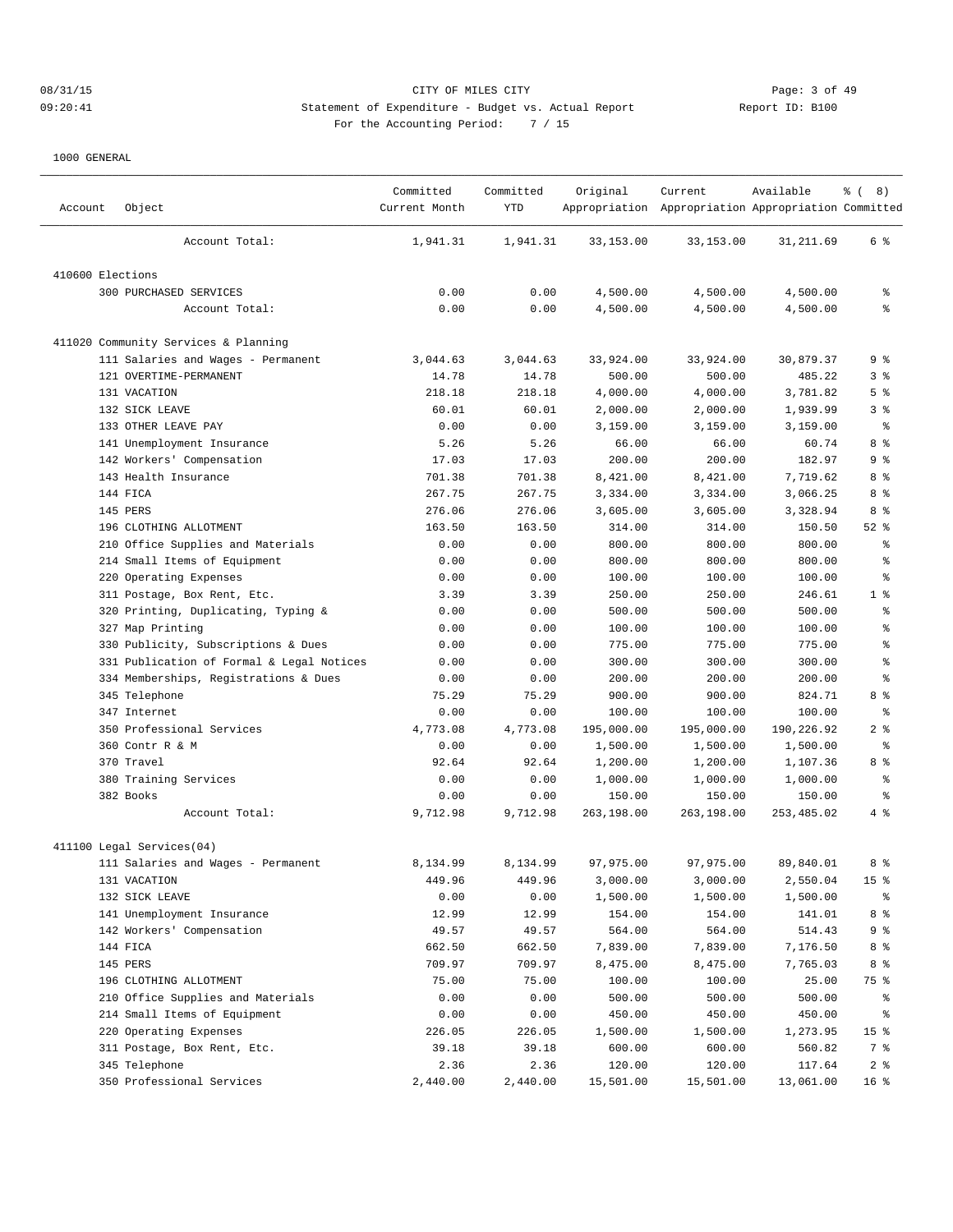CITY OF MILES CITY

Statement of Expenditure - Budget vs. Actual Report

For the Accounting Period: 7 / 15

1000 GENERAL

| Account | Object | Committed Current Month | Committed YTD | Original Appropriation | Current Appropriation | Available Appropriation | % ( 8) Committed |
|---|---|---|---|---|---|---|---|
| | Account Total: | 1,941.31 | 1,941.31 | 33,153.00 | 33,153.00 | 31,211.69 | 6 % |
| 410600 Elections | | | | | | | |
| | 300 PURCHASED SERVICES | 0.00 | 0.00 | 4,500.00 | 4,500.00 | 4,500.00 | % |
| | Account Total: | 0.00 | 0.00 | 4,500.00 | 4,500.00 | 4,500.00 | % |
| 411020 Community Services & Planning | | | | | | | |
| | 111 Salaries and Wages - Permanent | 3,044.63 | 3,044.63 | 33,924.00 | 33,924.00 | 30,879.37 | 9 % |
| | 121 OVERTIME-PERMANENT | 14.78 | 14.78 | 500.00 | 500.00 | 485.22 | 3 % |
| | 131 VACATION | 218.18 | 218.18 | 4,000.00 | 4,000.00 | 3,781.82 | 5 % |
| | 132 SICK LEAVE | 60.01 | 60.01 | 2,000.00 | 2,000.00 | 1,939.99 | 3 % |
| | 133 OTHER LEAVE PAY | 0.00 | 0.00 | 3,159.00 | 3,159.00 | 3,159.00 | % |
| | 141 Unemployment Insurance | 5.26 | 5.26 | 66.00 | 66.00 | 60.74 | 8 % |
| | 142 Workers' Compensation | 17.03 | 17.03 | 200.00 | 200.00 | 182.97 | 9 % |
| | 143 Health Insurance | 701.38 | 701.38 | 8,421.00 | 8,421.00 | 7,719.62 | 8 % |
| | 144 FICA | 267.75 | 267.75 | 3,334.00 | 3,334.00 | 3,066.25 | 8 % |
| | 145 PERS | 276.06 | 276.06 | 3,605.00 | 3,605.00 | 3,328.94 | 8 % |
| | 196 CLOTHING ALLOTMENT | 163.50 | 163.50 | 314.00 | 314.00 | 150.50 | 52 % |
| | 210 Office Supplies and Materials | 0.00 | 0.00 | 800.00 | 800.00 | 800.00 | % |
| | 214 Small Items of Equipment | 0.00 | 0.00 | 800.00 | 800.00 | 800.00 | % |
| | 220 Operating Expenses | 0.00 | 0.00 | 100.00 | 100.00 | 100.00 | % |
| | 311 Postage, Box Rent, Etc. | 3.39 | 3.39 | 250.00 | 250.00 | 246.61 | 1 % |
| | 320 Printing, Duplicating, Typing & | 0.00 | 0.00 | 500.00 | 500.00 | 500.00 | % |
| | 327 Map Printing | 0.00 | 0.00 | 100.00 | 100.00 | 100.00 | % |
| | 330 Publicity, Subscriptions & Dues | 0.00 | 0.00 | 775.00 | 775.00 | 775.00 | % |
| | 331 Publication of Formal & Legal Notices | 0.00 | 0.00 | 300.00 | 300.00 | 300.00 | % |
| | 334 Memberships, Registrations & Dues | 0.00 | 0.00 | 200.00 | 200.00 | 200.00 | % |
| | 345 Telephone | 75.29 | 75.29 | 900.00 | 900.00 | 824.71 | 8 % |
| | 347 Internet | 0.00 | 0.00 | 100.00 | 100.00 | 100.00 | % |
| | 350 Professional Services | 4,773.08 | 4,773.08 | 195,000.00 | 195,000.00 | 190,226.92 | 2 % |
| | 360 Contr R & M | 0.00 | 0.00 | 1,500.00 | 1,500.00 | 1,500.00 | % |
| | 370 Travel | 92.64 | 92.64 | 1,200.00 | 1,200.00 | 1,107.36 | 8 % |
| | 380 Training Services | 0.00 | 0.00 | 1,000.00 | 1,000.00 | 1,000.00 | % |
| | 382 Books | 0.00 | 0.00 | 150.00 | 150.00 | 150.00 | % |
| | Account Total: | 9,712.98 | 9,712.98 | 263,198.00 | 263,198.00 | 253,485.02 | 4 % |
| 411100 Legal Services(04) | | | | | | | |
| | 111 Salaries and Wages - Permanent | 8,134.99 | 8,134.99 | 97,975.00 | 97,975.00 | 89,840.01 | 8 % |
| | 131 VACATION | 449.96 | 449.96 | 3,000.00 | 3,000.00 | 2,550.04 | 15 % |
| | 132 SICK LEAVE | 0.00 | 0.00 | 1,500.00 | 1,500.00 | 1,500.00 | % |
| | 141 Unemployment Insurance | 12.99 | 12.99 | 154.00 | 154.00 | 141.01 | 8 % |
| | 142 Workers' Compensation | 49.57 | 49.57 | 564.00 | 564.00 | 514.43 | 9 % |
| | 144 FICA | 662.50 | 662.50 | 7,839.00 | 7,839.00 | 7,176.50 | 8 % |
| | 145 PERS | 709.97 | 709.97 | 8,475.00 | 8,475.00 | 7,765.03 | 8 % |
| | 196 CLOTHING ALLOTMENT | 75.00 | 75.00 | 100.00 | 100.00 | 25.00 | 75 % |
| | 210 Office Supplies and Materials | 0.00 | 0.00 | 500.00 | 500.00 | 500.00 | % |
| | 214 Small Items of Equipment | 0.00 | 0.00 | 450.00 | 450.00 | 450.00 | % |
| | 220 Operating Expenses | 226.05 | 226.05 | 1,500.00 | 1,500.00 | 1,273.95 | 15 % |
| | 311 Postage, Box Rent, Etc. | 39.18 | 39.18 | 600.00 | 600.00 | 560.82 | 7 % |
| | 345 Telephone | 2.36 | 2.36 | 120.00 | 120.00 | 117.64 | 2 % |
| | 350 Professional Services | 2,440.00 | 2,440.00 | 15,501.00 | 15,501.00 | 13,061.00 | 16 % |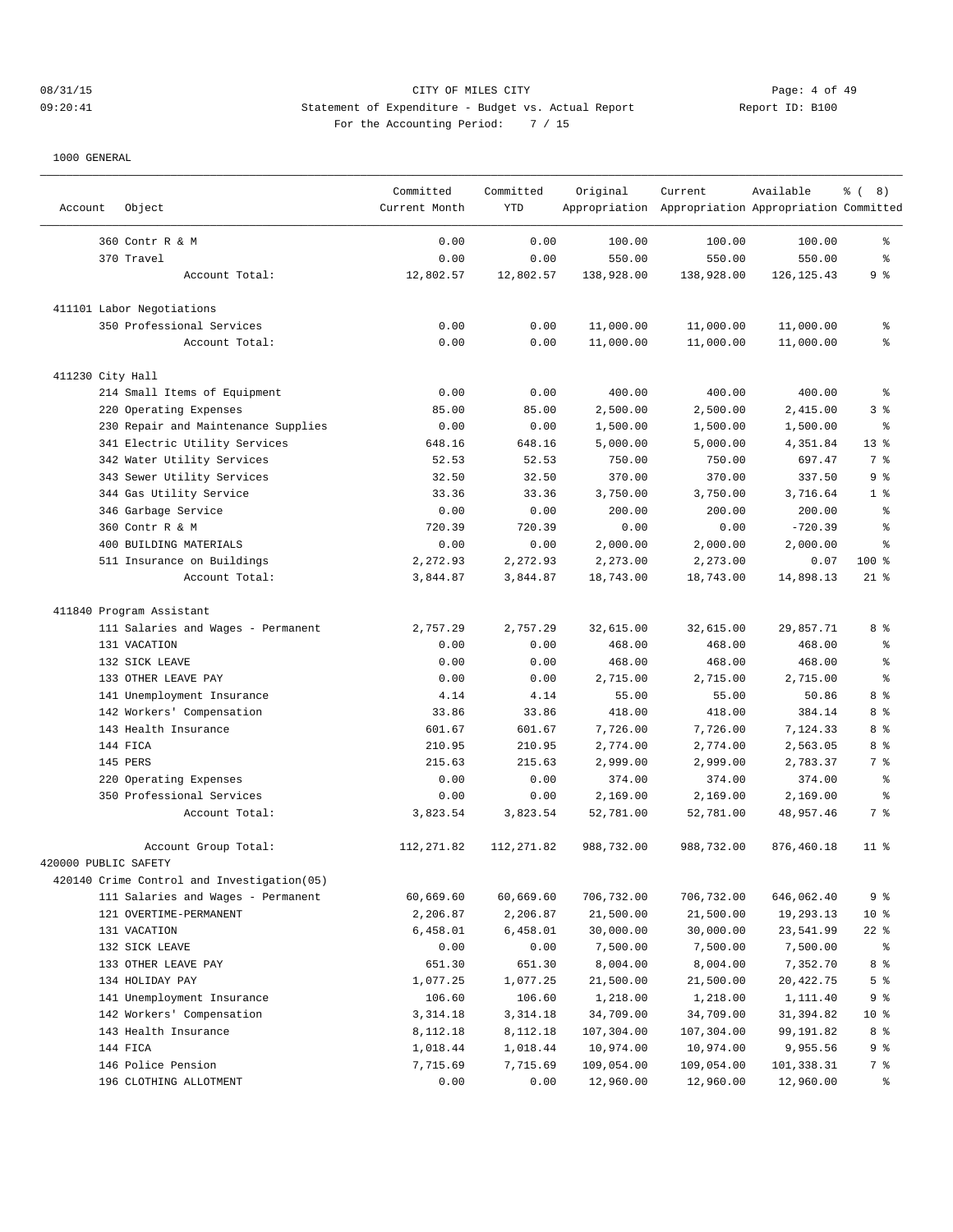CITY OF MILES CITY

Statement of Expenditure - Budget vs. Actual Report

Report ID: B100

For the Accounting Period: 7 / 15

1000 GENERAL

| Account | Object | Committed Current Month | Committed YTD | Original Appropriation | Current Appropriation | Available Appropriation | % ( 8) Committed |
|---|---|---|---|---|---|---|---|
| | 360 Contr R & M | 0.00 | 0.00 | 100.00 | 100.00 | 100.00 | % |
| | 370 Travel | 0.00 | 0.00 | 550.00 | 550.00 | 550.00 | % |
| | Account Total: | 12,802.57 | 12,802.57 | 138,928.00 | 138,928.00 | 126,125.43 | 9 % |
| 411101 Labor Negotiations | | | | | | | |
| | 350 Professional Services | 0.00 | 0.00 | 11,000.00 | 11,000.00 | 11,000.00 | % |
| | Account Total: | 0.00 | 0.00 | 11,000.00 | 11,000.00 | 11,000.00 | % |
| 411230 City Hall | | | | | | | |
| | 214 Small Items of Equipment | 0.00 | 0.00 | 400.00 | 400.00 | 400.00 | % |
| | 220 Operating Expenses | 85.00 | 85.00 | 2,500.00 | 2,500.00 | 2,415.00 | 3 % |
| | 230 Repair and Maintenance Supplies | 0.00 | 0.00 | 1,500.00 | 1,500.00 | 1,500.00 | % |
| | 341 Electric Utility Services | 648.16 | 648.16 | 5,000.00 | 5,000.00 | 4,351.84 | 13 % |
| | 342 Water Utility Services | 52.53 | 52.53 | 750.00 | 750.00 | 697.47 | 7 % |
| | 343 Sewer Utility Services | 32.50 | 32.50 | 370.00 | 370.00 | 337.50 | 9 % |
| | 344 Gas Utility Service | 33.36 | 33.36 | 3,750.00 | 3,750.00 | 3,716.64 | 1 % |
| | 346 Garbage Service | 0.00 | 0.00 | 200.00 | 200.00 | 200.00 | % |
| | 360 Contr R & M | 720.39 | 720.39 | 0.00 | 0.00 | -720.39 | % |
| | 400 BUILDING MATERIALS | 0.00 | 0.00 | 2,000.00 | 2,000.00 | 2,000.00 | % |
| | 511 Insurance on Buildings | 2,272.93 | 2,272.93 | 2,273.00 | 2,273.00 | 0.07 | 100 % |
| | Account Total: | 3,844.87 | 3,844.87 | 18,743.00 | 18,743.00 | 14,898.13 | 21 % |
| 411840 Program Assistant | | | | | | | |
| | 111 Salaries and Wages - Permanent | 2,757.29 | 2,757.29 | 32,615.00 | 32,615.00 | 29,857.71 | 8 % |
| | 131 VACATION | 0.00 | 0.00 | 468.00 | 468.00 | 468.00 | % |
| | 132 SICK LEAVE | 0.00 | 0.00 | 468.00 | 468.00 | 468.00 | % |
| | 133 OTHER LEAVE PAY | 0.00 | 0.00 | 2,715.00 | 2,715.00 | 2,715.00 | % |
| | 141 Unemployment Insurance | 4.14 | 4.14 | 55.00 | 55.00 | 50.86 | 8 % |
| | 142 Workers' Compensation | 33.86 | 33.86 | 418.00 | 418.00 | 384.14 | 8 % |
| | 143 Health Insurance | 601.67 | 601.67 | 7,726.00 | 7,726.00 | 7,124.33 | 8 % |
| | 144 FICA | 210.95 | 210.95 | 2,774.00 | 2,774.00 | 2,563.05 | 8 % |
| | 145 PERS | 215.63 | 215.63 | 2,999.00 | 2,999.00 | 2,783.37 | 7 % |
| | 220 Operating Expenses | 0.00 | 0.00 | 374.00 | 374.00 | 374.00 | % |
| | 350 Professional Services | 0.00 | 0.00 | 2,169.00 | 2,169.00 | 2,169.00 | % |
| | Account Total: | 3,823.54 | 3,823.54 | 52,781.00 | 52,781.00 | 48,957.46 | 7 % |
| | Account Group Total: | 112,271.82 | 112,271.82 | 988,732.00 | 988,732.00 | 876,460.18 | 11 % |
| 420000 PUBLIC SAFETY | | | | | | | |
| 420140 Crime Control and Investigation(05) | | | | | | | |
| | 111 Salaries and Wages - Permanent | 60,669.60 | 60,669.60 | 706,732.00 | 706,732.00 | 646,062.40 | 9 % |
| | 121 OVERTIME-PERMANENT | 2,206.87 | 2,206.87 | 21,500.00 | 21,500.00 | 19,293.13 | 10 % |
| | 131 VACATION | 6,458.01 | 6,458.01 | 30,000.00 | 30,000.00 | 23,541.99 | 22 % |
| | 132 SICK LEAVE | 0.00 | 0.00 | 7,500.00 | 7,500.00 | 7,500.00 | % |
| | 133 OTHER LEAVE PAY | 651.30 | 651.30 | 8,004.00 | 8,004.00 | 7,352.70 | 8 % |
| | 134 HOLIDAY PAY | 1,077.25 | 1,077.25 | 21,500.00 | 21,500.00 | 20,422.75 | 5 % |
| | 141 Unemployment Insurance | 106.60 | 106.60 | 1,218.00 | 1,218.00 | 1,111.40 | 9 % |
| | 142 Workers' Compensation | 3,314.18 | 3,314.18 | 34,709.00 | 34,709.00 | 31,394.82 | 10 % |
| | 143 Health Insurance | 8,112.18 | 8,112.18 | 107,304.00 | 107,304.00 | 99,191.82 | 8 % |
| | 144 FICA | 1,018.44 | 1,018.44 | 10,974.00 | 10,974.00 | 9,955.56 | 9 % |
| | 146 Police Pension | 7,715.69 | 7,715.69 | 109,054.00 | 109,054.00 | 101,338.31 | 7 % |
| | 196 CLOTHING ALLOTMENT | 0.00 | 0.00 | 12,960.00 | 12,960.00 | 12,960.00 | % |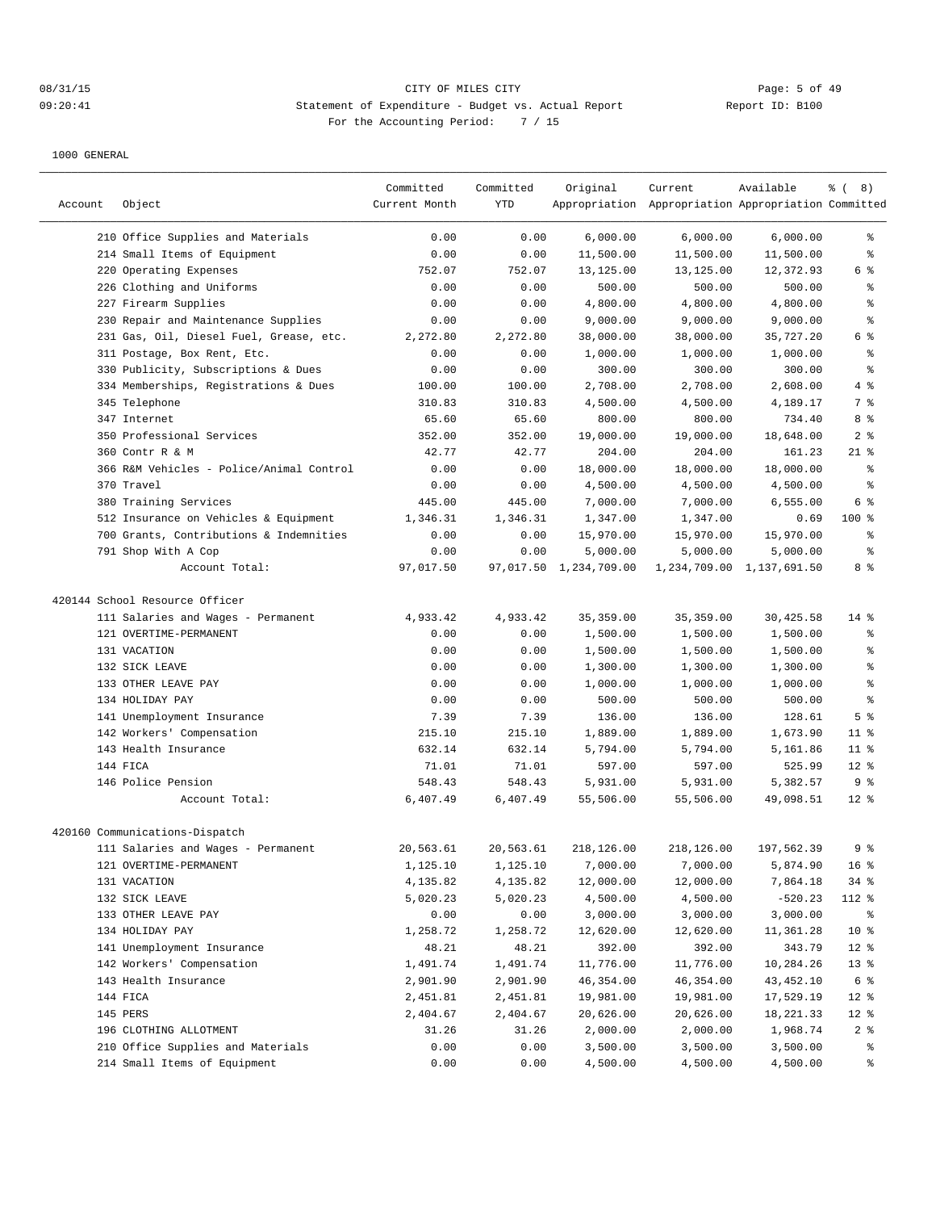08/31/15 CITY OF MILES CITY
09:20:41 Statement of Expenditure - Budget vs. Actual Report Report ID: B100
For the Accounting Period: 7 / 15

1000 GENERAL

| Account | Object | Committed Current Month | Committed YTD | Original Appropriation | Current Appropriation | Available Appropriation | % ( 8) Committed |
|---|---|---|---|---|---|---|---|
| | 210 Office Supplies and Materials | 0.00 | 0.00 | 6,000.00 | 6,000.00 | 6,000.00 | % |
| | 214 Small Items of Equipment | 0.00 | 0.00 | 11,500.00 | 11,500.00 | 11,500.00 | % |
| | 220 Operating Expenses | 752.07 | 752.07 | 13,125.00 | 13,125.00 | 12,372.93 | 6 % |
| | 226 Clothing and Uniforms | 0.00 | 0.00 | 500.00 | 500.00 | 500.00 | % |
| | 227 Firearm Supplies | 0.00 | 0.00 | 4,800.00 | 4,800.00 | 4,800.00 | % |
| | 230 Repair and Maintenance Supplies | 0.00 | 0.00 | 9,000.00 | 9,000.00 | 9,000.00 | % |
| | 231 Gas, Oil, Diesel Fuel, Grease, etc. | 2,272.80 | 2,272.80 | 38,000.00 | 38,000.00 | 35,727.20 | 6 % |
| | 311 Postage, Box Rent, Etc. | 0.00 | 0.00 | 1,000.00 | 1,000.00 | 1,000.00 | % |
| | 330 Publicity, Subscriptions & Dues | 0.00 | 0.00 | 300.00 | 300.00 | 300.00 | % |
| | 334 Memberships, Registrations & Dues | 100.00 | 100.00 | 2,708.00 | 2,708.00 | 2,608.00 | 4 % |
| | 345 Telephone | 310.83 | 310.83 | 4,500.00 | 4,500.00 | 4,189.17 | 7 % |
| | 347 Internet | 65.60 | 65.60 | 800.00 | 800.00 | 734.40 | 8 % |
| | 350 Professional Services | 352.00 | 352.00 | 19,000.00 | 19,000.00 | 18,648.00 | 2 % |
| | 360 Contr R & M | 42.77 | 42.77 | 204.00 | 204.00 | 161.23 | 21 % |
| | 366 R&M Vehicles - Police/Animal Control | 0.00 | 0.00 | 18,000.00 | 18,000.00 | 18,000.00 | % |
| | 370 Travel | 0.00 | 0.00 | 4,500.00 | 4,500.00 | 4,500.00 | % |
| | 380 Training Services | 445.00 | 445.00 | 7,000.00 | 7,000.00 | 6,555.00 | 6 % |
| | 512 Insurance on Vehicles & Equipment | 1,346.31 | 1,346.31 | 1,347.00 | 1,347.00 | 0.69 | 100 % |
| | 700 Grants, Contributions & Indemnities | 0.00 | 0.00 | 15,970.00 | 15,970.00 | 15,970.00 | % |
| | 791 Shop With A Cop | 0.00 | 0.00 | 5,000.00 | 5,000.00 | 5,000.00 | % |
| | Account Total: | 97,017.50 | 97,017.50 | 1,234,709.00 | 1,234,709.00 | 1,137,691.50 | 8 % |
| 420144 School Resource Officer | | | | | | | |
| | 111 Salaries and Wages - Permanent | 4,933.42 | 4,933.42 | 35,359.00 | 35,359.00 | 30,425.58 | 14 % |
| | 121 OVERTIME-PERMANENT | 0.00 | 0.00 | 1,500.00 | 1,500.00 | 1,500.00 | % |
| | 131 VACATION | 0.00 | 0.00 | 1,500.00 | 1,500.00 | 1,500.00 | % |
| | 132 SICK LEAVE | 0.00 | 0.00 | 1,300.00 | 1,300.00 | 1,300.00 | % |
| | 133 OTHER LEAVE PAY | 0.00 | 0.00 | 1,000.00 | 1,000.00 | 1,000.00 | % |
| | 134 HOLIDAY PAY | 0.00 | 0.00 | 500.00 | 500.00 | 500.00 | % |
| | 141 Unemployment Insurance | 7.39 | 7.39 | 136.00 | 136.00 | 128.61 | 5 % |
| | 142 Workers' Compensation | 215.10 | 215.10 | 1,889.00 | 1,889.00 | 1,673.90 | 11 % |
| | 143 Health Insurance | 632.14 | 632.14 | 5,794.00 | 5,794.00 | 5,161.86 | 11 % |
| | 144 FICA | 71.01 | 71.01 | 597.00 | 597.00 | 525.99 | 12 % |
| | 146 Police Pension | 548.43 | 548.43 | 5,931.00 | 5,931.00 | 5,382.57 | 9 % |
| | Account Total: | 6,407.49 | 6,407.49 | 55,506.00 | 55,506.00 | 49,098.51 | 12 % |
| 420160 Communications-Dispatch | | | | | | | |
| | 111 Salaries and Wages - Permanent | 20,563.61 | 20,563.61 | 218,126.00 | 218,126.00 | 197,562.39 | 9 % |
| | 121 OVERTIME-PERMANENT | 1,125.10 | 1,125.10 | 7,000.00 | 7,000.00 | 5,874.90 | 16 % |
| | 131 VACATION | 4,135.82 | 4,135.82 | 12,000.00 | 12,000.00 | 7,864.18 | 34 % |
| | 132 SICK LEAVE | 5,020.23 | 5,020.23 | 4,500.00 | 4,500.00 | -520.23 | 112 % |
| | 133 OTHER LEAVE PAY | 0.00 | 0.00 | 3,000.00 | 3,000.00 | 3,000.00 | % |
| | 134 HOLIDAY PAY | 1,258.72 | 1,258.72 | 12,620.00 | 12,620.00 | 11,361.28 | 10 % |
| | 141 Unemployment Insurance | 48.21 | 48.21 | 392.00 | 392.00 | 343.79 | 12 % |
| | 142 Workers' Compensation | 1,491.74 | 1,491.74 | 11,776.00 | 11,776.00 | 10,284.26 | 13 % |
| | 143 Health Insurance | 2,901.90 | 2,901.90 | 46,354.00 | 46,354.00 | 43,452.10 | 6 % |
| | 144 FICA | 2,451.81 | 2,451.81 | 19,981.00 | 19,981.00 | 17,529.19 | 12 % |
| | 145 PERS | 2,404.67 | 2,404.67 | 20,626.00 | 20,626.00 | 18,221.33 | 12 % |
| | 196 CLOTHING ALLOTMENT | 31.26 | 31.26 | 2,000.00 | 2,000.00 | 1,968.74 | 2 % |
| | 210 Office Supplies and Materials | 0.00 | 0.00 | 3,500.00 | 3,500.00 | 3,500.00 | % |
| | 214 Small Items of Equipment | 0.00 | 0.00 | 4,500.00 | 4,500.00 | 4,500.00 | % |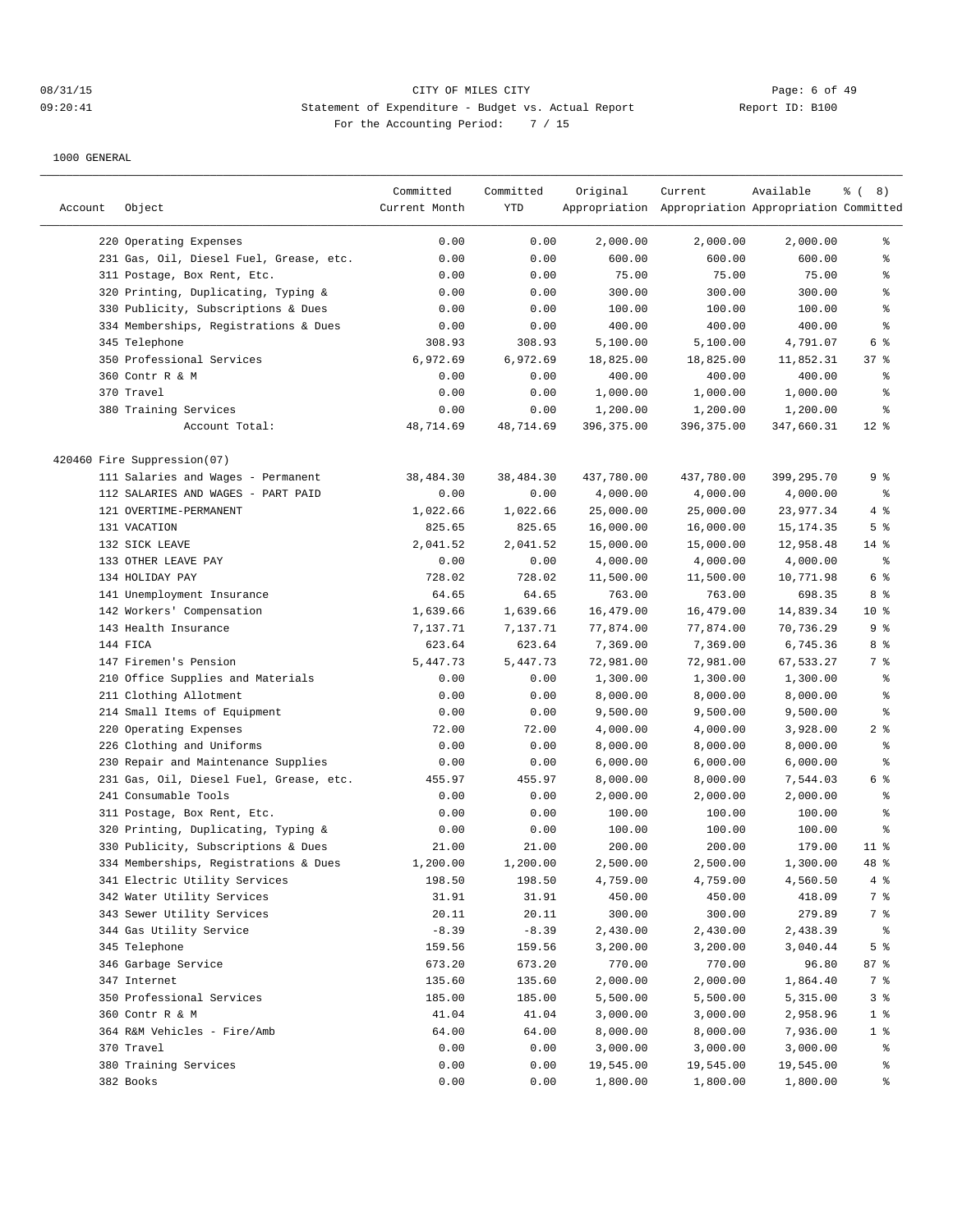CITY OF MILES CITY

Statement of Expenditure - Budget vs. Actual Report

For the Accounting Period: 7 / 15

1000 GENERAL

| Account | Object | Committed Current Month | Committed YTD | Original Appropriation | Current Appropriation | Available Appropriation | % ( 8) Committed |
|---|---|---|---|---|---|---|---|
| | 220 Operating Expenses | 0.00 | 0.00 | 2,000.00 | 2,000.00 | 2,000.00 | % |
| | 231 Gas, Oil, Diesel Fuel, Grease, etc. | 0.00 | 0.00 | 600.00 | 600.00 | 600.00 | % |
| | 311 Postage, Box Rent, Etc. | 0.00 | 0.00 | 75.00 | 75.00 | 75.00 | % |
| | 320 Printing, Duplicating, Typing & | 0.00 | 0.00 | 300.00 | 300.00 | 300.00 | % |
| | 330 Publicity, Subscriptions & Dues | 0.00 | 0.00 | 100.00 | 100.00 | 100.00 | % |
| | 334 Memberships, Registrations & Dues | 0.00 | 0.00 | 400.00 | 400.00 | 400.00 | % |
| | 345 Telephone | 308.93 | 308.93 | 5,100.00 | 5,100.00 | 4,791.07 | 6 % |
| | 350 Professional Services | 6,972.69 | 6,972.69 | 18,825.00 | 18,825.00 | 11,852.31 | 37 % |
| | 360 Contr R & M | 0.00 | 0.00 | 400.00 | 400.00 | 400.00 | % |
| | 370 Travel | 0.00 | 0.00 | 1,000.00 | 1,000.00 | 1,000.00 | % |
| | 380 Training Services | 0.00 | 0.00 | 1,200.00 | 1,200.00 | 1,200.00 | % |
| | Account Total: | 48,714.69 | 48,714.69 | 396,375.00 | 396,375.00 | 347,660.31 | 12 % |
| 420460 Fire Suppression(07) | | | | | | | |
| | 111 Salaries and Wages - Permanent | 38,484.30 | 38,484.30 | 437,780.00 | 437,780.00 | 399,295.70 | 9 % |
| | 112 SALARIES AND WAGES - PART PAID | 0.00 | 0.00 | 4,000.00 | 4,000.00 | 4,000.00 | % |
| | 121 OVERTIME-PERMANENT | 1,022.66 | 1,022.66 | 25,000.00 | 25,000.00 | 23,977.34 | 4 % |
| | 131 VACATION | 825.65 | 825.65 | 16,000.00 | 16,000.00 | 15,174.35 | 5 % |
| | 132 SICK LEAVE | 2,041.52 | 2,041.52 | 15,000.00 | 15,000.00 | 12,958.48 | 14 % |
| | 133 OTHER LEAVE PAY | 0.00 | 0.00 | 4,000.00 | 4,000.00 | 4,000.00 | % |
| | 134 HOLIDAY PAY | 728.02 | 728.02 | 11,500.00 | 11,500.00 | 10,771.98 | 6 % |
| | 141 Unemployment Insurance | 64.65 | 64.65 | 763.00 | 763.00 | 698.35 | 8 % |
| | 142 Workers' Compensation | 1,639.66 | 1,639.66 | 16,479.00 | 16,479.00 | 14,839.34 | 10 % |
| | 143 Health Insurance | 7,137.71 | 7,137.71 | 77,874.00 | 77,874.00 | 70,736.29 | 9 % |
| | 144 FICA | 623.64 | 623.64 | 7,369.00 | 7,369.00 | 6,745.36 | 8 % |
| | 147 Firemen's Pension | 5,447.73 | 5,447.73 | 72,981.00 | 72,981.00 | 67,533.27 | 7 % |
| | 210 Office Supplies and Materials | 0.00 | 0.00 | 1,300.00 | 1,300.00 | 1,300.00 | % |
| | 211 Clothing Allotment | 0.00 | 0.00 | 8,000.00 | 8,000.00 | 8,000.00 | % |
| | 214 Small Items of Equipment | 0.00 | 0.00 | 9,500.00 | 9,500.00 | 9,500.00 | % |
| | 220 Operating Expenses | 72.00 | 72.00 | 4,000.00 | 4,000.00 | 3,928.00 | 2 % |
| | 226 Clothing and Uniforms | 0.00 | 0.00 | 8,000.00 | 8,000.00 | 8,000.00 | % |
| | 230 Repair and Maintenance Supplies | 0.00 | 0.00 | 6,000.00 | 6,000.00 | 6,000.00 | % |
| | 231 Gas, Oil, Diesel Fuel, Grease, etc. | 455.97 | 455.97 | 8,000.00 | 8,000.00 | 7,544.03 | 6 % |
| | 241 Consumable Tools | 0.00 | 0.00 | 2,000.00 | 2,000.00 | 2,000.00 | % |
| | 311 Postage, Box Rent, Etc. | 0.00 | 0.00 | 100.00 | 100.00 | 100.00 | % |
| | 320 Printing, Duplicating, Typing & | 0.00 | 0.00 | 100.00 | 100.00 | 100.00 | % |
| | 330 Publicity, Subscriptions & Dues | 21.00 | 21.00 | 200.00 | 200.00 | 179.00 | 11 % |
| | 334 Memberships, Registrations & Dues | 1,200.00 | 1,200.00 | 2,500.00 | 2,500.00 | 1,300.00 | 48 % |
| | 341 Electric Utility Services | 198.50 | 198.50 | 4,759.00 | 4,759.00 | 4,560.50 | 4 % |
| | 342 Water Utility Services | 31.91 | 31.91 | 450.00 | 450.00 | 418.09 | 7 % |
| | 343 Sewer Utility Services | 20.11 | 20.11 | 300.00 | 300.00 | 279.89 | 7 % |
| | 344 Gas Utility Service | -8.39 | -8.39 | 2,430.00 | 2,430.00 | 2,438.39 | % |
| | 345 Telephone | 159.56 | 159.56 | 3,200.00 | 3,200.00 | 3,040.44 | 5 % |
| | 346 Garbage Service | 673.20 | 673.20 | 770.00 | 770.00 | 96.80 | 87 % |
| | 347 Internet | 135.60 | 135.60 | 2,000.00 | 2,000.00 | 1,864.40 | 7 % |
| | 350 Professional Services | 185.00 | 185.00 | 5,500.00 | 5,500.00 | 5,315.00 | 3 % |
| | 360 Contr R & M | 41.04 | 41.04 | 3,000.00 | 3,000.00 | 2,958.96 | 1 % |
| | 364 R&M Vehicles - Fire/Amb | 64.00 | 64.00 | 8,000.00 | 8,000.00 | 7,936.00 | 1 % |
| | 370 Travel | 0.00 | 0.00 | 3,000.00 | 3,000.00 | 3,000.00 | % |
| | 380 Training Services | 0.00 | 0.00 | 19,545.00 | 19,545.00 | 19,545.00 | % |
| | 382 Books | 0.00 | 0.00 | 1,800.00 | 1,800.00 | 1,800.00 | % |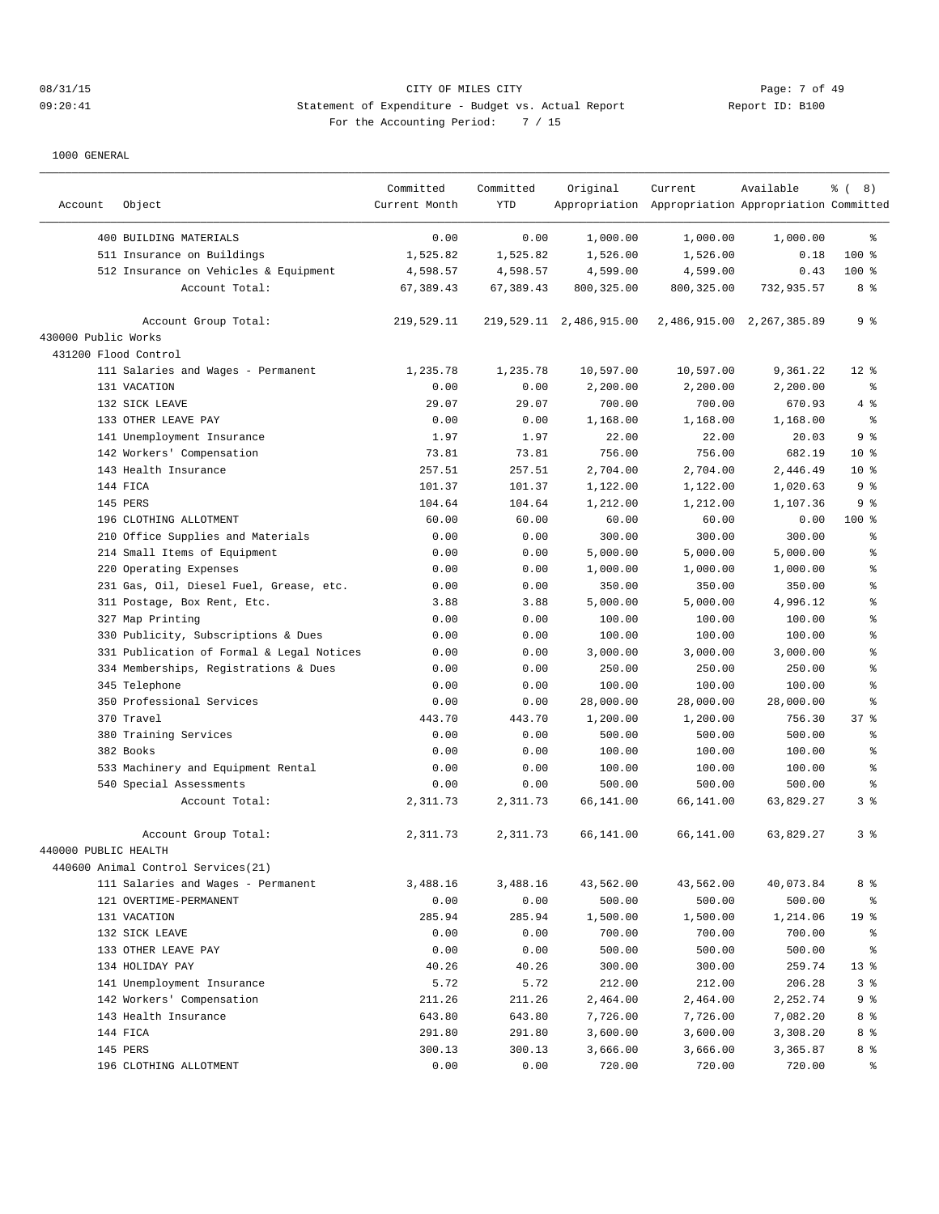CITY OF MILES CITY
Statement of Expenditure - Budget vs. Actual Report
For the Accounting Period: 7 / 15

1000 GENERAL

| Account | Object | Committed Current Month | Committed YTD | Original Appropriation | Current Appropriation | Available Appropriation | % ( 8) Committed |
|---|---|---|---|---|---|---|---|
| | 400 BUILDING MATERIALS | 0.00 | 0.00 | 1,000.00 | 1,000.00 | 1,000.00 | % |
| | 511 Insurance on Buildings | 1,525.82 | 1,525.82 | 1,526.00 | 1,526.00 | 0.18 | 100 % |
| | 512 Insurance on Vehicles & Equipment | 4,598.57 | 4,598.57 | 4,599.00 | 4,599.00 | 0.43 | 100 % |
| | Account Total: | 67,389.43 | 67,389.43 | 800,325.00 | 800,325.00 | 732,935.57 | 8 % |
| | Account Group Total: | 219,529.11 | 219,529.11 | 2,486,915.00 | 2,486,915.00 | 2,267,385.89 | 9 % |
| 430000 Public Works | | | | | | | |
| 431200 Flood Control | | | | | | | |
| | 111 Salaries and Wages - Permanent | 1,235.78 | 1,235.78 | 10,597.00 | 10,597.00 | 9,361.22 | 12 % |
| | 131 VACATION | 0.00 | 0.00 | 2,200.00 | 2,200.00 | 2,200.00 | % |
| | 132 SICK LEAVE | 29.07 | 29.07 | 700.00 | 700.00 | 670.93 | 4 % |
| | 133 OTHER LEAVE PAY | 0.00 | 0.00 | 1,168.00 | 1,168.00 | 1,168.00 | % |
| | 141 Unemployment Insurance | 1.97 | 1.97 | 22.00 | 22.00 | 20.03 | 9 % |
| | 142 Workers' Compensation | 73.81 | 73.81 | 756.00 | 756.00 | 682.19 | 10 % |
| | 143 Health Insurance | 257.51 | 257.51 | 2,704.00 | 2,704.00 | 2,446.49 | 10 % |
| | 144 FICA | 101.37 | 101.37 | 1,122.00 | 1,122.00 | 1,020.63 | 9 % |
| | 145 PERS | 104.64 | 104.64 | 1,212.00 | 1,212.00 | 1,107.36 | 9 % |
| | 196 CLOTHING ALLOTMENT | 60.00 | 60.00 | 60.00 | 60.00 | 0.00 | 100 % |
| | 210 Office Supplies and Materials | 0.00 | 0.00 | 300.00 | 300.00 | 300.00 | % |
| | 214 Small Items of Equipment | 0.00 | 0.00 | 5,000.00 | 5,000.00 | 5,000.00 | % |
| | 220 Operating Expenses | 0.00 | 0.00 | 1,000.00 | 1,000.00 | 1,000.00 | % |
| | 231 Gas, Oil, Diesel Fuel, Grease, etc. | 0.00 | 0.00 | 350.00 | 350.00 | 350.00 | % |
| | 311 Postage, Box Rent, Etc. | 3.88 | 3.88 | 5,000.00 | 5,000.00 | 4,996.12 | % |
| | 327 Map Printing | 0.00 | 0.00 | 100.00 | 100.00 | 100.00 | % |
| | 330 Publicity, Subscriptions & Dues | 0.00 | 0.00 | 100.00 | 100.00 | 100.00 | % |
| | 331 Publication of Formal & Legal Notices | 0.00 | 0.00 | 3,000.00 | 3,000.00 | 3,000.00 | % |
| | 334 Memberships, Registrations & Dues | 0.00 | 0.00 | 250.00 | 250.00 | 250.00 | % |
| | 345 Telephone | 0.00 | 0.00 | 100.00 | 100.00 | 100.00 | % |
| | 350 Professional Services | 0.00 | 0.00 | 28,000.00 | 28,000.00 | 28,000.00 | % |
| | 370 Travel | 443.70 | 443.70 | 1,200.00 | 1,200.00 | 756.30 | 37 % |
| | 380 Training Services | 0.00 | 0.00 | 500.00 | 500.00 | 500.00 | % |
| | 382 Books | 0.00 | 0.00 | 100.00 | 100.00 | 100.00 | % |
| | 533 Machinery and Equipment Rental | 0.00 | 0.00 | 100.00 | 100.00 | 100.00 | % |
| | 540 Special Assessments | 0.00 | 0.00 | 500.00 | 500.00 | 500.00 | % |
| | Account Total: | 2,311.73 | 2,311.73 | 66,141.00 | 66,141.00 | 63,829.27 | 3 % |
| | Account Group Total: | 2,311.73 | 2,311.73 | 66,141.00 | 66,141.00 | 63,829.27 | 3 % |
| 440000 PUBLIC HEALTH | | | | | | | |
| 440600 Animal Control Services(21) | | | | | | | |
| | 111 Salaries and Wages - Permanent | 3,488.16 | 3,488.16 | 43,562.00 | 43,562.00 | 40,073.84 | 8 % |
| | 121 OVERTIME-PERMANENT | 0.00 | 0.00 | 500.00 | 500.00 | 500.00 | % |
| | 131 VACATION | 285.94 | 285.94 | 1,500.00 | 1,500.00 | 1,214.06 | 19 % |
| | 132 SICK LEAVE | 0.00 | 0.00 | 700.00 | 700.00 | 700.00 | % |
| | 133 OTHER LEAVE PAY | 0.00 | 0.00 | 500.00 | 500.00 | 500.00 | % |
| | 134 HOLIDAY PAY | 40.26 | 40.26 | 300.00 | 300.00 | 259.74 | 13 % |
| | 141 Unemployment Insurance | 5.72 | 5.72 | 212.00 | 212.00 | 206.28 | 3 % |
| | 142 Workers' Compensation | 211.26 | 211.26 | 2,464.00 | 2,464.00 | 2,252.74 | 9 % |
| | 143 Health Insurance | 643.80 | 643.80 | 7,726.00 | 7,726.00 | 7,082.20 | 8 % |
| | 144 FICA | 291.80 | 291.80 | 3,600.00 | 3,600.00 | 3,308.20 | 8 % |
| | 145 PERS | 300.13 | 300.13 | 3,666.00 | 3,666.00 | 3,365.87 | 8 % |
| | 196 CLOTHING ALLOTMENT | 0.00 | 0.00 | 720.00 | 720.00 | 720.00 | % |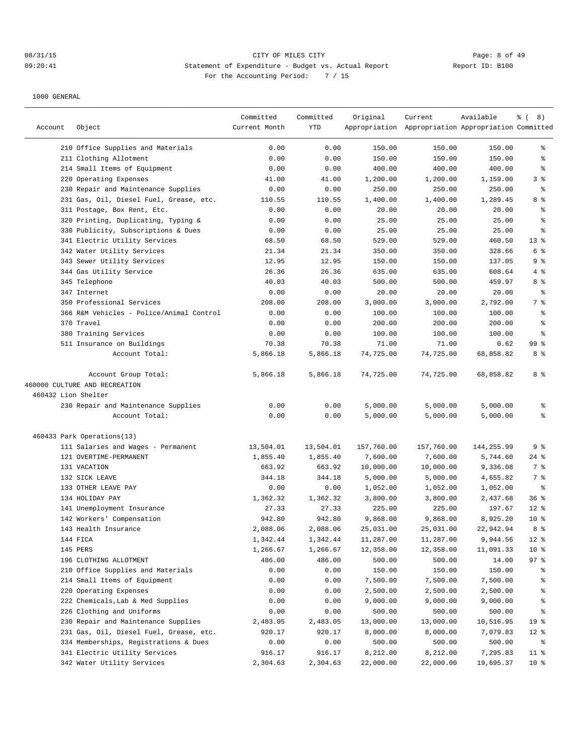08/31/15 CITY OF MILES CITY
09:20:41 Statement of Expenditure - Budget vs. Actual Report Report ID: B100
For the Accounting Period: 7 / 15

1000 GENERAL

| Account | Object | Committed Current Month | Committed YTD | Original Appropriation | Current Appropriation | Available Appropriation | % ( 8) Committed |
|---|---|---|---|---|---|---|---|
| | 210 Office Supplies and Materials | 0.00 | 0.00 | 150.00 | 150.00 | 150.00 | % |
| | 211 Clothing Allotment | 0.00 | 0.00 | 150.00 | 150.00 | 150.00 | % |
| | 214 Small Items of Equipment | 0.00 | 0.00 | 400.00 | 400.00 | 400.00 | % |
| | 220 Operating Expenses | 41.00 | 41.00 | 1,200.00 | 1,200.00 | 1,159.00 | 3 % |
| | 230 Repair and Maintenance Supplies | 0.00 | 0.00 | 250.00 | 250.00 | 250.00 | % |
| | 231 Gas, Oil, Diesel Fuel, Grease, etc. | 110.55 | 110.55 | 1,400.00 | 1,400.00 | 1,289.45 | 8 % |
| | 311 Postage, Box Rent, Etc. | 0.00 | 0.00 | 20.00 | 20.00 | 20.00 | % |
| | 320 Printing, Duplicating, Typing & | 0.00 | 0.00 | 25.00 | 25.00 | 25.00 | % |
| | 330 Publicity, Subscriptions & Dues | 0.00 | 0.00 | 25.00 | 25.00 | 25.00 | % |
| | 341 Electric Utility Services | 68.50 | 68.50 | 529.00 | 529.00 | 460.50 | 13 % |
| | 342 Water Utility Services | 21.34 | 21.34 | 350.00 | 350.00 | 328.66 | 6 % |
| | 343 Sewer Utility Services | 12.95 | 12.95 | 150.00 | 150.00 | 137.05 | 9 % |
| | 344 Gas Utility Service | 26.36 | 26.36 | 635.00 | 635.00 | 608.64 | 4 % |
| | 345 Telephone | 40.03 | 40.03 | 500.00 | 500.00 | 459.97 | 8 % |
| | 347 Internet | 0.00 | 0.00 | 20.00 | 20.00 | 20.00 | % |
| | 350 Professional Services | 208.00 | 208.00 | 3,000.00 | 3,000.00 | 2,792.00 | 7 % |
| | 366 R&M Vehicles - Police/Animal Control | 0.00 | 0.00 | 100.00 | 100.00 | 100.00 | % |
| | 370 Travel | 0.00 | 0.00 | 200.00 | 200.00 | 200.00 | % |
| | 380 Training Services | 0.00 | 0.00 | 100.00 | 100.00 | 100.00 | % |
| | 511 Insurance on Buildings | 70.38 | 70.38 | 71.00 | 71.00 | 0.62 | 99 % |
| | Account Total: | 5,866.18 | 5,866.18 | 74,725.00 | 74,725.00 | 68,858.82 | 8 % |
| | Account Group Total: | 5,866.18 | 5,866.18 | 74,725.00 | 74,725.00 | 68,858.82 | 8 % |
| 460000 CULTURE AND RECREATION | | | | | | | |
| 460432 Lion Shelter | | | | | | | |
| | 230 Repair and Maintenance Supplies | 0.00 | 0.00 | 5,000.00 | 5,000.00 | 5,000.00 | % |
| | Account Total: | 0.00 | 0.00 | 5,000.00 | 5,000.00 | 5,000.00 | % |
| 460433 Park Operations(13) | | | | | | | |
| | 111 Salaries and Wages - Permanent | 13,504.01 | 13,504.01 | 157,760.00 | 157,760.00 | 144,255.99 | 9 % |
| | 121 OVERTIME-PERMANENT | 1,855.40 | 1,855.40 | 7,600.00 | 7,600.00 | 5,744.60 | 24 % |
| | 131 VACATION | 663.92 | 663.92 | 10,000.00 | 10,000.00 | 9,336.08 | 7 % |
| | 132 SICK LEAVE | 344.18 | 344.18 | 5,000.00 | 5,000.00 | 4,655.82 | 7 % |
| | 133 OTHER LEAVE PAY | 0.00 | 0.00 | 1,052.00 | 1,052.00 | 1,052.00 | % |
| | 134 HOLIDAY PAY | 1,362.32 | 1,362.32 | 3,800.00 | 3,800.00 | 2,437.68 | 36 % |
| | 141 Unemployment Insurance | 27.33 | 27.33 | 225.00 | 225.00 | 197.67 | 12 % |
| | 142 Workers' Compensation | 942.80 | 942.80 | 9,868.00 | 9,868.00 | 8,925.20 | 10 % |
| | 143 Health Insurance | 2,088.06 | 2,088.06 | 25,031.00 | 25,031.00 | 22,942.94 | 8 % |
| | 144 FICA | 1,342.44 | 1,342.44 | 11,287.00 | 11,287.00 | 9,944.56 | 12 % |
| | 145 PERS | 1,266.67 | 1,266.67 | 12,358.00 | 12,358.00 | 11,091.33 | 10 % |
| | 196 CLOTHING ALLOTMENT | 486.00 | 486.00 | 500.00 | 500.00 | 14.00 | 97 % |
| | 210 Office Supplies and Materials | 0.00 | 0.00 | 150.00 | 150.00 | 150.00 | % |
| | 214 Small Items of Equipment | 0.00 | 0.00 | 7,500.00 | 7,500.00 | 7,500.00 | % |
| | 220 Operating Expenses | 0.00 | 0.00 | 2,500.00 | 2,500.00 | 2,500.00 | % |
| | 222 Chemicals,Lab & Med Supplies | 0.00 | 0.00 | 9,000.00 | 9,000.00 | 9,000.00 | % |
| | 226 Clothing and Uniforms | 0.00 | 0.00 | 500.00 | 500.00 | 500.00 | % |
| | 230 Repair and Maintenance Supplies | 2,483.05 | 2,483.05 | 13,000.00 | 13,000.00 | 10,516.95 | 19 % |
| | 231 Gas, Oil, Diesel Fuel, Grease, etc. | 920.17 | 920.17 | 8,000.00 | 8,000.00 | 7,079.83 | 12 % |
| | 334 Memberships, Registrations & Dues | 0.00 | 0.00 | 500.00 | 500.00 | 500.00 | % |
| | 341 Electric Utility Services | 916.17 | 916.17 | 8,212.00 | 8,212.00 | 7,295.83 | 11 % |
| | 342 Water Utility Services | 2,304.63 | 2,304.63 | 22,000.00 | 22,000.00 | 19,695.37 | 10 % |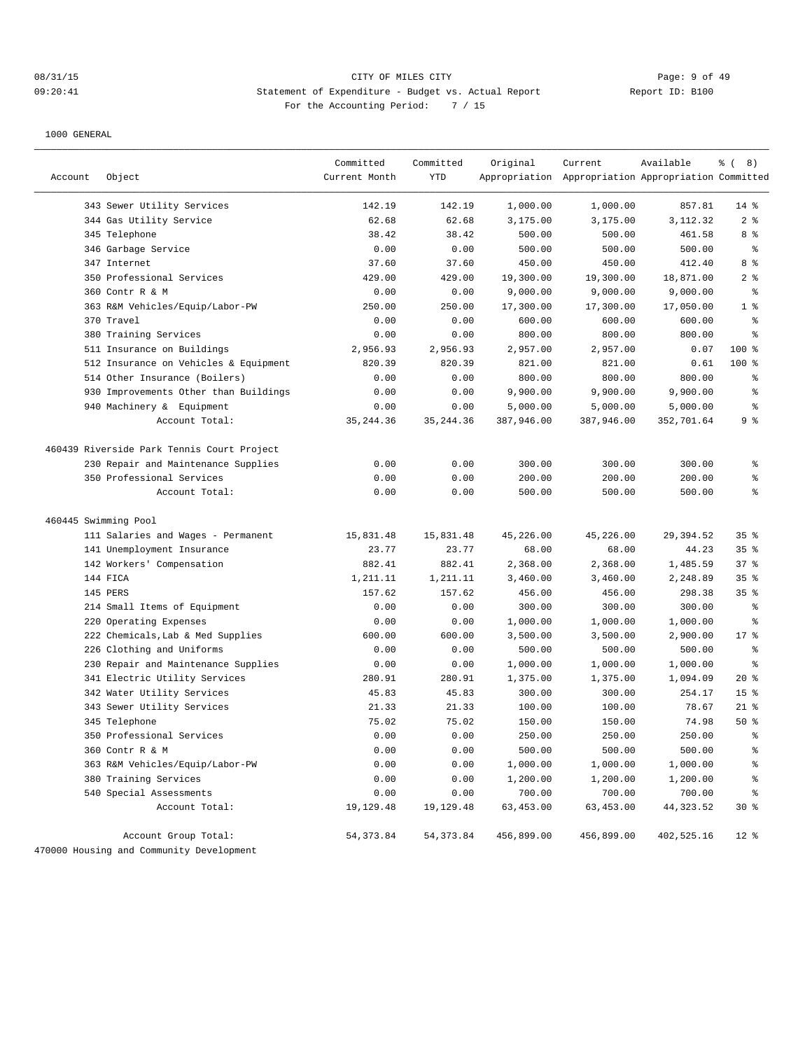CITY OF MILES CITY

Statement of Expenditure - Budget vs. Actual Report

Report ID: B100

For the Accounting Period: 7 / 15

08/31/15 09:20:41

1000 GENERAL

| Account | Object | Committed Current Month | Committed YTD | Original Appropriation | Current Appropriation | Available Appropriation | % ( 8) Committed |
|---|---|---|---|---|---|---|---|
| | 343 Sewer Utility Services | 142.19 | 142.19 | 1,000.00 | 1,000.00 | 857.81 | 14 % |
| | 344 Gas Utility Service | 62.68 | 62.68 | 3,175.00 | 3,175.00 | 3,112.32 | 2 % |
| | 345 Telephone | 38.42 | 38.42 | 500.00 | 500.00 | 461.58 | 8 % |
| | 346 Garbage Service | 0.00 | 0.00 | 500.00 | 500.00 | 500.00 | % |
| | 347 Internet | 37.60 | 37.60 | 450.00 | 450.00 | 412.40 | 8 % |
| | 350 Professional Services | 429.00 | 429.00 | 19,300.00 | 19,300.00 | 18,871.00 | 2 % |
| | 360 Contr R & M | 0.00 | 0.00 | 9,000.00 | 9,000.00 | 9,000.00 | % |
| | 363 R&M Vehicles/Equip/Labor-PW | 250.00 | 250.00 | 17,300.00 | 17,300.00 | 17,050.00 | 1 % |
| | 370 Travel | 0.00 | 0.00 | 600.00 | 600.00 | 600.00 | % |
| | 380 Training Services | 0.00 | 0.00 | 800.00 | 800.00 | 800.00 | % |
| | 511 Insurance on Buildings | 2,956.93 | 2,956.93 | 2,957.00 | 2,957.00 | 0.07 | 100 % |
| | 512 Insurance on Vehicles & Equipment | 820.39 | 820.39 | 821.00 | 821.00 | 0.61 | 100 % |
| | 514 Other Insurance (Boilers) | 0.00 | 0.00 | 800.00 | 800.00 | 800.00 | % |
| | 930 Improvements Other than Buildings | 0.00 | 0.00 | 9,900.00 | 9,900.00 | 9,900.00 | % |
| | 940 Machinery & Equipment | 0.00 | 0.00 | 5,000.00 | 5,000.00 | 5,000.00 | % |
| | Account Total: | 35,244.36 | 35,244.36 | 387,946.00 | 387,946.00 | 352,701.64 | 9 % |
| 460439 Riverside Park Tennis Court Project | | | | | | | |
| | 230 Repair and Maintenance Supplies | 0.00 | 0.00 | 300.00 | 300.00 | 300.00 | % |
| | 350 Professional Services | 0.00 | 0.00 | 200.00 | 200.00 | 200.00 | % |
| | Account Total: | 0.00 | 0.00 | 500.00 | 500.00 | 500.00 | % |
| 460445 Swimming Pool | | | | | | | |
| | 111 Salaries and Wages - Permanent | 15,831.48 | 15,831.48 | 45,226.00 | 45,226.00 | 29,394.52 | 35 % |
| | 141 Unemployment Insurance | 23.77 | 23.77 | 68.00 | 68.00 | 44.23 | 35 % |
| | 142 Workers' Compensation | 882.41 | 882.41 | 2,368.00 | 2,368.00 | 1,485.59 | 37 % |
| | 144 FICA | 1,211.11 | 1,211.11 | 3,460.00 | 3,460.00 | 2,248.89 | 35 % |
| | 145 PERS | 157.62 | 157.62 | 456.00 | 456.00 | 298.38 | 35 % |
| | 214 Small Items of Equipment | 0.00 | 0.00 | 300.00 | 300.00 | 300.00 | % |
| | 220 Operating Expenses | 0.00 | 0.00 | 1,000.00 | 1,000.00 | 1,000.00 | % |
| | 222 Chemicals,Lab & Med Supplies | 600.00 | 600.00 | 3,500.00 | 3,500.00 | 2,900.00 | 17 % |
| | 226 Clothing and Uniforms | 0.00 | 0.00 | 500.00 | 500.00 | 500.00 | % |
| | 230 Repair and Maintenance Supplies | 0.00 | 0.00 | 1,000.00 | 1,000.00 | 1,000.00 | % |
| | 341 Electric Utility Services | 280.91 | 280.91 | 1,375.00 | 1,375.00 | 1,094.09 | 20 % |
| | 342 Water Utility Services | 45.83 | 45.83 | 300.00 | 300.00 | 254.17 | 15 % |
| | 343 Sewer Utility Services | 21.33 | 21.33 | 100.00 | 100.00 | 78.67 | 21 % |
| | 345 Telephone | 75.02 | 75.02 | 150.00 | 150.00 | 74.98 | 50 % |
| | 350 Professional Services | 0.00 | 0.00 | 250.00 | 250.00 | 250.00 | % |
| | 360 Contr R & M | 0.00 | 0.00 | 500.00 | 500.00 | 500.00 | % |
| | 363 R&M Vehicles/Equip/Labor-PW | 0.00 | 0.00 | 1,000.00 | 1,000.00 | 1,000.00 | % |
| | 380 Training Services | 0.00 | 0.00 | 1,200.00 | 1,200.00 | 1,200.00 | % |
| | 540 Special Assessments | 0.00 | 0.00 | 700.00 | 700.00 | 700.00 | % |
| | Account Total: | 19,129.48 | 19,129.48 | 63,453.00 | 63,453.00 | 44,323.52 | 30 % |
| | Account Group Total: | 54,373.84 | 54,373.84 | 456,899.00 | 456,899.00 | 402,525.16 | 12 % |

470000 Housing and Community Development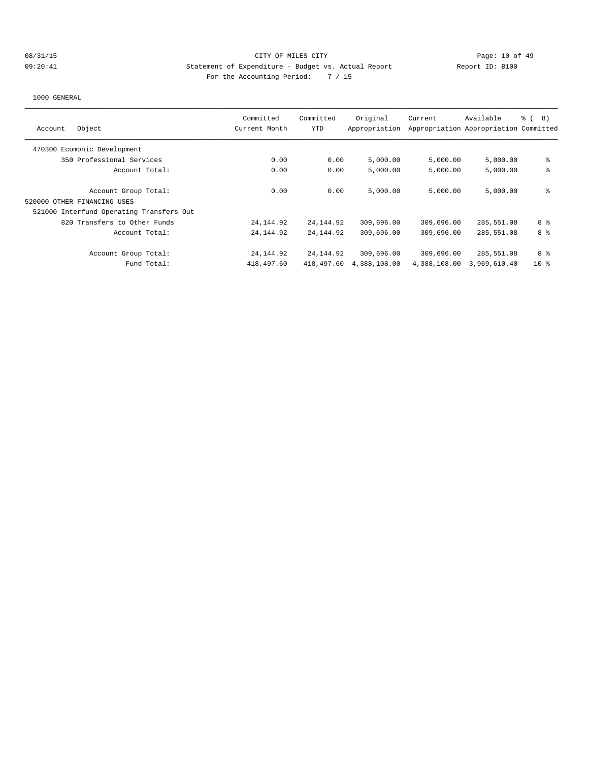CITY OF MILES CITY

Statement of Expenditure - Budget vs. Actual Report

Report ID: B100

For the Accounting Period: 7 / 15

08/31/15
09:20:41

1000 GENERAL

| Account Object | Committed Current Month | Committed YTD | Original Appropriation | Current Appropriation | Available Appropriation | % ( 8) Committed |
|---|---|---|---|---|---|---|
| 470300 Ecomonic Development | | | | | | |
| 350 Professional Services | 0.00 | 0.00 | 5,000.00 | 5,000.00 | 5,000.00 | % |
| Account Total: | 0.00 | 0.00 | 5,000.00 | 5,000.00 | 5,000.00 | % |
| Account Group Total: | 0.00 | 0.00 | 5,000.00 | 5,000.00 | 5,000.00 | % |
| 520000 OTHER FINANCING USES | | | | | | |
| 521000 Interfund Operating Transfers Out | | | | | | |
| 820 Transfers to Other Funds | 24,144.92 | 24,144.92 | 309,696.00 | 309,696.00 | 285,551.08 | 8 % |
| Account Total: | 24,144.92 | 24,144.92 | 309,696.00 | 309,696.00 | 285,551.08 | 8 % |
| Account Group Total: | 24,144.92 | 24,144.92 | 309,696.00 | 309,696.00 | 285,551.08 | 8 % |
| Fund Total: | 418,497.60 | 418,497.60 | 4,388,108.00 | 4,388,108.00 | 3,969,610.40 | 10 % |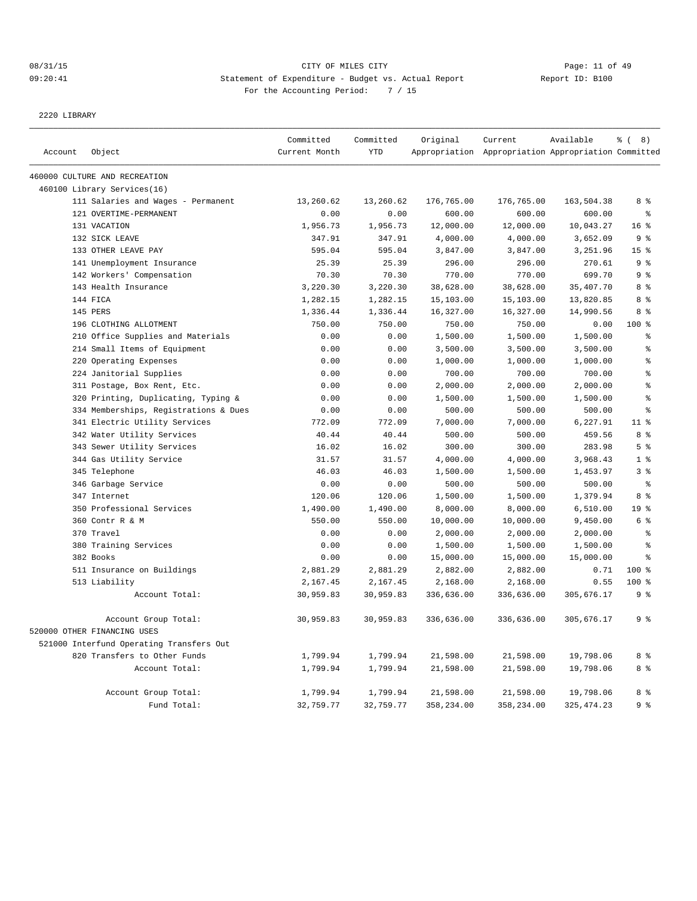CITY OF MILES CITY
Statement of Expenditure - Budget vs. Actual Report
Report ID: B100
For the Accounting Period: 7 / 15

08/31/15
09:20:41

2220 LIBRARY

| Account | Object | Committed Current Month | Committed YTD | Original Appropriation | Current Appropriation | Available Appropriation | % ( 8) Committed |
|---|---|---|---|---|---|---|---|
| 460000 CULTURE AND RECREATION | | | | | | | |
| 460100 Library Services(16) | | | | | | | |
| | 111 Salaries and Wages - Permanent | 13,260.62 | 13,260.62 | 176,765.00 | 176,765.00 | 163,504.38 | 8 % |
| | 121 OVERTIME-PERMANENT | 0.00 | 0.00 | 600.00 | 600.00 | 600.00 | % |
| | 131 VACATION | 1,956.73 | 1,956.73 | 12,000.00 | 12,000.00 | 10,043.27 | 16 % |
| | 132 SICK LEAVE | 347.91 | 347.91 | 4,000.00 | 4,000.00 | 3,652.09 | 9 % |
| | 133 OTHER LEAVE PAY | 595.04 | 595.04 | 3,847.00 | 3,847.00 | 3,251.96 | 15 % |
| | 141 Unemployment Insurance | 25.39 | 25.39 | 296.00 | 296.00 | 270.61 | 9 % |
| | 142 Workers' Compensation | 70.30 | 70.30 | 770.00 | 770.00 | 699.70 | 9 % |
| | 143 Health Insurance | 3,220.30 | 3,220.30 | 38,628.00 | 38,628.00 | 35,407.70 | 8 % |
| | 144 FICA | 1,282.15 | 1,282.15 | 15,103.00 | 15,103.00 | 13,820.85 | 8 % |
| | 145 PERS | 1,336.44 | 1,336.44 | 16,327.00 | 16,327.00 | 14,990.56 | 8 % |
| | 196 CLOTHING ALLOTMENT | 750.00 | 750.00 | 750.00 | 750.00 | 0.00 | 100 % |
| | 210 Office Supplies and Materials | 0.00 | 0.00 | 1,500.00 | 1,500.00 | 1,500.00 | % |
| | 214 Small Items of Equipment | 0.00 | 0.00 | 3,500.00 | 3,500.00 | 3,500.00 | % |
| | 220 Operating Expenses | 0.00 | 0.00 | 1,000.00 | 1,000.00 | 1,000.00 | % |
| | 224 Janitorial Supplies | 0.00 | 0.00 | 700.00 | 700.00 | 700.00 | % |
| | 311 Postage, Box Rent, Etc. | 0.00 | 0.00 | 2,000.00 | 2,000.00 | 2,000.00 | % |
| | 320 Printing, Duplicating, Typing & | 0.00 | 0.00 | 1,500.00 | 1,500.00 | 1,500.00 | % |
| | 334 Memberships, Registrations & Dues | 0.00 | 0.00 | 500.00 | 500.00 | 500.00 | % |
| | 341 Electric Utility Services | 772.09 | 772.09 | 7,000.00 | 7,000.00 | 6,227.91 | 11 % |
| | 342 Water Utility Services | 40.44 | 40.44 | 500.00 | 500.00 | 459.56 | 8 % |
| | 343 Sewer Utility Services | 16.02 | 16.02 | 300.00 | 300.00 | 283.98 | 5 % |
| | 344 Gas Utility Service | 31.57 | 31.57 | 4,000.00 | 4,000.00 | 3,968.43 | 1 % |
| | 345 Telephone | 46.03 | 46.03 | 1,500.00 | 1,500.00 | 1,453.97 | 3 % |
| | 346 Garbage Service | 0.00 | 0.00 | 500.00 | 500.00 | 500.00 | % |
| | 347 Internet | 120.06 | 120.06 | 1,500.00 | 1,500.00 | 1,379.94 | 8 % |
| | 350 Professional Services | 1,490.00 | 1,490.00 | 8,000.00 | 8,000.00 | 6,510.00 | 19 % |
| | 360 Contr R & M | 550.00 | 550.00 | 10,000.00 | 10,000.00 | 9,450.00 | 6 % |
| | 370 Travel | 0.00 | 0.00 | 2,000.00 | 2,000.00 | 2,000.00 | % |
| | 380 Training Services | 0.00 | 0.00 | 1,500.00 | 1,500.00 | 1,500.00 | % |
| | 382 Books | 0.00 | 0.00 | 15,000.00 | 15,000.00 | 15,000.00 | % |
| | 511 Insurance on Buildings | 2,881.29 | 2,881.29 | 2,882.00 | 2,882.00 | 0.71 | 100 % |
| | 513 Liability | 2,167.45 | 2,167.45 | 2,168.00 | 2,168.00 | 0.55 | 100 % |
| | Account Total: | 30,959.83 | 30,959.83 | 336,636.00 | 336,636.00 | 305,676.17 | 9 % |
| | Account Group Total: | 30,959.83 | 30,959.83 | 336,636.00 | 336,636.00 | 305,676.17 | 9 % |
| 520000 OTHER FINANCING USES | | | | | | | |
| 521000 Interfund Operating Transfers Out | | | | | | | |
| | 820 Transfers to Other Funds | 1,799.94 | 1,799.94 | 21,598.00 | 21,598.00 | 19,798.06 | 8 % |
| | Account Total: | 1,799.94 | 1,799.94 | 21,598.00 | 21,598.00 | 19,798.06 | 8 % |
| | Account Group Total: | 1,799.94 | 1,799.94 | 21,598.00 | 21,598.00 | 19,798.06 | 8 % |
| | Fund Total: | 32,759.77 | 32,759.77 | 358,234.00 | 358,234.00 | 325,474.23 | 9 % |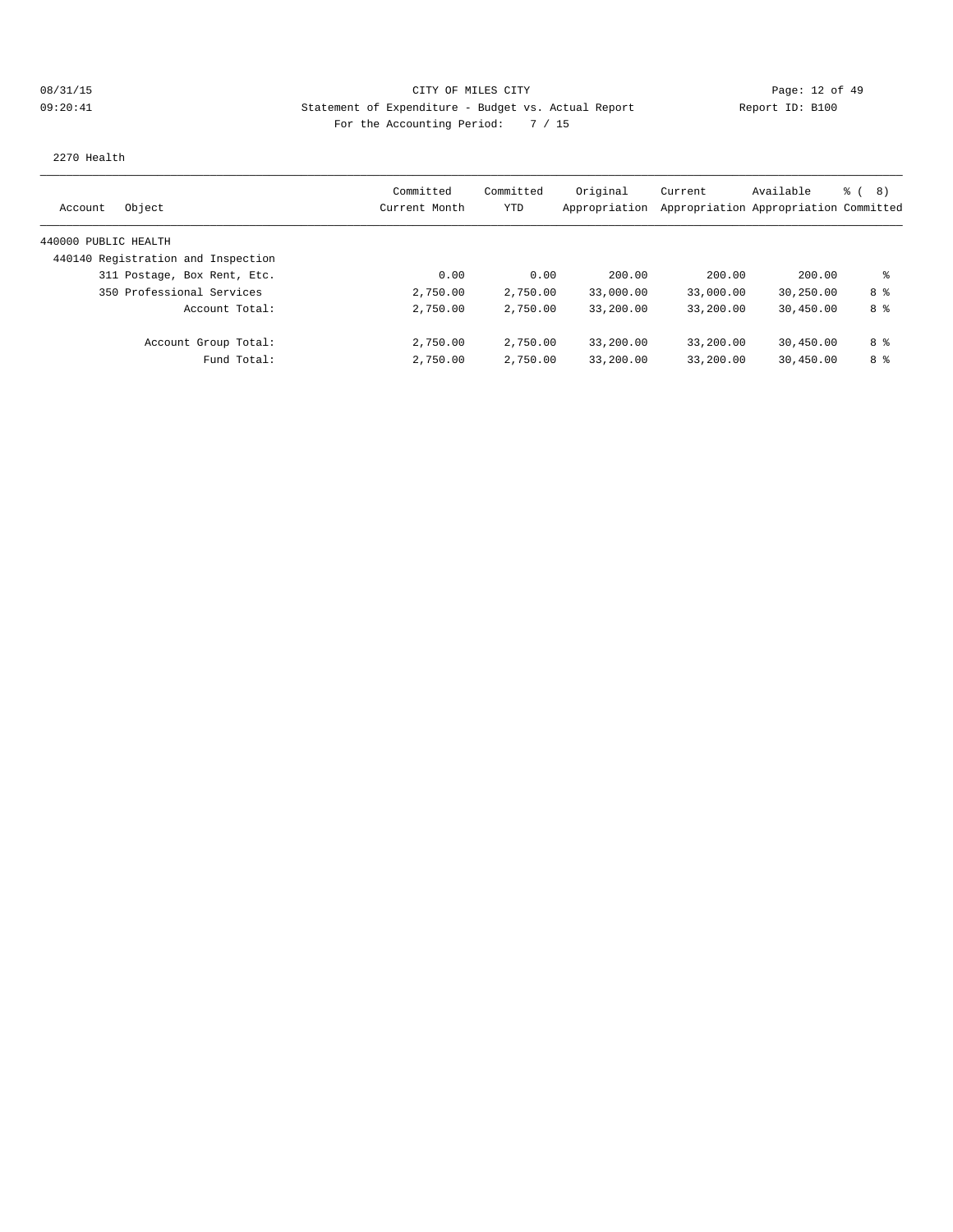CITY OF MILES CITY
Statement of Expenditure - Budget vs. Actual Report
Report ID: B100
For the Accounting Period: 7 / 15

08/31/15
09:20:41

2270 Health

| Account | Object | Committed Current Month | Committed YTD | Original Appropriation | Current Appropriation | Available Appropriation | % ( 8) Committed |
|---|---|---|---|---|---|---|---|
| 440000 PUBLIC HEALTH | | | | | | | |
| 440140 Registration and Inspection | | | | | | | |
| | 311 Postage, Box Rent, Etc. | 0.00 | 0.00 | 200.00 | 200.00 | 200.00 | % |
| | 350 Professional Services | 2,750.00 | 2,750.00 | 33,000.00 | 33,000.00 | 30,250.00 | 8 % |
| | Account Total: | 2,750.00 | 2,750.00 | 33,200.00 | 33,200.00 | 30,450.00 | 8 % |
| | Account Group Total: | 2,750.00 | 2,750.00 | 33,200.00 | 33,200.00 | 30,450.00 | 8 % |
| | Fund Total: | 2,750.00 | 2,750.00 | 33,200.00 | 33,200.00 | 30,450.00 | 8 % |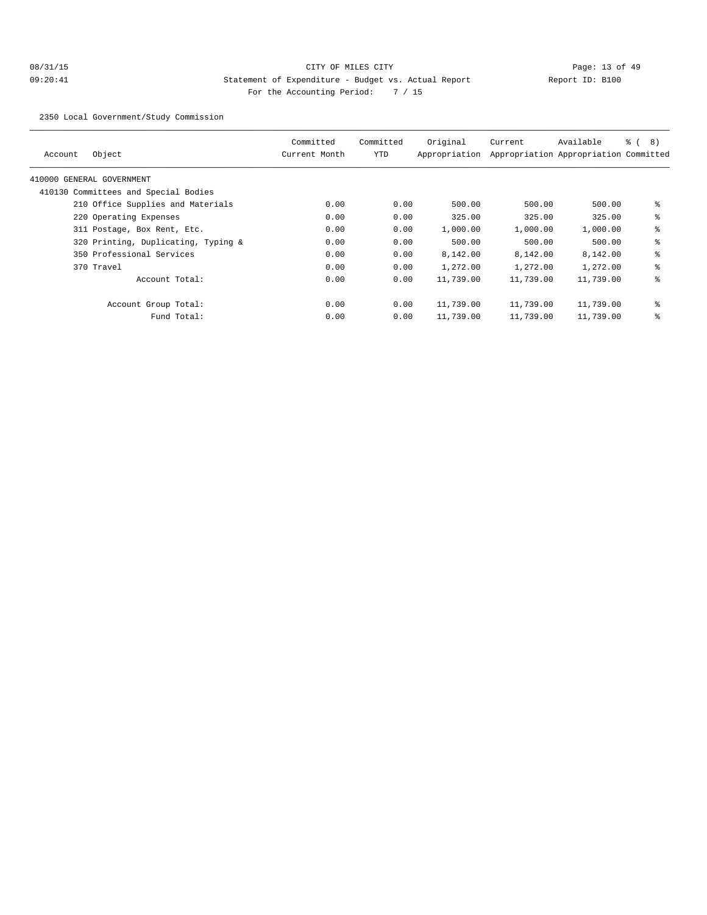CITY OF MILES CITY

Statement of Expenditure - Budget vs. Actual Report

Report ID: B100

08/31/15 09:20:41

For the Accounting Period: 7 / 15

2350 Local Government/Study Commission

| Account | Object | Committed Current Month | Committed YTD | Original Appropriation | Current Appropriation | Available Appropriation | % ( 8) Committed |
|---|---|---|---|---|---|---|---|
| 410000 GENERAL GOVERNMENT | | | | | | | |
| 410130 Committees and Special Bodies | | | | | | | |
| | 210 Office Supplies and Materials | 0.00 | 0.00 | 500.00 | 500.00 | 500.00 | % |
| | 220 Operating Expenses | 0.00 | 0.00 | 325.00 | 325.00 | 325.00 | % |
| | 311 Postage, Box Rent, Etc. | 0.00 | 0.00 | 1,000.00 | 1,000.00 | 1,000.00 | % |
| | 320 Printing, Duplicating, Typing & | 0.00 | 0.00 | 500.00 | 500.00 | 500.00 | % |
| | 350 Professional Services | 0.00 | 0.00 | 8,142.00 | 8,142.00 | 8,142.00 | % |
| | 370 Travel | 0.00 | 0.00 | 1,272.00 | 1,272.00 | 1,272.00 | % |
| | Account Total: | 0.00 | 0.00 | 11,739.00 | 11,739.00 | 11,739.00 | % |
| | Account Group Total: | 0.00 | 0.00 | 11,739.00 | 11,739.00 | 11,739.00 | % |
| | Fund Total: | 0.00 | 0.00 | 11,739.00 | 11,739.00 | 11,739.00 | % |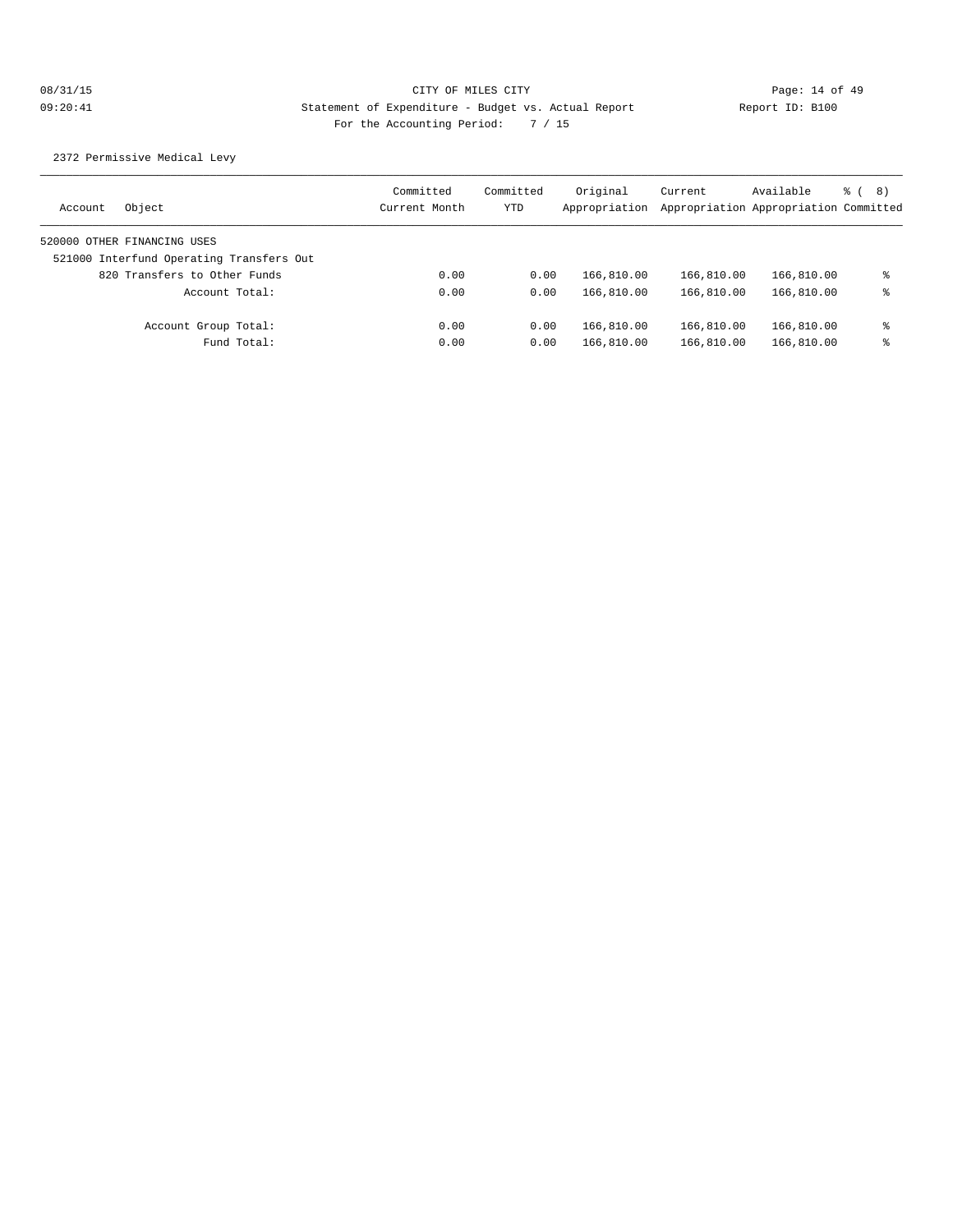CITY OF MILES CITY

Statement of Expenditure - Budget vs. Actual Report

Report ID: B100

For the Accounting Period: 7 / 15

08/31/15
09:20:41

2372 Permissive Medical Levy

| Account | Object | Committed Current Month | Committed YTD | Original Appropriation | Current Appropriation | Available Appropriation | % ( 8) Committed |
|---|---|---|---|---|---|---|---|
| 520000 OTHER FINANCING USES | | | | | | | |
| 521000 Interfund Operating Transfers Out | | | | | | | |
| | 820 Transfers to Other Funds | 0.00 | 0.00 | 166,810.00 | 166,810.00 | 166,810.00 | % |
| | Account Total: | 0.00 | 0.00 | 166,810.00 | 166,810.00 | 166,810.00 | % |
| | Account Group Total: | 0.00 | 0.00 | 166,810.00 | 166,810.00 | 166,810.00 | % |
| | Fund Total: | 0.00 | 0.00 | 166,810.00 | 166,810.00 | 166,810.00 | % |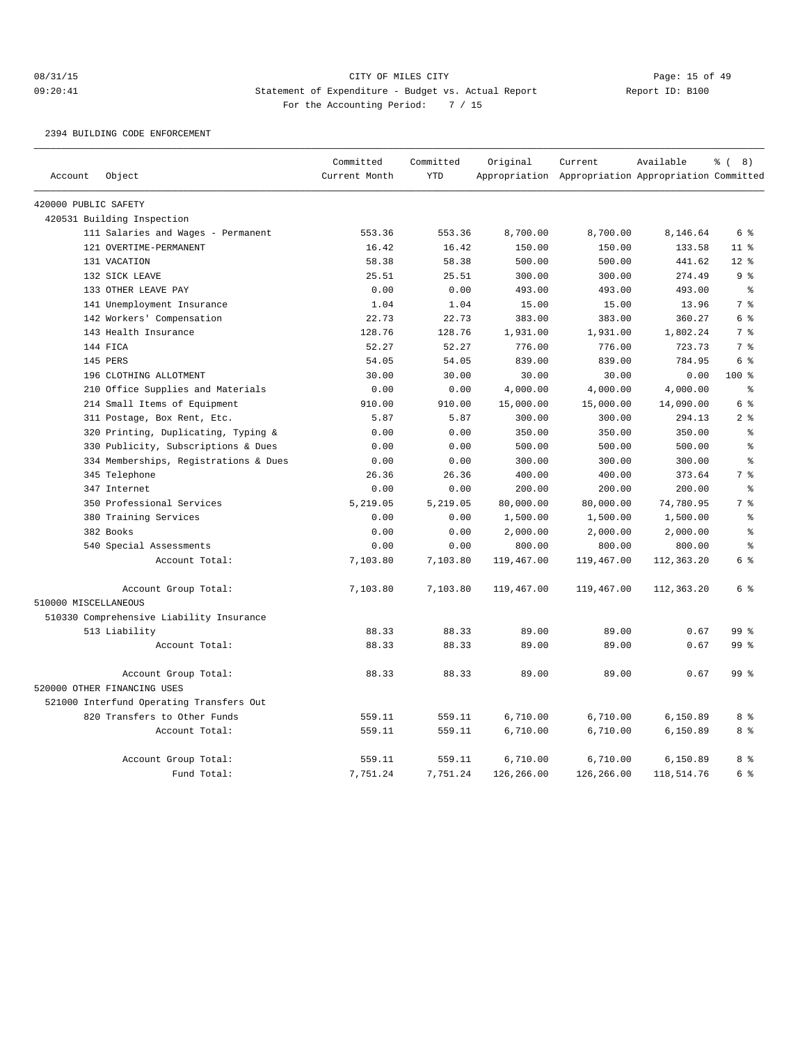CITY OF MILES CITY

Statement of Expenditure - Budget vs. Actual Report

For the Accounting Period: 7 / 15

2394 BUILDING CODE ENFORCEMENT

| Account | Object | Committed Current Month | Committed YTD | Original Appropriation | Current Appropriation | Available Appropriation | % ( 8) Committed |
|---|---|---|---|---|---|---|---|
| 420000 PUBLIC SAFETY | | | | | | | |
| 420531 Building Inspection | | | | | | | |
| | 111 Salaries and Wages - Permanent | 553.36 | 553.36 | 8,700.00 | 8,700.00 | 8,146.64 | 6 % |
| | 121 OVERTIME-PERMANENT | 16.42 | 16.42 | 150.00 | 150.00 | 133.58 | 11 % |
| | 131 VACATION | 58.38 | 58.38 | 500.00 | 500.00 | 441.62 | 12 % |
| | 132 SICK LEAVE | 25.51 | 25.51 | 300.00 | 300.00 | 274.49 | 9 % |
| | 133 OTHER LEAVE PAY | 0.00 | 0.00 | 493.00 | 493.00 | 493.00 | % |
| | 141 Unemployment Insurance | 1.04 | 1.04 | 15.00 | 15.00 | 13.96 | 7 % |
| | 142 Workers' Compensation | 22.73 | 22.73 | 383.00 | 383.00 | 360.27 | 6 % |
| | 143 Health Insurance | 128.76 | 128.76 | 1,931.00 | 1,931.00 | 1,802.24 | 7 % |
| | 144 FICA | 52.27 | 52.27 | 776.00 | 776.00 | 723.73 | 7 % |
| | 145 PERS | 54.05 | 54.05 | 839.00 | 839.00 | 784.95 | 6 % |
| | 196 CLOTHING ALLOTMENT | 30.00 | 30.00 | 30.00 | 30.00 | 0.00 | 100 % |
| | 210 Office Supplies and Materials | 0.00 | 0.00 | 4,000.00 | 4,000.00 | 4,000.00 | % |
| | 214 Small Items of Equipment | 910.00 | 910.00 | 15,000.00 | 15,000.00 | 14,090.00 | 6 % |
| | 311 Postage, Box Rent, Etc. | 5.87 | 5.87 | 300.00 | 300.00 | 294.13 | 2 % |
| | 320 Printing, Duplicating, Typing & | 0.00 | 0.00 | 350.00 | 350.00 | 350.00 | % |
| | 330 Publicity, Subscriptions & Dues | 0.00 | 0.00 | 500.00 | 500.00 | 500.00 | % |
| | 334 Memberships, Registrations & Dues | 0.00 | 0.00 | 300.00 | 300.00 | 300.00 | % |
| | 345 Telephone | 26.36 | 26.36 | 400.00 | 400.00 | 373.64 | 7 % |
| | 347 Internet | 0.00 | 0.00 | 200.00 | 200.00 | 200.00 | % |
| | 350 Professional Services | 5,219.05 | 5,219.05 | 80,000.00 | 80,000.00 | 74,780.95 | 7 % |
| | 380 Training Services | 0.00 | 0.00 | 1,500.00 | 1,500.00 | 1,500.00 | % |
| | 382 Books | 0.00 | 0.00 | 2,000.00 | 2,000.00 | 2,000.00 | % |
| | 540 Special Assessments | 0.00 | 0.00 | 800.00 | 800.00 | 800.00 | % |
| | Account Total: | 7,103.80 | 7,103.80 | 119,467.00 | 119,467.00 | 112,363.20 | 6 % |
| | Account Group Total: | 7,103.80 | 7,103.80 | 119,467.00 | 119,467.00 | 112,363.20 | 6 % |
| 510000 MISCELLANEOUS | | | | | | | |
| 510330 Comprehensive Liability Insurance | | | | | | | |
| | 513 Liability | 88.33 | 88.33 | 89.00 | 89.00 | 0.67 | 99 % |
| | Account Total: | 88.33 | 88.33 | 89.00 | 89.00 | 0.67 | 99 % |
| | Account Group Total: | 88.33 | 88.33 | 89.00 | 89.00 | 0.67 | 99 % |
| 520000 OTHER FINANCING USES | | | | | | | |
| 521000 Interfund Operating Transfers Out | | | | | | | |
| | 820 Transfers to Other Funds | 559.11 | 559.11 | 6,710.00 | 6,710.00 | 6,150.89 | 8 % |
| | Account Total: | 559.11 | 559.11 | 6,710.00 | 6,710.00 | 6,150.89 | 8 % |
| | Account Group Total: | 559.11 | 559.11 | 6,710.00 | 6,710.00 | 6,150.89 | 8 % |
| | Fund Total: | 7,751.24 | 7,751.24 | 126,266.00 | 126,266.00 | 118,514.76 | 6 % |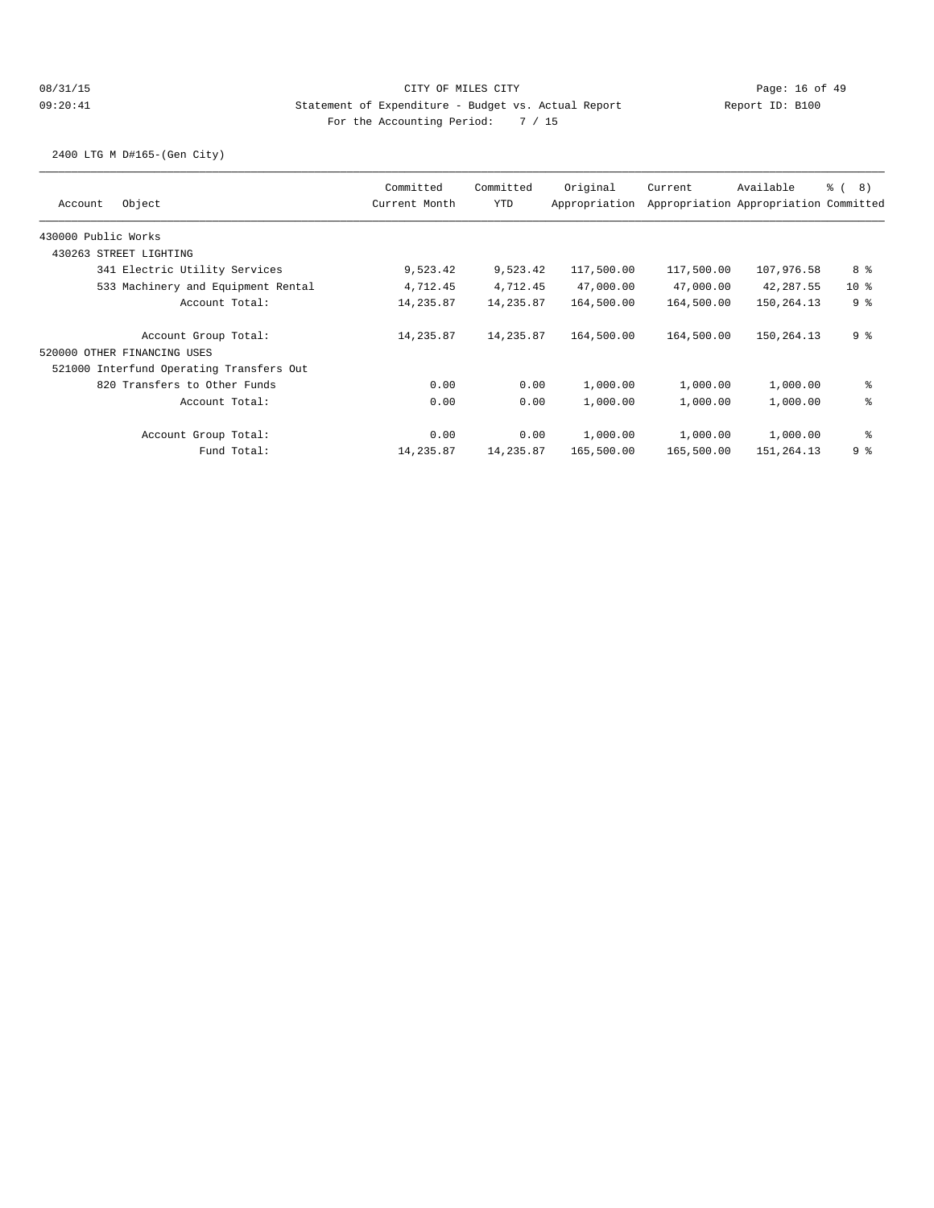CITY OF MILES CITY

Statement of Expenditure - Budget vs. Actual Report

For the Accounting Period: 7 / 15

08/31/15 09:20:41 Report ID: B100

2400 LTG M D#165-(Gen City)

| Account Object | Committed Current Month | Committed YTD | Original Appropriation | Current Appropriation | Available Appropriation | % ( 8) Committed |
|---|---|---|---|---|---|---|
| 430000 Public Works | | | | | | |
| 430263 STREET LIGHTING | | | | | | |
| 341 Electric Utility Services | 9,523.42 | 9,523.42 | 117,500.00 | 117,500.00 | 107,976.58 | 8 % |
| 533 Machinery and Equipment Rental | 4,712.45 | 4,712.45 | 47,000.00 | 47,000.00 | 42,287.55 | 10 % |
| Account Total: | 14,235.87 | 14,235.87 | 164,500.00 | 164,500.00 | 150,264.13 | 9 % |
| Account Group Total: | 14,235.87 | 14,235.87 | 164,500.00 | 164,500.00 | 150,264.13 | 9 % |
| 520000 OTHER FINANCING USES | | | | | | |
| 521000 Interfund Operating Transfers Out | | | | | | |
| 820 Transfers to Other Funds | 0.00 | 0.00 | 1,000.00 | 1,000.00 | 1,000.00 | % |
| Account Total: | 0.00 | 0.00 | 1,000.00 | 1,000.00 | 1,000.00 | % |
| Account Group Total: | 0.00 | 0.00 | 1,000.00 | 1,000.00 | 1,000.00 | % |
| Fund Total: | 14,235.87 | 14,235.87 | 165,500.00 | 165,500.00 | 151,264.13 | 9 % |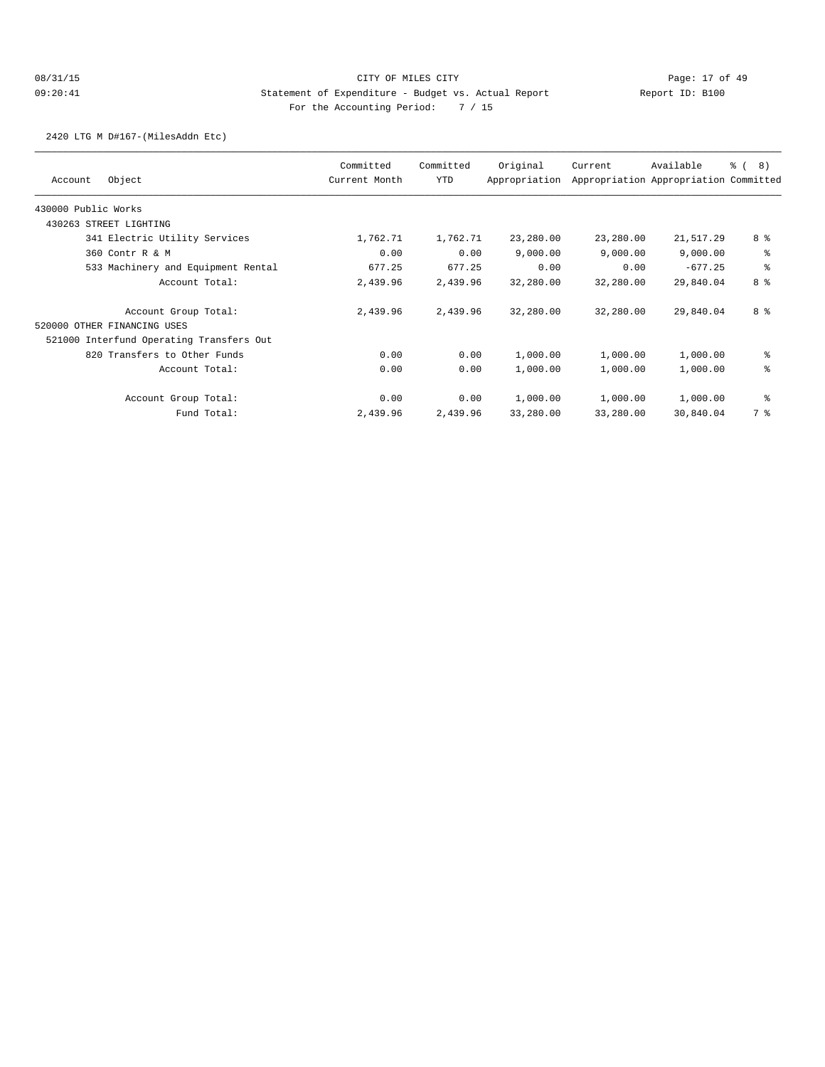CITY OF MILES CITY

Statement of Expenditure - Budget vs. Actual Report

Report ID: B100

For the Accounting Period: 7 / 15

2420 LTG M D#167-(MilesAddn Etc)

| Account | Object | Committed Current Month | Committed YTD | Original Appropriation | Current Appropriation | Available Appropriation | % ( 8) Committed |
|---|---|---|---|---|---|---|---|
| 430000 Public Works | | | | | | | |
| 430263 STREET LIGHTING | | | | | | | |
| | 341 Electric Utility Services | 1,762.71 | 1,762.71 | 23,280.00 | 23,280.00 | 21,517.29 | 8 % |
| | 360 Contr R & M | 0.00 | 0.00 | 9,000.00 | 9,000.00 | 9,000.00 | % |
| | 533 Machinery and Equipment Rental | 677.25 | 677.25 | 0.00 | 0.00 | -677.25 | % |
| | Account Total: | 2,439.96 | 2,439.96 | 32,280.00 | 32,280.00 | 29,840.04 | 8 % |
| | Account Group Total: | 2,439.96 | 2,439.96 | 32,280.00 | 32,280.00 | 29,840.04 | 8 % |
| 520000 OTHER FINANCING USES | | | | | | | |
| 521000 Interfund Operating Transfers Out | | | | | | | |
| | 820 Transfers to Other Funds | 0.00 | 0.00 | 1,000.00 | 1,000.00 | 1,000.00 | % |
| | Account Total: | 0.00 | 0.00 | 1,000.00 | 1,000.00 | 1,000.00 | % |
| | Account Group Total: | 0.00 | 0.00 | 1,000.00 | 1,000.00 | 1,000.00 | % |
| | Fund Total: | 2,439.96 | 2,439.96 | 33,280.00 | 33,280.00 | 30,840.04 | 7 % |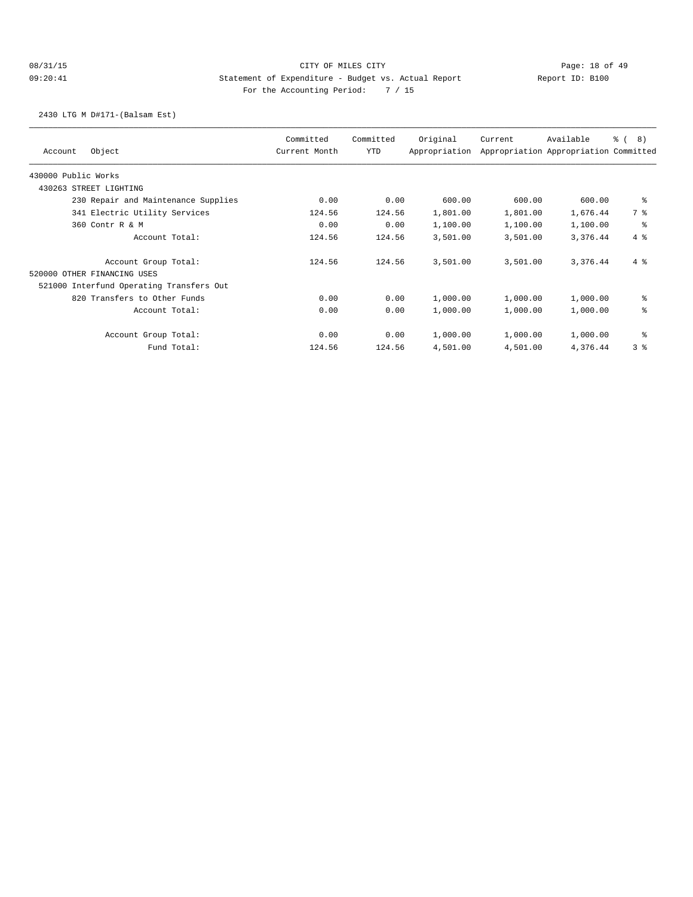CITY OF MILES CITY

Statement of Expenditure - Budget vs. Actual Report

Report ID: B100

For the Accounting Period: 7 / 15

08/31/15 09:20:41

2430 LTG M D#171-(Balsam Est)

| Account Object | Committed Current Month | Committed YTD | Original Appropriation | Current Appropriation | Available Appropriation | % ( 8) Committed |
|---|---|---|---|---|---|---|
| 430000 Public Works | | | | | | |
| 430263 STREET LIGHTING | | | | | | |
| 230 Repair and Maintenance Supplies | 0.00 | 0.00 | 600.00 | 600.00 | 600.00 | % |
| 341 Electric Utility Services | 124.56 | 124.56 | 1,801.00 | 1,801.00 | 1,676.44 | 7 % |
| 360 Contr R & M | 0.00 | 0.00 | 1,100.00 | 1,100.00 | 1,100.00 | % |
| Account Total: | 124.56 | 124.56 | 3,501.00 | 3,501.00 | 3,376.44 | 4 % |
| Account Group Total: | 124.56 | 124.56 | 3,501.00 | 3,501.00 | 3,376.44 | 4 % |
| 520000 OTHER FINANCING USES | | | | | | |
| 521000 Interfund Operating Transfers Out | | | | | | |
| 820 Transfers to Other Funds | 0.00 | 0.00 | 1,000.00 | 1,000.00 | 1,000.00 | % |
| Account Total: | 0.00 | 0.00 | 1,000.00 | 1,000.00 | 1,000.00 | % |
| Account Group Total: | 0.00 | 0.00 | 1,000.00 | 1,000.00 | 1,000.00 | % |
| Fund Total: | 124.56 | 124.56 | 4,501.00 | 4,501.00 | 4,376.44 | 3 % |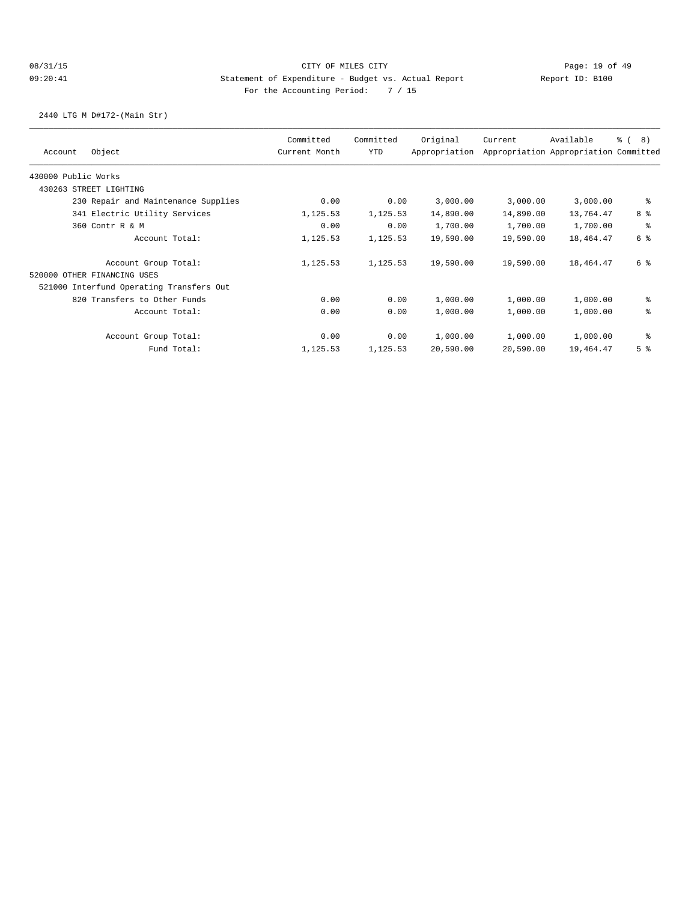CITY OF MILES CITY

Statement of Expenditure - Budget vs. Actual Report

Report ID: B100

For the Accounting Period: 7 / 15

08/31/15 09:20:41

2440 LTG M D#172-(Main Str)

| Account Object | Committed Current Month | Committed YTD | Original Appropriation | Current Appropriation | Available Appropriation | % ( 8) Committed |
|---|---|---|---|---|---|---|
| 430000 Public Works | | | | | | |
| 430263 STREET LIGHTING | | | | | | |
| 230 Repair and Maintenance Supplies | 0.00 | 0.00 | 3,000.00 | 3,000.00 | 3,000.00 | % |
| 341 Electric Utility Services | 1,125.53 | 1,125.53 | 14,890.00 | 14,890.00 | 13,764.47 | 8 % |
| 360 Contr R & M | 0.00 | 0.00 | 1,700.00 | 1,700.00 | 1,700.00 | % |
| Account Total: | 1,125.53 | 1,125.53 | 19,590.00 | 19,590.00 | 18,464.47 | 6 % |
| Account Group Total: | 1,125.53 | 1,125.53 | 19,590.00 | 19,590.00 | 18,464.47 | 6 % |
| 520000 OTHER FINANCING USES | | | | | | |
| 521000 Interfund Operating Transfers Out | | | | | | |
| 820 Transfers to Other Funds | 0.00 | 0.00 | 1,000.00 | 1,000.00 | 1,000.00 | % |
| Account Total: | 0.00 | 0.00 | 1,000.00 | 1,000.00 | 1,000.00 | % |
| Account Group Total: | 0.00 | 0.00 | 1,000.00 | 1,000.00 | 1,000.00 | % |
| Fund Total: | 1,125.53 | 1,125.53 | 20,590.00 | 20,590.00 | 19,464.47 | 5 % |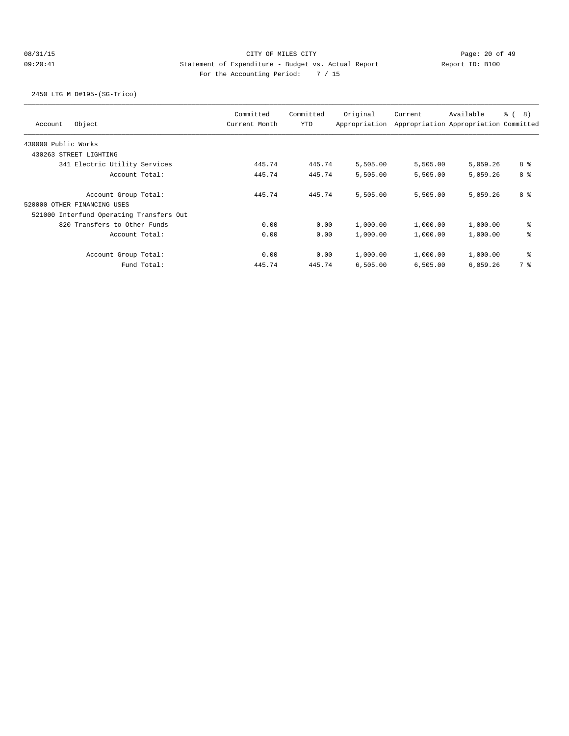CITY OF MILES CITY

Statement of Expenditure - Budget vs. Actual Report

Report ID: B100

For the Accounting Period: 7 / 15

2450 LTG M D#195-(SG-Trico)

| Account Object | Committed Current Month | Committed YTD | Original Appropriation | Current Appropriation | Available Appropriation | % ( 8) Committed |
|---|---|---|---|---|---|---|
| 430000 Public Works | | | | | | |
| 430263 STREET LIGHTING | | | | | | |
| 341 Electric Utility Services | 445.74 | 445.74 | 5,505.00 | 5,505.00 | 5,059.26 | 8 % |
| Account Total: | 445.74 | 445.74 | 5,505.00 | 5,505.00 | 5,059.26 | 8 % |
| Account Group Total: | 445.74 | 445.74 | 5,505.00 | 5,505.00 | 5,059.26 | 8 % |
| 520000 OTHER FINANCING USES | | | | | | |
| 521000 Interfund Operating Transfers Out | | | | | | |
| 820 Transfers to Other Funds | 0.00 | 0.00 | 1,000.00 | 1,000.00 | 1,000.00 | % |
| Account Total: | 0.00 | 0.00 | 1,000.00 | 1,000.00 | 1,000.00 | % |
| Account Group Total: | 0.00 | 0.00 | 1,000.00 | 1,000.00 | 1,000.00 | % |
| Fund Total: | 445.74 | 445.74 | 6,505.00 | 6,505.00 | 6,059.26 | 7 % |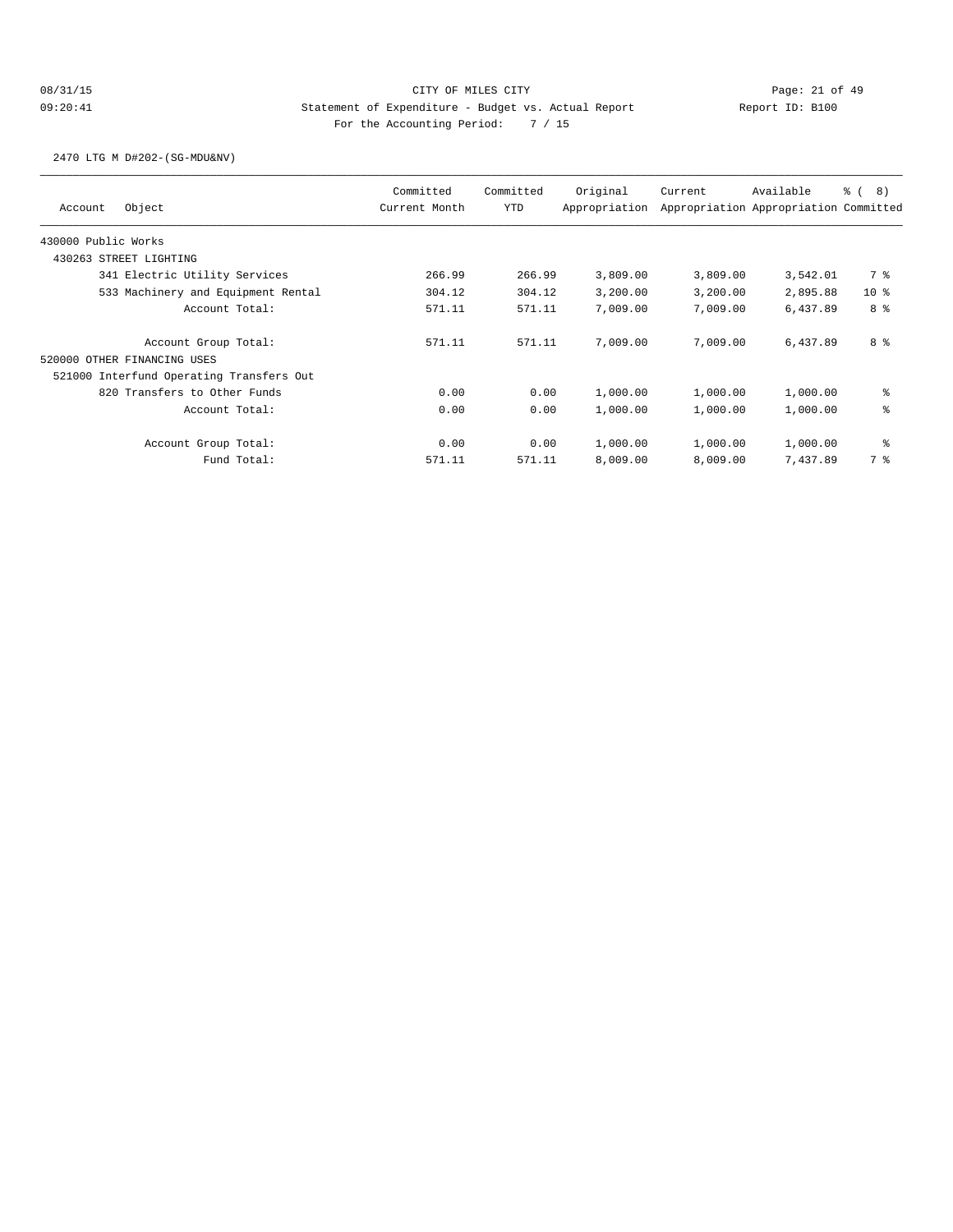CITY OF MILES CITY

Statement of Expenditure - Budget vs. Actual Report

Report ID: B100

For the Accounting Period: 7 / 15

08/31/15 09:20:41

2470 LTG M D#202-(SG-MDU&NV)

| Account | Object | Committed Current Month | Committed YTD | Original Appropriation | Current Appropriation | Available Appropriation | % ( 8) Committed |
|---|---|---|---|---|---|---|---|
| 430000 Public Works | | | | | | | |
| 430263 STREET LIGHTING | | | | | | | |
| | 341 Electric Utility Services | 266.99 | 266.99 | 3,809.00 | 3,809.00 | 3,542.01 | 7 % |
| | 533 Machinery and Equipment Rental | 304.12 | 304.12 | 3,200.00 | 3,200.00 | 2,895.88 | 10 % |
| | Account Total: | 571.11 | 571.11 | 7,009.00 | 7,009.00 | 6,437.89 | 8 % |
| | Account Group Total: | 571.11 | 571.11 | 7,009.00 | 7,009.00 | 6,437.89 | 8 % |
| 520000 OTHER FINANCING USES | | | | | | | |
| 521000 Interfund Operating Transfers Out | | | | | | | |
| | 820 Transfers to Other Funds | 0.00 | 0.00 | 1,000.00 | 1,000.00 | 1,000.00 | % |
| | Account Total: | 0.00 | 0.00 | 1,000.00 | 1,000.00 | 1,000.00 | % |
| | Account Group Total: | 0.00 | 0.00 | 1,000.00 | 1,000.00 | 1,000.00 | % |
| | Fund Total: | 571.11 | 571.11 | 8,009.00 | 8,009.00 | 7,437.89 | 7 % |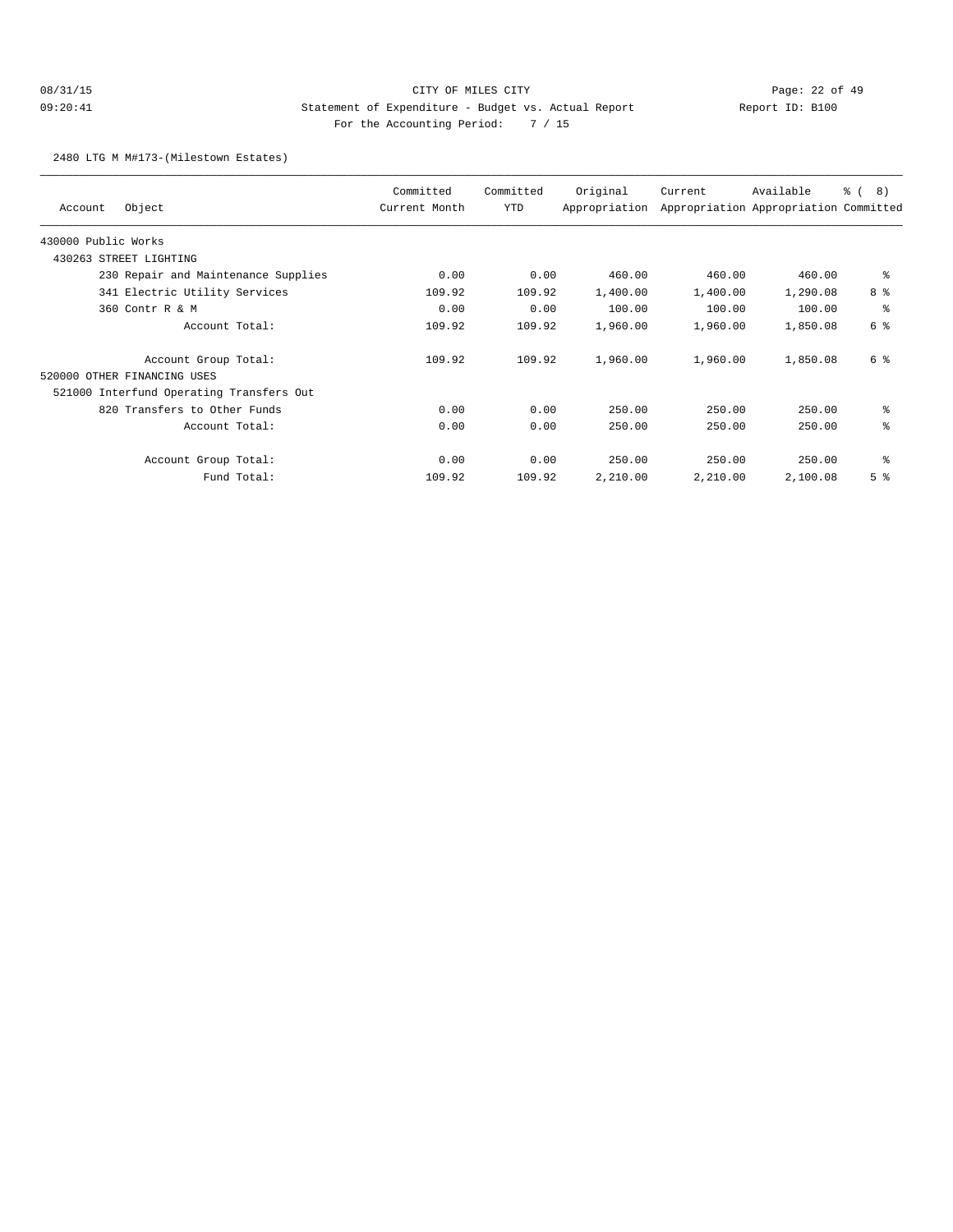CITY OF MILES CITY

Statement of Expenditure - Budget vs. Actual Report

Report ID: B100

For the Accounting Period: 7 / 15

08/31/15 09:20:41

2480 LTG M M#173-(Milestown Estates)

| Account Object | Committed Current Month | Committed YTD | Original Appropriation | Current Appropriation | Available Appropriation | % ( 8) Committed |
|---|---|---|---|---|---|---|
| 430000 Public Works | | | | | | |
| 430263 STREET LIGHTING | | | | | | |
| 230 Repair and Maintenance Supplies | 0.00 | 0.00 | 460.00 | 460.00 | 460.00 | % |
| 341 Electric Utility Services | 109.92 | 109.92 | 1,400.00 | 1,400.00 | 1,290.08 | 8 % |
| 360 Contr R & M | 0.00 | 0.00 | 100.00 | 100.00 | 100.00 | % |
| Account Total: | 109.92 | 109.92 | 1,960.00 | 1,960.00 | 1,850.08 | 6 % |
| Account Group Total: | 109.92 | 109.92 | 1,960.00 | 1,960.00 | 1,850.08 | 6 % |
| 520000 OTHER FINANCING USES | | | | | | |
| 521000 Interfund Operating Transfers Out | | | | | | |
| 820 Transfers to Other Funds | 0.00 | 0.00 | 250.00 | 250.00 | 250.00 | % |
| Account Total: | 0.00 | 0.00 | 250.00 | 250.00 | 250.00 | % |
| Account Group Total: | 0.00 | 0.00 | 250.00 | 250.00 | 250.00 | % |
| Fund Total: | 109.92 | 109.92 | 2,210.00 | 2,210.00 | 2,100.08 | 5 % |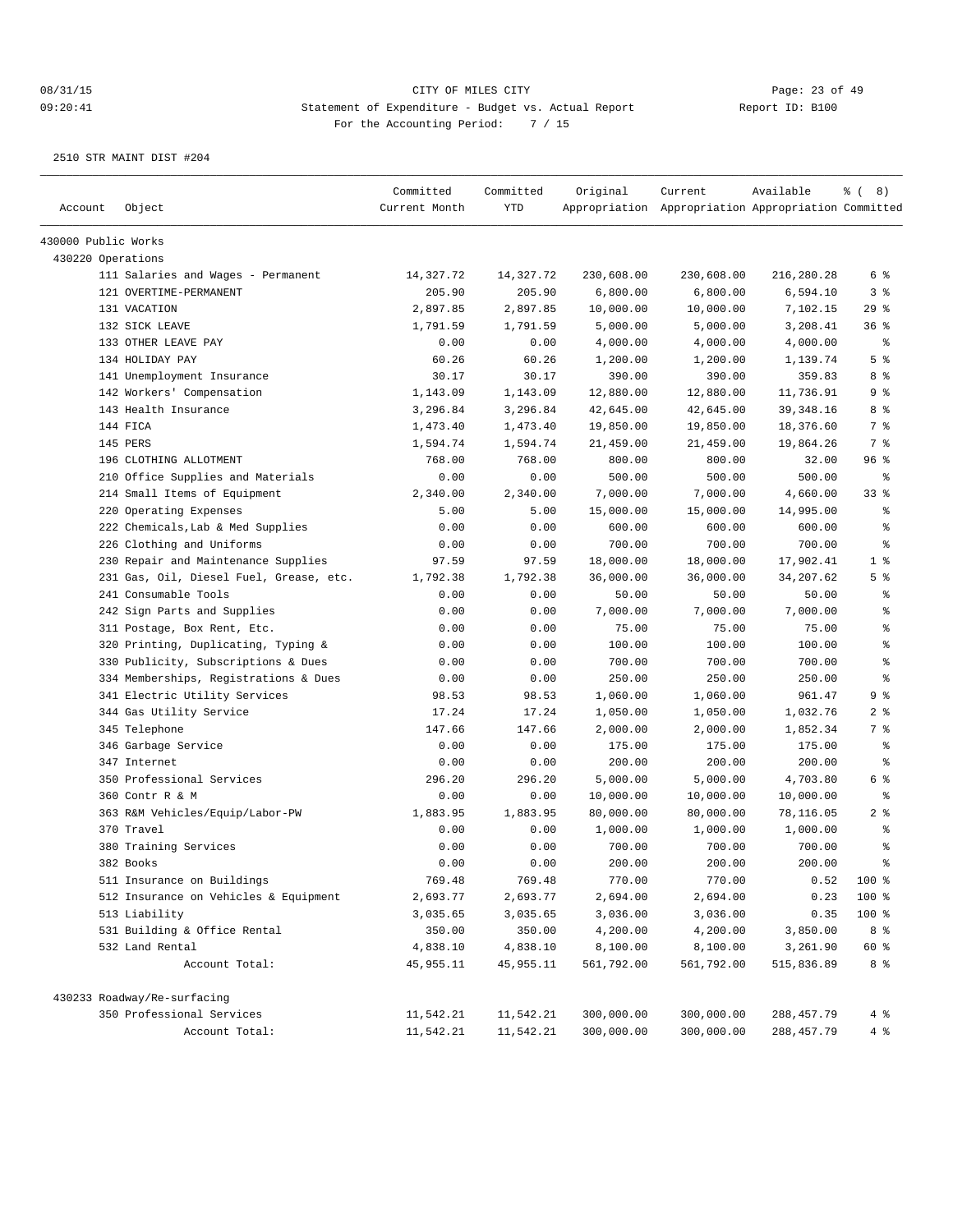CITY OF MILES CITY
Statement of Expenditure - Budget vs. Actual Report
For the Accounting Period: 7 / 15

08/31/15 09:20:41 Report ID: B100

2510 STR MAINT DIST #204

| Account | Object | Committed Current Month | Committed YTD | Original Appropriation | Current Appropriation | Available Appropriation | % ( 8) Committed |
|---|---|---|---|---|---|---|---|
| 430000 Public Works | | | | | | | |
| 430220 Operations | | | | | | | |
| | 111 Salaries and Wages - Permanent | 14,327.72 | 14,327.72 | 230,608.00 | 230,608.00 | 216,280.28 | 6 % |
| | 121 OVERTIME-PERMANENT | 205.90 | 205.90 | 6,800.00 | 6,800.00 | 6,594.10 | 3 % |
| | 131 VACATION | 2,897.85 | 2,897.85 | 10,000.00 | 10,000.00 | 7,102.15 | 29 % |
| | 132 SICK LEAVE | 1,791.59 | 1,791.59 | 5,000.00 | 5,000.00 | 3,208.41 | 36 % |
| | 133 OTHER LEAVE PAY | 0.00 | 0.00 | 4,000.00 | 4,000.00 | 4,000.00 | % |
| | 134 HOLIDAY PAY | 60.26 | 60.26 | 1,200.00 | 1,200.00 | 1,139.74 | 5 % |
| | 141 Unemployment Insurance | 30.17 | 30.17 | 390.00 | 390.00 | 359.83 | 8 % |
| | 142 Workers' Compensation | 1,143.09 | 1,143.09 | 12,880.00 | 12,880.00 | 11,736.91 | 9 % |
| | 143 Health Insurance | 3,296.84 | 3,296.84 | 42,645.00 | 42,645.00 | 39,348.16 | 8 % |
| | 144 FICA | 1,473.40 | 1,473.40 | 19,850.00 | 19,850.00 | 18,376.60 | 7 % |
| | 145 PERS | 1,594.74 | 1,594.74 | 21,459.00 | 21,459.00 | 19,864.26 | 7 % |
| | 196 CLOTHING ALLOTMENT | 768.00 | 768.00 | 800.00 | 800.00 | 32.00 | 96 % |
| | 210 Office Supplies and Materials | 0.00 | 0.00 | 500.00 | 500.00 | 500.00 | % |
| | 214 Small Items of Equipment | 2,340.00 | 2,340.00 | 7,000.00 | 7,000.00 | 4,660.00 | 33 % |
| | 220 Operating Expenses | 5.00 | 5.00 | 15,000.00 | 15,000.00 | 14,995.00 | % |
| | 222 Chemicals,Lab & Med Supplies | 0.00 | 0.00 | 600.00 | 600.00 | 600.00 | % |
| | 226 Clothing and Uniforms | 0.00 | 0.00 | 700.00 | 700.00 | 700.00 | % |
| | 230 Repair and Maintenance Supplies | 97.59 | 97.59 | 18,000.00 | 18,000.00 | 17,902.41 | 1 % |
| | 231 Gas, Oil, Diesel Fuel, Grease, etc. | 1,792.38 | 1,792.38 | 36,000.00 | 36,000.00 | 34,207.62 | 5 % |
| | 241 Consumable Tools | 0.00 | 0.00 | 50.00 | 50.00 | 50.00 | % |
| | 242 Sign Parts and Supplies | 0.00 | 0.00 | 7,000.00 | 7,000.00 | 7,000.00 | % |
| | 311 Postage, Box Rent, Etc. | 0.00 | 0.00 | 75.00 | 75.00 | 75.00 | % |
| | 320 Printing, Duplicating, Typing & | 0.00 | 0.00 | 100.00 | 100.00 | 100.00 | % |
| | 330 Publicity, Subscriptions & Dues | 0.00 | 0.00 | 700.00 | 700.00 | 700.00 | % |
| | 334 Memberships, Registrations & Dues | 0.00 | 0.00 | 250.00 | 250.00 | 250.00 | % |
| | 341 Electric Utility Services | 98.53 | 98.53 | 1,060.00 | 1,060.00 | 961.47 | 9 % |
| | 344 Gas Utility Service | 17.24 | 17.24 | 1,050.00 | 1,050.00 | 1,032.76 | 2 % |
| | 345 Telephone | 147.66 | 147.66 | 2,000.00 | 2,000.00 | 1,852.34 | 7 % |
| | 346 Garbage Service | 0.00 | 0.00 | 175.00 | 175.00 | 175.00 | % |
| | 347 Internet | 0.00 | 0.00 | 200.00 | 200.00 | 200.00 | % |
| | 350 Professional Services | 296.20 | 296.20 | 5,000.00 | 5,000.00 | 4,703.80 | 6 % |
| | 360 Contr R & M | 0.00 | 0.00 | 10,000.00 | 10,000.00 | 10,000.00 | % |
| | 363 R&M Vehicles/Equip/Labor-PW | 1,883.95 | 1,883.95 | 80,000.00 | 80,000.00 | 78,116.05 | 2 % |
| | 370 Travel | 0.00 | 0.00 | 1,000.00 | 1,000.00 | 1,000.00 | % |
| | 380 Training Services | 0.00 | 0.00 | 700.00 | 700.00 | 700.00 | % |
| | 382 Books | 0.00 | 0.00 | 200.00 | 200.00 | 200.00 | % |
| | 511 Insurance on Buildings | 769.48 | 769.48 | 770.00 | 770.00 | 0.52 | 100 % |
| | 512 Insurance on Vehicles & Equipment | 2,693.77 | 2,693.77 | 2,694.00 | 2,694.00 | 0.23 | 100 % |
| | 513 Liability | 3,035.65 | 3,035.65 | 3,036.00 | 3,036.00 | 0.35 | 100 % |
| | 531 Building & Office Rental | 350.00 | 350.00 | 4,200.00 | 4,200.00 | 3,850.00 | 8 % |
| | 532 Land Rental | 4,838.10 | 4,838.10 | 8,100.00 | 8,100.00 | 3,261.90 | 60 % |
| | Account Total: | 45,955.11 | 45,955.11 | 561,792.00 | 561,792.00 | 515,836.89 | 8 % |
| 430233 Roadway/Re-surfacing | | | | | | | |
| | 350 Professional Services | 11,542.21 | 11,542.21 | 300,000.00 | 300,000.00 | 288,457.79 | 4 % |
| | Account Total: | 11,542.21 | 11,542.21 | 300,000.00 | 300,000.00 | 288,457.79 | 4 % |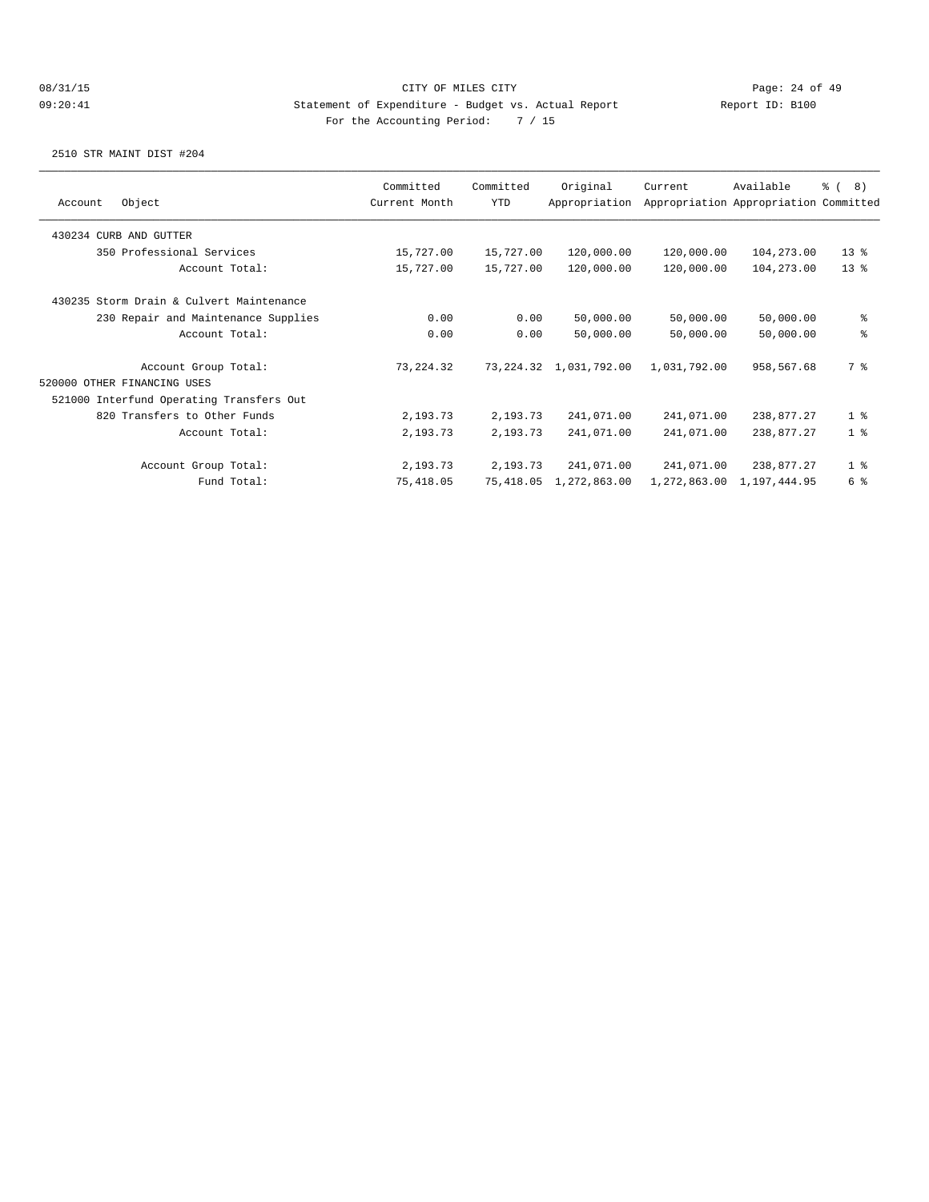CITY OF MILES CITY

Statement of Expenditure - Budget vs. Actual Report

Report ID: B100

For the Accounting Period: 7 / 15

08/31/15 09:20:41

2510 STR MAINT DIST #204

| Account | Object | Committed Current Month | Committed YTD | Original Appropriation | Current Appropriation | Available Appropriation | % ( 8) Committed |
|---|---|---|---|---|---|---|---|
| 430234 CURB AND GUTTER | | | | | | | |
| | 350 Professional Services | 15,727.00 | 15,727.00 | 120,000.00 | 120,000.00 | 104,273.00 | 13 % |
| | Account Total: | 15,727.00 | 15,727.00 | 120,000.00 | 120,000.00 | 104,273.00 | 13 % |
| 430235 Storm Drain & Culvert Maintenance | | | | | | | |
| | 230 Repair and Maintenance Supplies | 0.00 | 0.00 | 50,000.00 | 50,000.00 | 50,000.00 | % |
| | Account Total: | 0.00 | 0.00 | 50,000.00 | 50,000.00 | 50,000.00 | % |
| | Account Group Total: | 73,224.32 | 73,224.32 | 1,031,792.00 | 1,031,792.00 | 958,567.68 | 7 % |
| 520000 OTHER FINANCING USES | | | | | | | |
| 521000 Interfund Operating Transfers Out | | | | | | | |
| | 820 Transfers to Other Funds | 2,193.73 | 2,193.73 | 241,071.00 | 241,071.00 | 238,877.27 | 1 % |
| | Account Total: | 2,193.73 | 2,193.73 | 241,071.00 | 241,071.00 | 238,877.27 | 1 % |
| | Account Group Total: | 2,193.73 | 2,193.73 | 241,071.00 | 241,071.00 | 238,877.27 | 1 % |
| | Fund Total: | 75,418.05 | 75,418.05 | 1,272,863.00 | 1,272,863.00 | 1,197,444.95 | 6 % |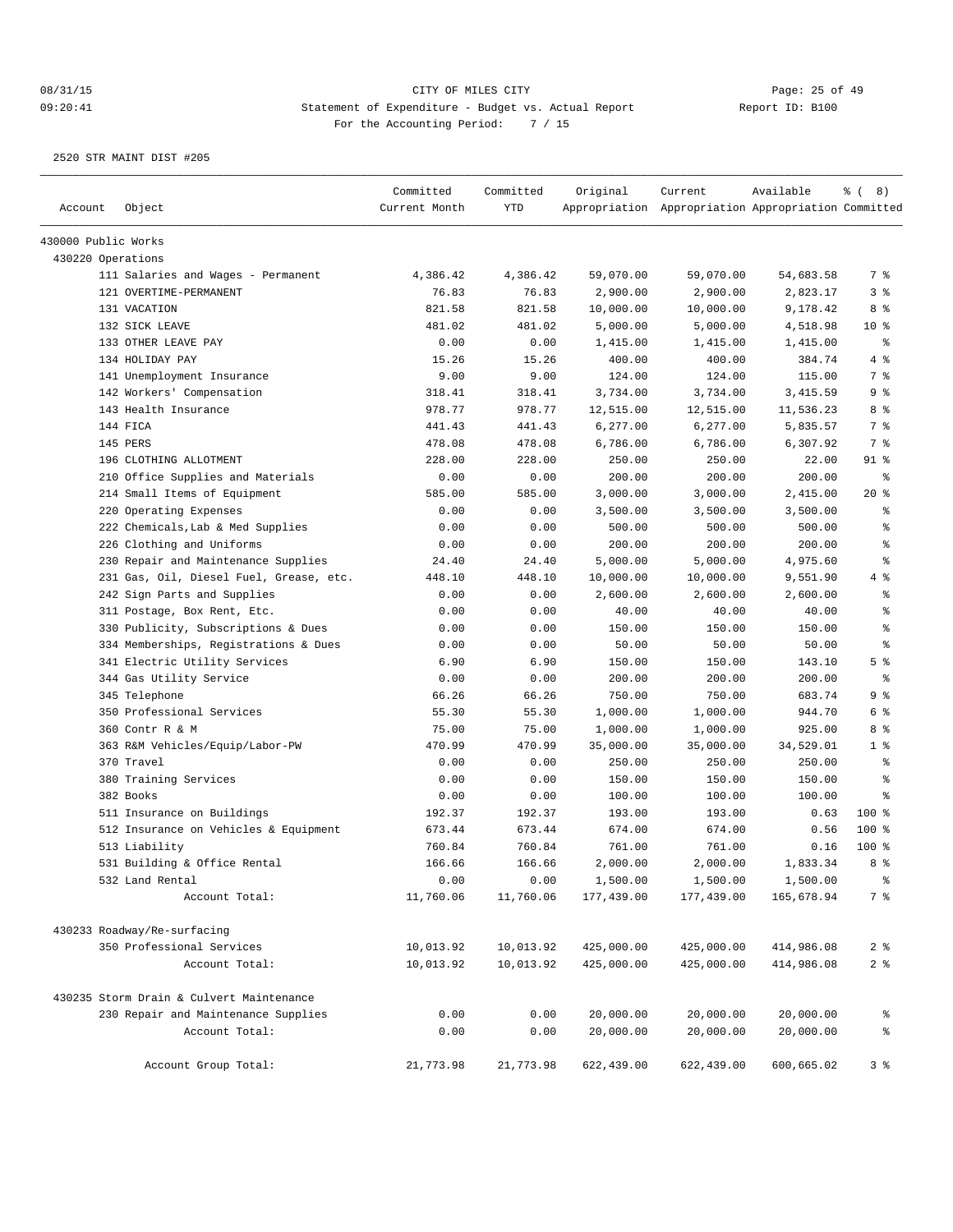CITY OF MILES CITY
Statement of Expenditure - Budget vs. Actual Report
For the Accounting Period: 7 / 15

08/31/15
09:20:41

Report ID: B100

2520 STR MAINT DIST #205

| Account | Object | Committed Current Month | Committed YTD | Original Appropriation | Current Appropriation | Available Appropriation | % ( 8) Committed |
|---|---|---|---|---|---|---|---|
| 430000 Public Works | | | | | | | |
| 430220 Operations | | | | | | | |
| | 111 Salaries and Wages - Permanent | 4,386.42 | 4,386.42 | 59,070.00 | 59,070.00 | 54,683.58 | 7 % |
| | 121 OVERTIME-PERMANENT | 76.83 | 76.83 | 2,900.00 | 2,900.00 | 2,823.17 | 3 % |
| | 131 VACATION | 821.58 | 821.58 | 10,000.00 | 10,000.00 | 9,178.42 | 8 % |
| | 132 SICK LEAVE | 481.02 | 481.02 | 5,000.00 | 5,000.00 | 4,518.98 | 10 % |
| | 133 OTHER LEAVE PAY | 0.00 | 0.00 | 1,415.00 | 1,415.00 | 1,415.00 | % |
| | 134 HOLIDAY PAY | 15.26 | 15.26 | 400.00 | 400.00 | 384.74 | 4 % |
| | 141 Unemployment Insurance | 9.00 | 9.00 | 124.00 | 124.00 | 115.00 | 7 % |
| | 142 Workers' Compensation | 318.41 | 318.41 | 3,734.00 | 3,734.00 | 3,415.59 | 9 % |
| | 143 Health Insurance | 978.77 | 978.77 | 12,515.00 | 12,515.00 | 11,536.23 | 8 % |
| | 144 FICA | 441.43 | 441.43 | 6,277.00 | 6,277.00 | 5,835.57 | 7 % |
| | 145 PERS | 478.08 | 478.08 | 6,786.00 | 6,786.00 | 6,307.92 | 7 % |
| | 196 CLOTHING ALLOTMENT | 228.00 | 228.00 | 250.00 | 250.00 | 22.00 | 91 % |
| | 210 Office Supplies and Materials | 0.00 | 0.00 | 200.00 | 200.00 | 200.00 | % |
| | 214 Small Items of Equipment | 585.00 | 585.00 | 3,000.00 | 3,000.00 | 2,415.00 | 20 % |
| | 220 Operating Expenses | 0.00 | 0.00 | 3,500.00 | 3,500.00 | 3,500.00 | % |
| | 222 Chemicals,Lab & Med Supplies | 0.00 | 0.00 | 500.00 | 500.00 | 500.00 | % |
| | 226 Clothing and Uniforms | 0.00 | 0.00 | 200.00 | 200.00 | 200.00 | % |
| | 230 Repair and Maintenance Supplies | 24.40 | 24.40 | 5,000.00 | 5,000.00 | 4,975.60 | % |
| | 231 Gas, Oil, Diesel Fuel, Grease, etc. | 448.10 | 448.10 | 10,000.00 | 10,000.00 | 9,551.90 | 4 % |
| | 242 Sign Parts and Supplies | 0.00 | 0.00 | 2,600.00 | 2,600.00 | 2,600.00 | % |
| | 311 Postage, Box Rent, Etc. | 0.00 | 0.00 | 40.00 | 40.00 | 40.00 | % |
| | 330 Publicity, Subscriptions & Dues | 0.00 | 0.00 | 150.00 | 150.00 | 150.00 | % |
| | 334 Memberships, Registrations & Dues | 0.00 | 0.00 | 50.00 | 50.00 | 50.00 | % |
| | 341 Electric Utility Services | 6.90 | 6.90 | 150.00 | 150.00 | 143.10 | 5 % |
| | 344 Gas Utility Service | 0.00 | 0.00 | 200.00 | 200.00 | 200.00 | % |
| | 345 Telephone | 66.26 | 66.26 | 750.00 | 750.00 | 683.74 | 9 % |
| | 350 Professional Services | 55.30 | 55.30 | 1,000.00 | 1,000.00 | 944.70 | 6 % |
| | 360 Contr R & M | 75.00 | 75.00 | 1,000.00 | 1,000.00 | 925.00 | 8 % |
| | 363 R&M Vehicles/Equip/Labor-PW | 470.99 | 470.99 | 35,000.00 | 35,000.00 | 34,529.01 | 1 % |
| | 370 Travel | 0.00 | 0.00 | 250.00 | 250.00 | 250.00 | % |
| | 380 Training Services | 0.00 | 0.00 | 150.00 | 150.00 | 150.00 | % |
| | 382 Books | 0.00 | 0.00 | 100.00 | 100.00 | 100.00 | % |
| | 511 Insurance on Buildings | 192.37 | 192.37 | 193.00 | 193.00 | 0.63 | 100 % |
| | 512 Insurance on Vehicles & Equipment | 673.44 | 673.44 | 674.00 | 674.00 | 0.56 | 100 % |
| | 513 Liability | 760.84 | 760.84 | 761.00 | 761.00 | 0.16 | 100 % |
| | 531 Building & Office Rental | 166.66 | 166.66 | 2,000.00 | 2,000.00 | 1,833.34 | 8 % |
| | 532 Land Rental | 0.00 | 0.00 | 1,500.00 | 1,500.00 | 1,500.00 | % |
| | Account Total: | 11,760.06 | 11,760.06 | 177,439.00 | 177,439.00 | 165,678.94 | 7 % |
| 430233 Roadway/Re-surfacing | | | | | | | |
| | 350 Professional Services | 10,013.92 | 10,013.92 | 425,000.00 | 425,000.00 | 414,986.08 | 2 % |
| | Account Total: | 10,013.92 | 10,013.92 | 425,000.00 | 425,000.00 | 414,986.08 | 2 % |
| 430235 Storm Drain & Culvert Maintenance | | | | | | | |
| | 230 Repair and Maintenance Supplies | 0.00 | 0.00 | 20,000.00 | 20,000.00 | 20,000.00 | % |
| | Account Total: | 0.00 | 0.00 | 20,000.00 | 20,000.00 | 20,000.00 | % |
| | Account Group Total: | 21,773.98 | 21,773.98 | 622,439.00 | 622,439.00 | 600,665.02 | 3 % |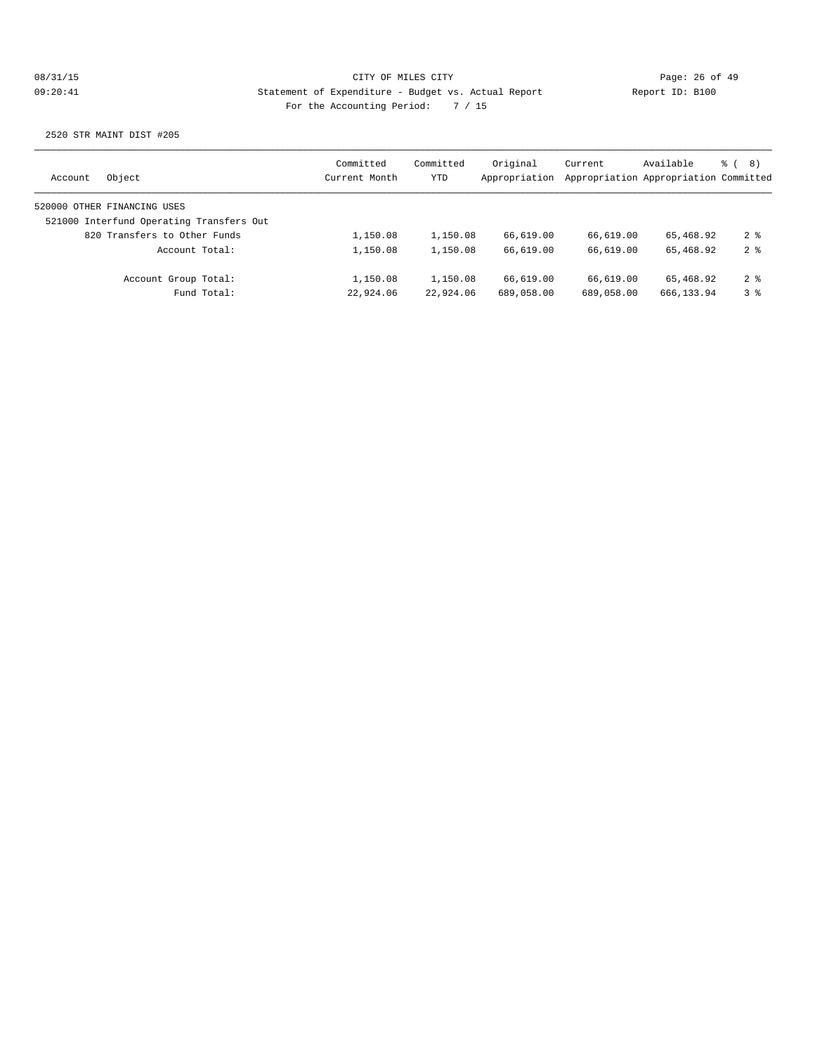CITY OF MILES CITY
Statement of Expenditure - Budget vs. Actual Report
For the Accounting Period: 7 / 15

08/31/15
09:20:41

Report ID: B100

2520 STR MAINT DIST #205

| Account | Object | Committed Current Month | Committed YTD | Original Appropriation | Current Appropriation | Available Appropriation | % ( 8) Committed |
|---|---|---|---|---|---|---|---|
| 520000 OTHER FINANCING USES | | | | | | | |
| 521000 Interfund Operating Transfers Out | | | | | | | |
| | 820 Transfers to Other Funds | 1,150.08 | 1,150.08 | 66,619.00 | 66,619.00 | 65,468.92 | 2 % |
| | Account Total: | 1,150.08 | 1,150.08 | 66,619.00 | 66,619.00 | 65,468.92 | 2 % |
| | Account Group Total: | 1,150.08 | 1,150.08 | 66,619.00 | 66,619.00 | 65,468.92 | 2 % |
| | Fund Total: | 22,924.06 | 22,924.06 | 689,058.00 | 689,058.00 | 666,133.94 | 3 % |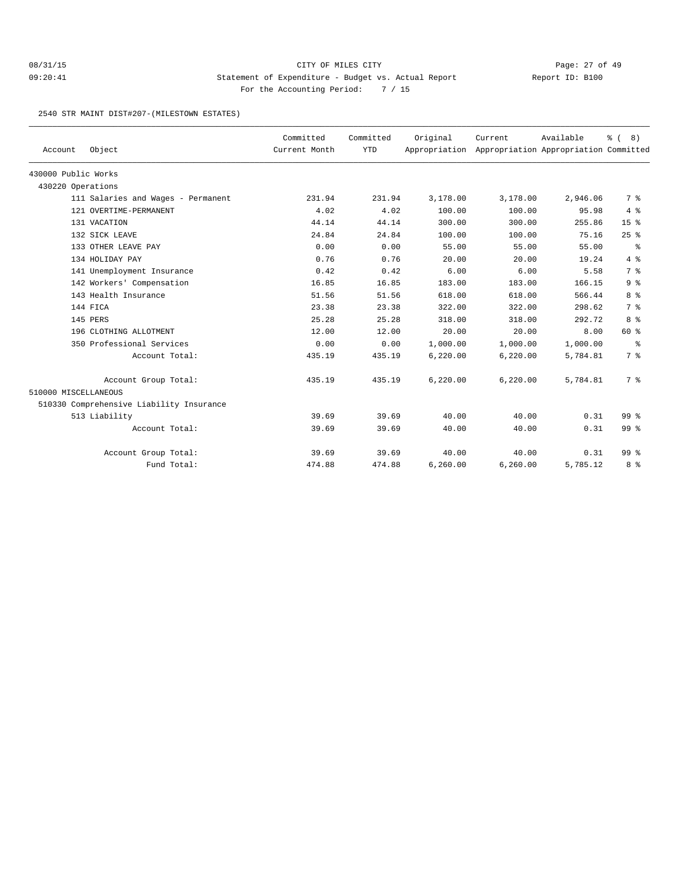CITY OF MILES CITY

Statement of Expenditure - Budget vs. Actual Report

Report ID: B100

For the Accounting Period: 7 / 15

08/31/15 09:20:41

## 2540 STR MAINT DIST#207-(MILESTOWN ESTATES)

| Account | Object | Committed Current Month | Committed YTD | Original Appropriation | Current Appropriation | Available Appropriation | % ( 8) Committed |
|---|---|---|---|---|---|---|---|
| 430000 Public Works | | | | | | | |
| 430220 Operations | | | | | | | |
| | 111 Salaries and Wages - Permanent | 231.94 | 231.94 | 3,178.00 | 3,178.00 | 2,946.06 | 7 % |
| | 121 OVERTIME-PERMANENT | 4.02 | 4.02 | 100.00 | 100.00 | 95.98 | 4 % |
| | 131 VACATION | 44.14 | 44.14 | 300.00 | 300.00 | 255.86 | 15 % |
| | 132 SICK LEAVE | 24.84 | 24.84 | 100.00 | 100.00 | 75.16 | 25 % |
| | 133 OTHER LEAVE PAY | 0.00 | 0.00 | 55.00 | 55.00 | 55.00 | % |
| | 134 HOLIDAY PAY | 0.76 | 0.76 | 20.00 | 20.00 | 19.24 | 4 % |
| | 141 Unemployment Insurance | 0.42 | 0.42 | 6.00 | 6.00 | 5.58 | 7 % |
| | 142 Workers' Compensation | 16.85 | 16.85 | 183.00 | 183.00 | 166.15 | 9 % |
| | 143 Health Insurance | 51.56 | 51.56 | 618.00 | 618.00 | 566.44 | 8 % |
| | 144 FICA | 23.38 | 23.38 | 322.00 | 322.00 | 298.62 | 7 % |
| | 145 PERS | 25.28 | 25.28 | 318.00 | 318.00 | 292.72 | 8 % |
| | 196 CLOTHING ALLOTMENT | 12.00 | 12.00 | 20.00 | 20.00 | 8.00 | 60 % |
| | 350 Professional Services | 0.00 | 0.00 | 1,000.00 | 1,000.00 | 1,000.00 | % |
| | Account Total: | 435.19 | 435.19 | 6,220.00 | 6,220.00 | 5,784.81 | 7 % |
| | Account Group Total: | 435.19 | 435.19 | 6,220.00 | 6,220.00 | 5,784.81 | 7 % |
| 510000 MISCELLANEOUS | | | | | | | |
| 510330 Comprehensive Liability Insurance | | | | | | | |
| | 513 Liability | 39.69 | 39.69 | 40.00 | 40.00 | 0.31 | 99 % |
| | Account Total: | 39.69 | 39.69 | 40.00 | 40.00 | 0.31 | 99 % |
| | Account Group Total: | 39.69 | 39.69 | 40.00 | 40.00 | 0.31 | 99 % |
| | Fund Total: | 474.88 | 474.88 | 6,260.00 | 6,260.00 | 5,785.12 | 8 % |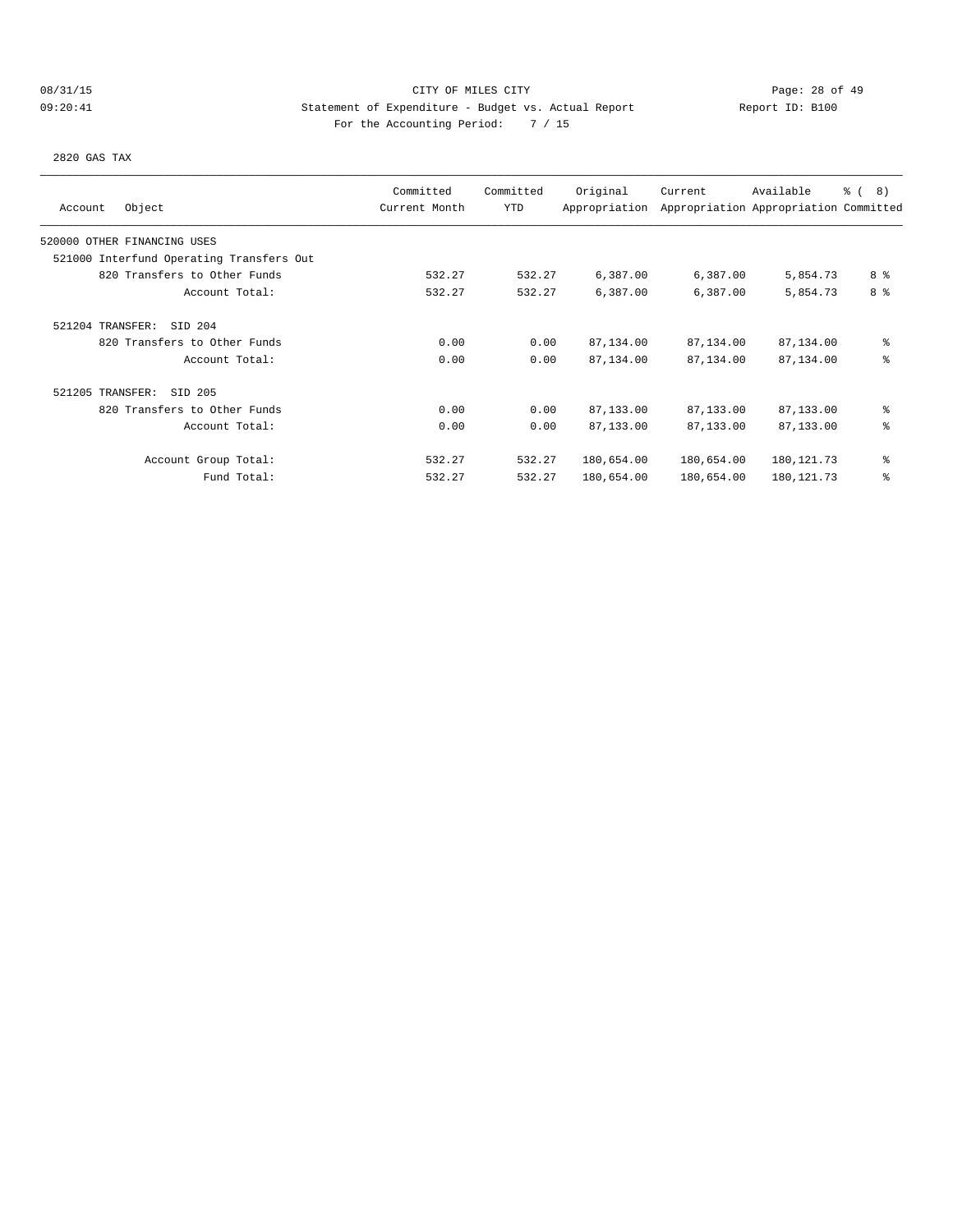CITY OF MILES CITY

Statement of Expenditure - Budget vs. Actual Report

Report ID: B100

08/31/15 09:20:41

For the Accounting Period: 7 / 15

2820 GAS TAX

| Account Object | Committed Current Month | Committed YTD | Original Appropriation | Current Appropriation | Available Appropriation | % ( 8) Committed |
|---|---|---|---|---|---|---|
| 520000 OTHER FINANCING USES | | | | | | |
| 521000 Interfund Operating Transfers Out | | | | | | |
| 820 Transfers to Other Funds | 532.27 | 532.27 | 6,387.00 | 6,387.00 | 5,854.73 | 8 % |
| Account Total: | 532.27 | 532.27 | 6,387.00 | 6,387.00 | 5,854.73 | 8 % |
| 521204 TRANSFER: SID 204 | | | | | | |
| 820 Transfers to Other Funds | 0.00 | 0.00 | 87,134.00 | 87,134.00 | 87,134.00 | % |
| Account Total: | 0.00 | 0.00 | 87,134.00 | 87,134.00 | 87,134.00 | % |
| 521205 TRANSFER: SID 205 | | | | | | |
| 820 Transfers to Other Funds | 0.00 | 0.00 | 87,133.00 | 87,133.00 | 87,133.00 | % |
| Account Total: | 0.00 | 0.00 | 87,133.00 | 87,133.00 | 87,133.00 | % |
| Account Group Total: | 532.27 | 532.27 | 180,654.00 | 180,654.00 | 180,121.73 | % |
| Fund Total: | 532.27 | 532.27 | 180,654.00 | 180,654.00 | 180,121.73 | % |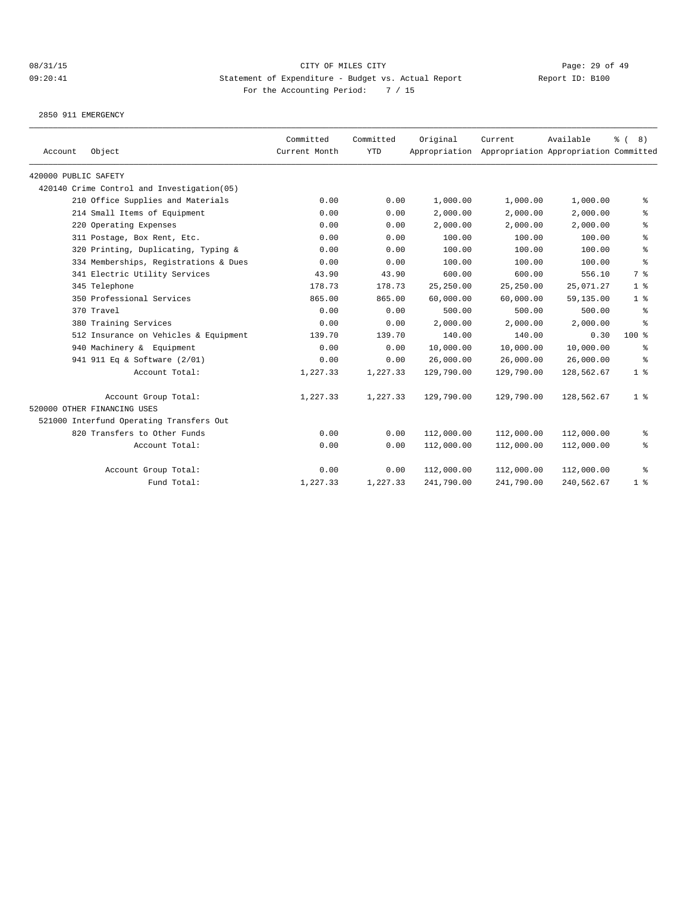CITY OF MILES CITY

Statement of Expenditure - Budget vs. Actual Report

Report ID: B100

For the Accounting Period: 7 / 15

08/31/15
09:20:41

2850 911 EMERGENCY

| Account Object | Committed Current Month | Committed YTD | Original Appropriation | Current Appropriation | Available Appropriation | % ( 8) Committed |
|---|---|---|---|---|---|---|
| 420000 PUBLIC SAFETY | | | | | | |
| 420140 Crime Control and Investigation(05) | | | | | | |
| 210 Office Supplies and Materials | 0.00 | 0.00 | 1,000.00 | 1,000.00 | 1,000.00 | % |
| 214 Small Items of Equipment | 0.00 | 0.00 | 2,000.00 | 2,000.00 | 2,000.00 | % |
| 220 Operating Expenses | 0.00 | 0.00 | 2,000.00 | 2,000.00 | 2,000.00 | % |
| 311 Postage, Box Rent, Etc. | 0.00 | 0.00 | 100.00 | 100.00 | 100.00 | % |
| 320 Printing, Duplicating, Typing & | 0.00 | 0.00 | 100.00 | 100.00 | 100.00 | % |
| 334 Memberships, Registrations & Dues | 0.00 | 0.00 | 100.00 | 100.00 | 100.00 | % |
| 341 Electric Utility Services | 43.90 | 43.90 | 600.00 | 600.00 | 556.10 | 7 % |
| 345 Telephone | 178.73 | 178.73 | 25,250.00 | 25,250.00 | 25,071.27 | 1 % |
| 350 Professional Services | 865.00 | 865.00 | 60,000.00 | 60,000.00 | 59,135.00 | 1 % |
| 370 Travel | 0.00 | 0.00 | 500.00 | 500.00 | 500.00 | % |
| 380 Training Services | 0.00 | 0.00 | 2,000.00 | 2,000.00 | 2,000.00 | % |
| 512 Insurance on Vehicles & Equipment | 139.70 | 139.70 | 140.00 | 140.00 | 0.30 | 100 % |
| 940 Machinery & Equipment | 0.00 | 0.00 | 10,000.00 | 10,000.00 | 10,000.00 | % |
| 941 911 Eq & Software (2/01) | 0.00 | 0.00 | 26,000.00 | 26,000.00 | 26,000.00 | % |
| Account Total: | 1,227.33 | 1,227.33 | 129,790.00 | 129,790.00 | 128,562.67 | 1 % |
| Account Group Total: | 1,227.33 | 1,227.33 | 129,790.00 | 129,790.00 | 128,562.67 | 1 % |
| 520000 OTHER FINANCING USES | | | | | | |
| 521000 Interfund Operating Transfers Out | | | | | | |
| 820 Transfers to Other Funds | 0.00 | 0.00 | 112,000.00 | 112,000.00 | 112,000.00 | % |
| Account Total: | 0.00 | 0.00 | 112,000.00 | 112,000.00 | 112,000.00 | % |
| Account Group Total: | 0.00 | 0.00 | 112,000.00 | 112,000.00 | 112,000.00 | % |
| Fund Total: | 1,227.33 | 1,227.33 | 241,790.00 | 241,790.00 | 240,562.67 | 1 % |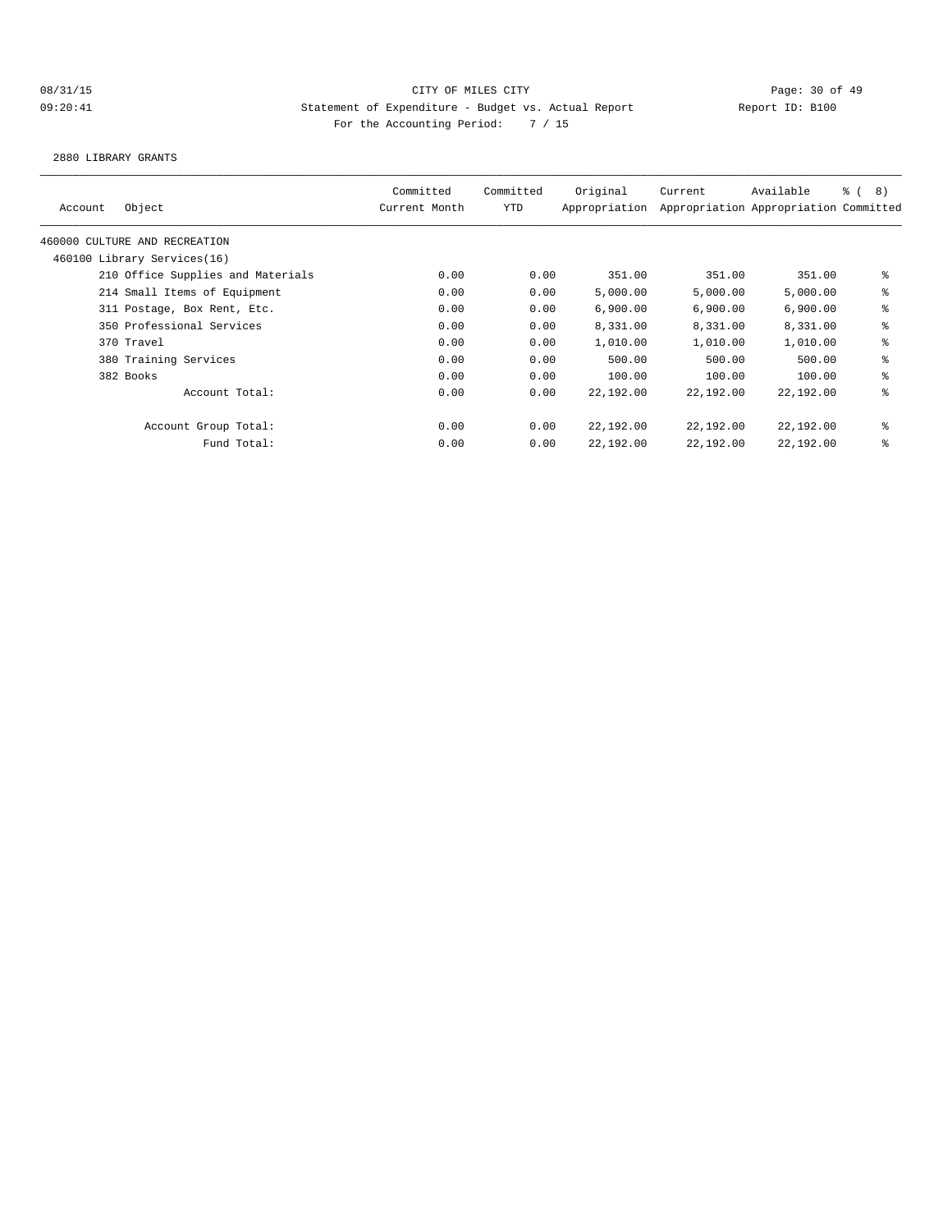CITY OF MILES CITY

Statement of Expenditure - Budget vs. Actual Report

For the Accounting Period: 7 / 15

08/31/15 09:20:41 — Report ID: B100

2880 LIBRARY GRANTS

| Account | Object | Committed Current Month | Committed YTD | Original Appropriation | Current Appropriation | Available Appropriation | % ( 8) Committed |
|---|---|---|---|---|---|---|---|
| 460000 CULTURE AND RECREATION | | | | | | | |
| 460100 Library Services(16) | | | | | | | |
| | 210 Office Supplies and Materials | 0.00 | 0.00 | 351.00 | 351.00 | 351.00 | % |
| | 214 Small Items of Equipment | 0.00 | 0.00 | 5,000.00 | 5,000.00 | 5,000.00 | % |
| | 311 Postage, Box Rent, Etc. | 0.00 | 0.00 | 6,900.00 | 6,900.00 | 6,900.00 | % |
| | 350 Professional Services | 0.00 | 0.00 | 8,331.00 | 8,331.00 | 8,331.00 | % |
| | 370 Travel | 0.00 | 0.00 | 1,010.00 | 1,010.00 | 1,010.00 | % |
| | 380 Training Services | 0.00 | 0.00 | 500.00 | 500.00 | 500.00 | % |
| | 382 Books | 0.00 | 0.00 | 100.00 | 100.00 | 100.00 | % |
| | Account Total: | 0.00 | 0.00 | 22,192.00 | 22,192.00 | 22,192.00 | % |
| | Account Group Total: | 0.00 | 0.00 | 22,192.00 | 22,192.00 | 22,192.00 | % |
| | Fund Total: | 0.00 | 0.00 | 22,192.00 | 22,192.00 | 22,192.00 | % |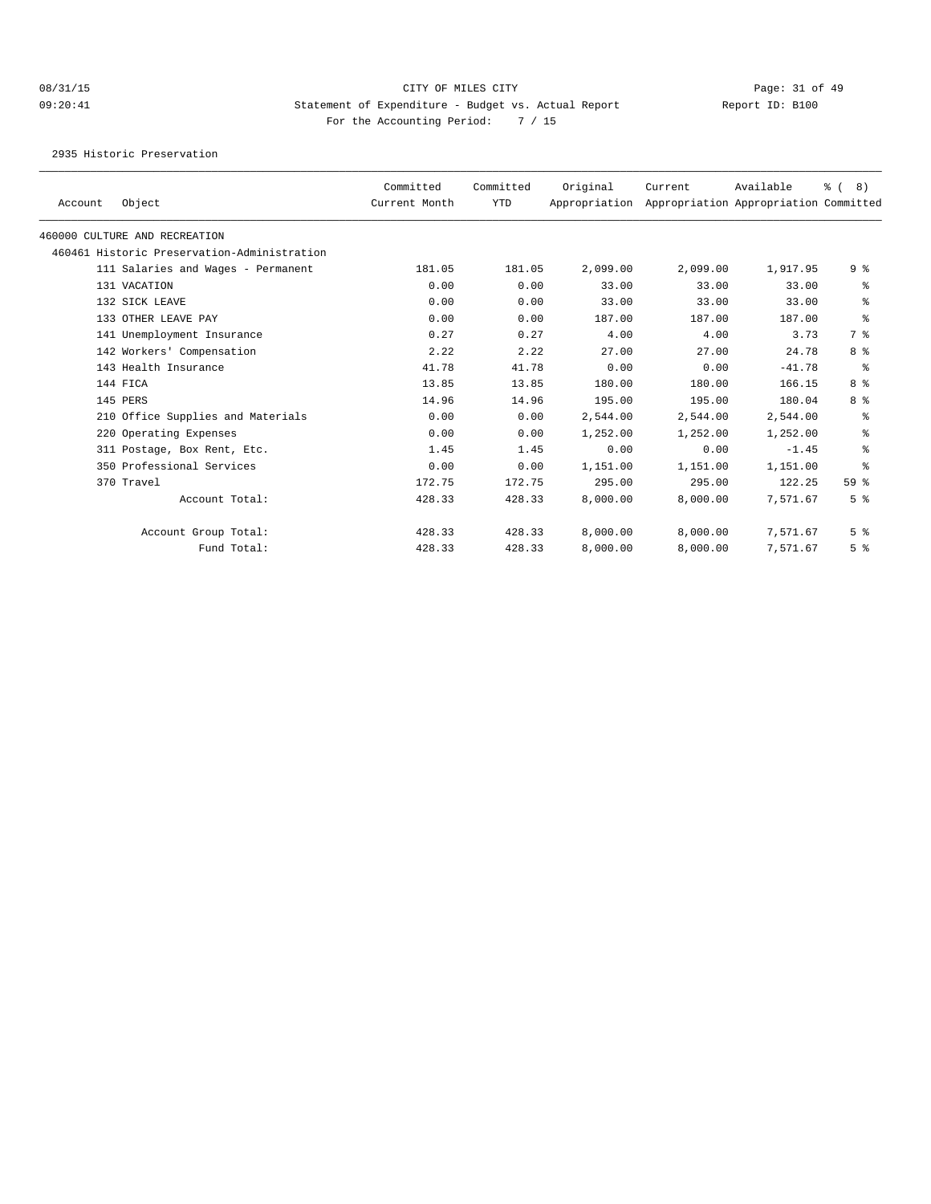CITY OF MILES CITY

Statement of Expenditure - Budget vs. Actual Report

Report ID: B100

For the Accounting Period: 7 / 15

2935 Historic Preservation

| Account | Object | Committed Current Month | Committed YTD | Original Appropriation | Current Appropriation | Available Appropriation | % ( 8) Committed |
|---|---|---|---|---|---|---|---|
| 460000 CULTURE AND RECREATION | | | | | | | |
| 460461 Historic Preservation-Administration | | | | | | | |
| | 111 Salaries and Wages - Permanent | 181.05 | 181.05 | 2,099.00 | 2,099.00 | 1,917.95 | 9 % |
| | 131 VACATION | 0.00 | 0.00 | 33.00 | 33.00 | 33.00 | % |
| | 132 SICK LEAVE | 0.00 | 0.00 | 33.00 | 33.00 | 33.00 | % |
| | 133 OTHER LEAVE PAY | 0.00 | 0.00 | 187.00 | 187.00 | 187.00 | % |
| | 141 Unemployment Insurance | 0.27 | 0.27 | 4.00 | 4.00 | 3.73 | 7 % |
| | 142 Workers' Compensation | 2.22 | 2.22 | 27.00 | 27.00 | 24.78 | 8 % |
| | 143 Health Insurance | 41.78 | 41.78 | 0.00 | 0.00 | -41.78 | % |
| | 144 FICA | 13.85 | 13.85 | 180.00 | 180.00 | 166.15 | 8 % |
| | 145 PERS | 14.96 | 14.96 | 195.00 | 195.00 | 180.04 | 8 % |
| | 210 Office Supplies and Materials | 0.00 | 0.00 | 2,544.00 | 2,544.00 | 2,544.00 | % |
| | 220 Operating Expenses | 0.00 | 0.00 | 1,252.00 | 1,252.00 | 1,252.00 | % |
| | 311 Postage, Box Rent, Etc. | 1.45 | 1.45 | 0.00 | 0.00 | -1.45 | % |
| | 350 Professional Services | 0.00 | 0.00 | 1,151.00 | 1,151.00 | 1,151.00 | % |
| | 370 Travel | 172.75 | 172.75 | 295.00 | 295.00 | 122.25 | 59 % |
| | Account Total: | 428.33 | 428.33 | 8,000.00 | 8,000.00 | 7,571.67 | 5 % |
| | Account Group Total: | 428.33 | 428.33 | 8,000.00 | 8,000.00 | 7,571.67 | 5 % |
| | Fund Total: | 428.33 | 428.33 | 8,000.00 | 8,000.00 | 7,571.67 | 5 % |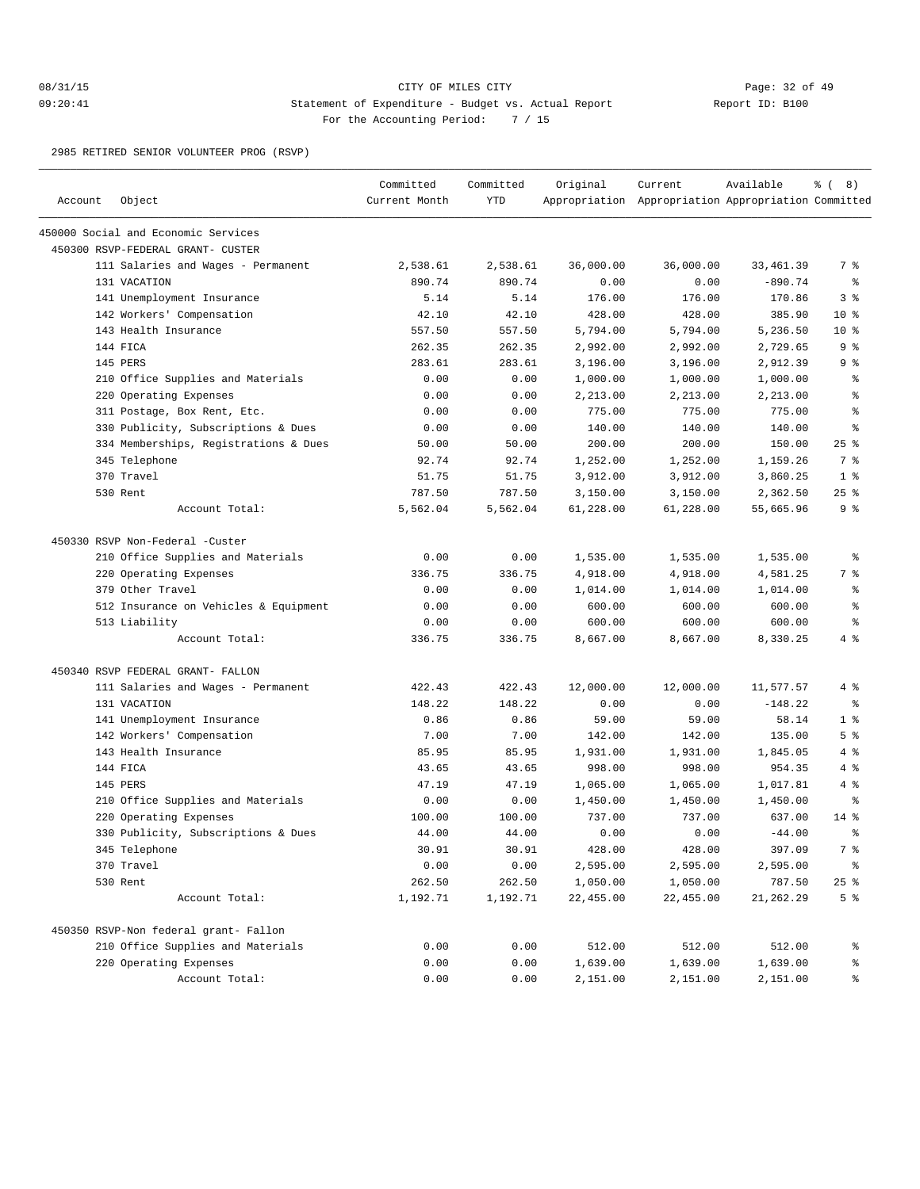CITY OF MILES CITY

Statement of Expenditure - Budget vs. Actual Report

Report ID: B100

For the Accounting Period: 7 / 15

08/31/15 09:20:41

2985 RETIRED SENIOR VOLUNTEER PROG (RSVP)

| Account | Object | Committed Current Month | Committed YTD | Original Appropriation | Current Appropriation | Available Appropriation | % ( 8) Committed |
|---|---|---|---|---|---|---|---|
| 450000 Social and Economic Services | | | | | | | |
| 450300 RSVP-FEDERAL GRANT- CUSTER | | | | | | | |
| | 111 Salaries and Wages - Permanent | 2,538.61 | 2,538.61 | 36,000.00 | 36,000.00 | 33,461.39 | 7 % |
| | 131 VACATION | 890.74 | 890.74 | 0.00 | 0.00 | -890.74 | % |
| | 141 Unemployment Insurance | 5.14 | 5.14 | 176.00 | 176.00 | 170.86 | 3 % |
| | 142 Workers' Compensation | 42.10 | 42.10 | 428.00 | 428.00 | 385.90 | 10 % |
| | 143 Health Insurance | 557.50 | 557.50 | 5,794.00 | 5,794.00 | 5,236.50 | 10 % |
| | 144 FICA | 262.35 | 262.35 | 2,992.00 | 2,992.00 | 2,729.65 | 9 % |
| | 145 PERS | 283.61 | 283.61 | 3,196.00 | 3,196.00 | 2,912.39 | 9 % |
| | 210 Office Supplies and Materials | 0.00 | 0.00 | 1,000.00 | 1,000.00 | 1,000.00 | % |
| | 220 Operating Expenses | 0.00 | 0.00 | 2,213.00 | 2,213.00 | 2,213.00 | % |
| | 311 Postage, Box Rent, Etc. | 0.00 | 0.00 | 775.00 | 775.00 | 775.00 | % |
| | 330 Publicity, Subscriptions & Dues | 0.00 | 0.00 | 140.00 | 140.00 | 140.00 | % |
| | 334 Memberships, Registrations & Dues | 50.00 | 50.00 | 200.00 | 200.00 | 150.00 | 25 % |
| | 345 Telephone | 92.74 | 92.74 | 1,252.00 | 1,252.00 | 1,159.26 | 7 % |
| | 370 Travel | 51.75 | 51.75 | 3,912.00 | 3,912.00 | 3,860.25 | 1 % |
| | 530 Rent | 787.50 | 787.50 | 3,150.00 | 3,150.00 | 2,362.50 | 25 % |
| | Account Total: | 5,562.04 | 5,562.04 | 61,228.00 | 61,228.00 | 55,665.96 | 9 % |
| 450330 RSVP Non-Federal -Custer | | | | | | | |
| | 210 Office Supplies and Materials | 0.00 | 0.00 | 1,535.00 | 1,535.00 | 1,535.00 | % |
| | 220 Operating Expenses | 336.75 | 336.75 | 4,918.00 | 4,918.00 | 4,581.25 | 7 % |
| | 379 Other Travel | 0.00 | 0.00 | 1,014.00 | 1,014.00 | 1,014.00 | % |
| | 512 Insurance on Vehicles & Equipment | 0.00 | 0.00 | 600.00 | 600.00 | 600.00 | % |
| | 513 Liability | 0.00 | 0.00 | 600.00 | 600.00 | 600.00 | % |
| | Account Total: | 336.75 | 336.75 | 8,667.00 | 8,667.00 | 8,330.25 | 4 % |
| 450340 RSVP FEDERAL GRANT- FALLON | | | | | | | |
| | 111 Salaries and Wages - Permanent | 422.43 | 422.43 | 12,000.00 | 12,000.00 | 11,577.57 | 4 % |
| | 131 VACATION | 148.22 | 148.22 | 0.00 | 0.00 | -148.22 | % |
| | 141 Unemployment Insurance | 0.86 | 0.86 | 59.00 | 59.00 | 58.14 | 1 % |
| | 142 Workers' Compensation | 7.00 | 7.00 | 142.00 | 142.00 | 135.00 | 5 % |
| | 143 Health Insurance | 85.95 | 85.95 | 1,931.00 | 1,931.00 | 1,845.05 | 4 % |
| | 144 FICA | 43.65 | 43.65 | 998.00 | 998.00 | 954.35 | 4 % |
| | 145 PERS | 47.19 | 47.19 | 1,065.00 | 1,065.00 | 1,017.81 | 4 % |
| | 210 Office Supplies and Materials | 0.00 | 0.00 | 1,450.00 | 1,450.00 | 1,450.00 | % |
| | 220 Operating Expenses | 100.00 | 100.00 | 737.00 | 737.00 | 637.00 | 14 % |
| | 330 Publicity, Subscriptions & Dues | 44.00 | 44.00 | 0.00 | 0.00 | -44.00 | % |
| | 345 Telephone | 30.91 | 30.91 | 428.00 | 428.00 | 397.09 | 7 % |
| | 370 Travel | 0.00 | 0.00 | 2,595.00 | 2,595.00 | 2,595.00 | % |
| | 530 Rent | 262.50 | 262.50 | 1,050.00 | 1,050.00 | 787.50 | 25 % |
| | Account Total: | 1,192.71 | 1,192.71 | 22,455.00 | 22,455.00 | 21,262.29 | 5 % |
| 450350 RSVP-Non federal grant- Fallon | | | | | | | |
| | 210 Office Supplies and Materials | 0.00 | 0.00 | 512.00 | 512.00 | 512.00 | % |
| | 220 Operating Expenses | 0.00 | 0.00 | 1,639.00 | 1,639.00 | 1,639.00 | % |
| | Account Total: | 0.00 | 0.00 | 2,151.00 | 2,151.00 | 2,151.00 | % |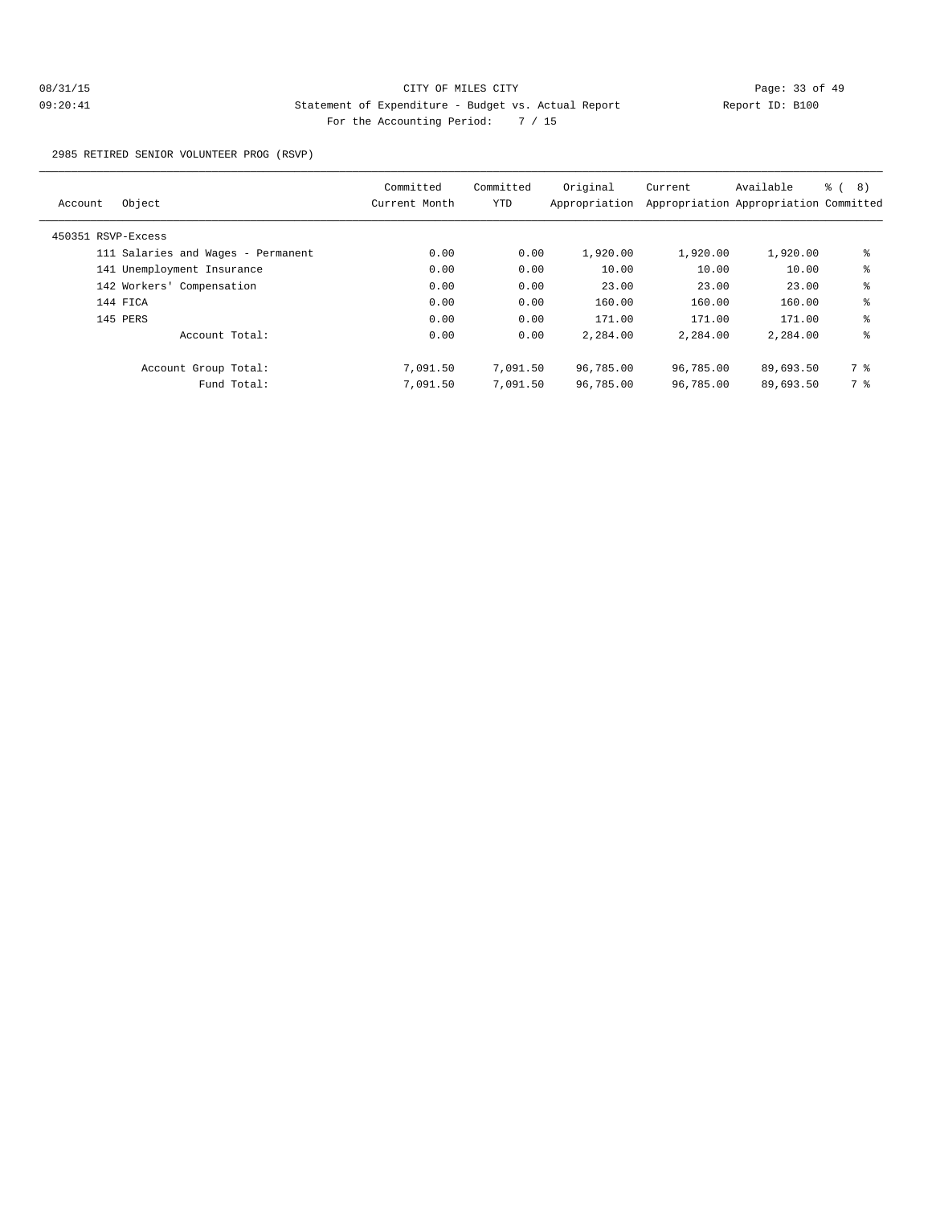CITY OF MILES CITY

Statement of Expenditure - Budget vs. Actual Report

Report ID: B100

For the Accounting Period: 7 / 15

2985 RETIRED SENIOR VOLUNTEER PROG (RSVP)

| Account | Object | Committed Current Month | Committed YTD | Original Appropriation | Current Appropriation | Available Appropriation | % ( 8) Committed |
|---|---|---|---|---|---|---|---|
| 450351 RSVP-Excess | | | | | | | |
| | 111 Salaries and Wages - Permanent | 0.00 | 0.00 | 1,920.00 | 1,920.00 | 1,920.00 | % |
| | 141 Unemployment Insurance | 0.00 | 0.00 | 10.00 | 10.00 | 10.00 | % |
| | 142 Workers' Compensation | 0.00 | 0.00 | 23.00 | 23.00 | 23.00 | % |
| | 144 FICA | 0.00 | 0.00 | 160.00 | 160.00 | 160.00 | % |
| | 145 PERS | 0.00 | 0.00 | 171.00 | 171.00 | 171.00 | % |
| | Account Total: | 0.00 | 0.00 | 2,284.00 | 2,284.00 | 2,284.00 | % |
| | Account Group Total: | 7,091.50 | 7,091.50 | 96,785.00 | 96,785.00 | 89,693.50 | 7 % |
| | Fund Total: | 7,091.50 | 7,091.50 | 96,785.00 | 96,785.00 | 89,693.50 | 7 % |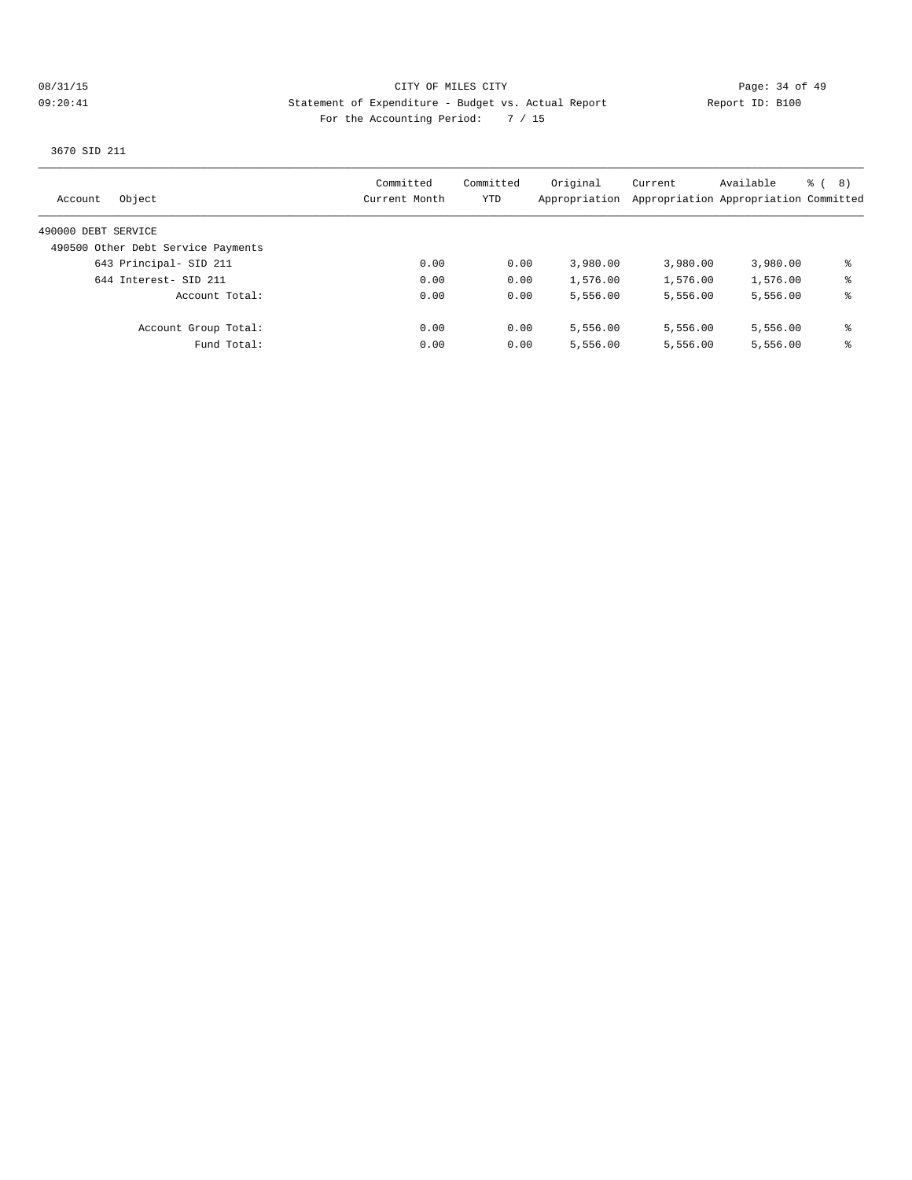CITY OF MILES CITY

Statement of Expenditure - Budget vs. Actual Report

Report ID: B100

For the Accounting Period: 7 / 15

08/31/15 09:20:41

3670 SID 211

| Account | Object | Committed Current Month | Committed YTD | Original Appropriation | Current Appropriation | Available Appropriation | % ( 8) Committed |
|---|---|---|---|---|---|---|---|
| 490000 DEBT SERVICE | | | | | | | |
| 490500 Other Debt Service Payments | | | | | | | |
| | 643 Principal- SID 211 | 0.00 | 0.00 | 3,980.00 | 3,980.00 | 3,980.00 | % |
| | 644 Interest- SID 211 | 0.00 | 0.00 | 1,576.00 | 1,576.00 | 1,576.00 | % |
| | Account Total: | 0.00 | 0.00 | 5,556.00 | 5,556.00 | 5,556.00 | % |
| | Account Group Total: | 0.00 | 0.00 | 5,556.00 | 5,556.00 | 5,556.00 | % |
| | Fund Total: | 0.00 | 0.00 | 5,556.00 | 5,556.00 | 5,556.00 | % |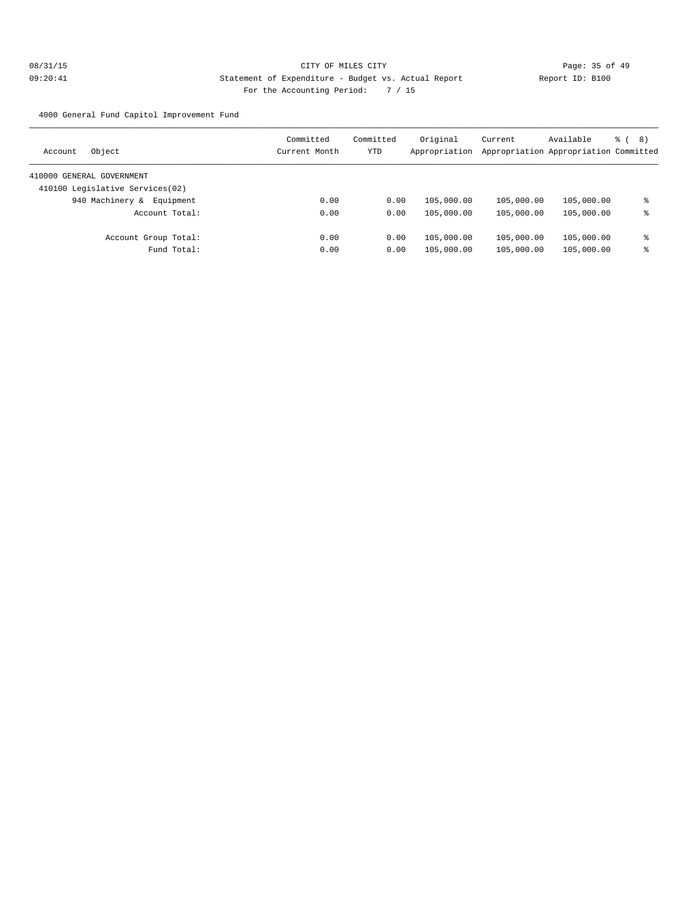CITY OF MILES CITY

Statement of Expenditure - Budget vs. Actual Report

Report ID: B100

08/31/15 09:20:41

For the Accounting Period: 7 / 15

4000 General Fund Capitol Improvement Fund

| Account | Object | Committed Current Month | Committed YTD | Original Appropriation | Current Appropriation | Available Appropriation | % ( 8) Committed |
|---|---|---|---|---|---|---|---|
| 410000 GENERAL GOVERNMENT | | | | | | | |
| 410100 Legislative Services(02) | | | | | | | |
| | 940 Machinery & Equipment | 0.00 | 0.00 | 105,000.00 | 105,000.00 | 105,000.00 | % |
| | Account Total: | 0.00 | 0.00 | 105,000.00 | 105,000.00 | 105,000.00 | % |
| | Account Group Total: | 0.00 | 0.00 | 105,000.00 | 105,000.00 | 105,000.00 | % |
| | Fund Total: | 0.00 | 0.00 | 105,000.00 | 105,000.00 | 105,000.00 | % |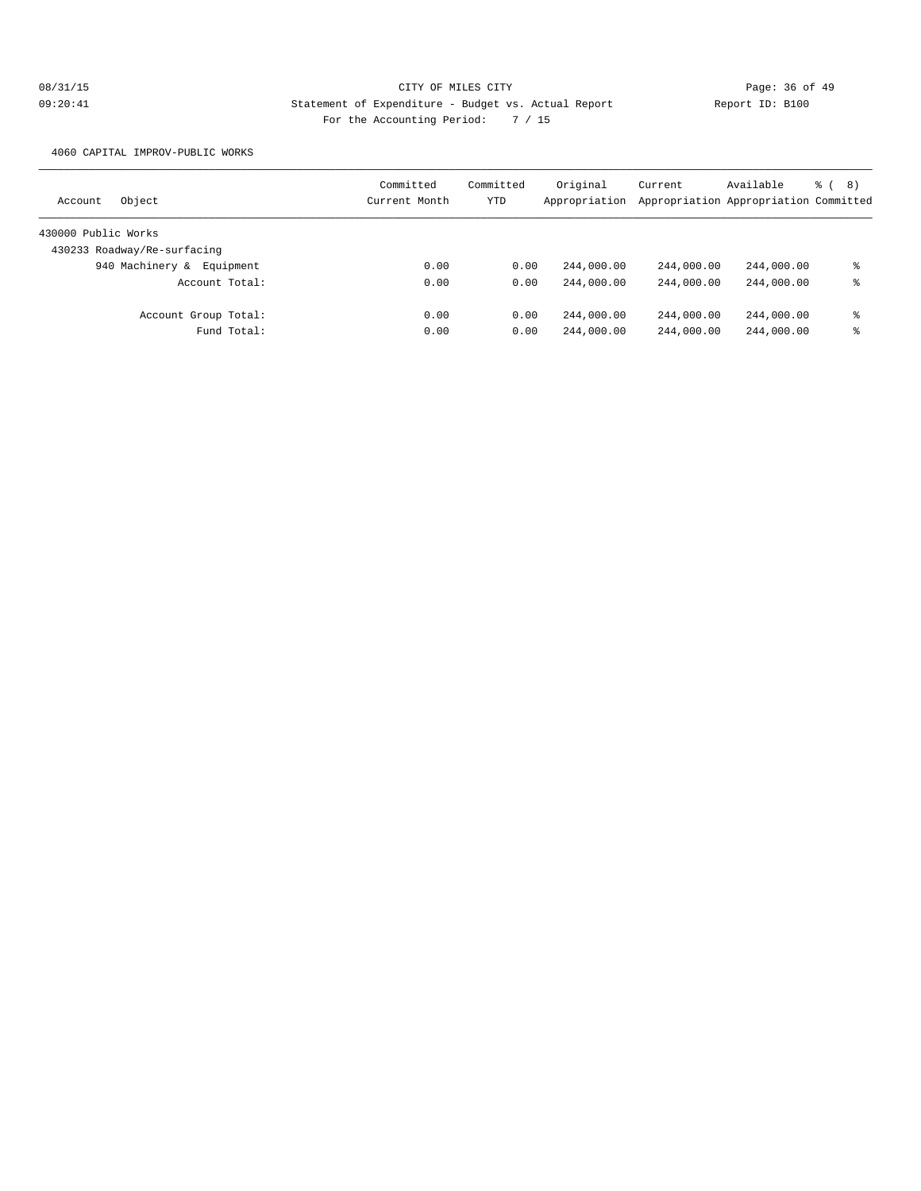CITY OF MILES CITY

Statement of Expenditure - Budget vs. Actual Report

For the Accounting Period: 7 / 15

08/31/15 09:20:41 Report ID: B100

4060 CAPITAL IMPROV-PUBLIC WORKS

| Account Object | Committed Current Month | Committed YTD | Original Appropriation | Current Appropriation | Available Appropriation | % ( 8) Committed |
|---|---|---|---|---|---|---|
| 430000 Public Works | | | | | | |
| 430233 Roadway/Re-surfacing | | | | | | |
| 940 Machinery & Equipment | 0.00 | 0.00 | 244,000.00 | 244,000.00 | 244,000.00 | % |
| Account Total: | 0.00 | 0.00 | 244,000.00 | 244,000.00 | 244,000.00 | % |
| Account Group Total: | 0.00 | 0.00 | 244,000.00 | 244,000.00 | 244,000.00 | % |
| Fund Total: | 0.00 | 0.00 | 244,000.00 | 244,000.00 | 244,000.00 | % |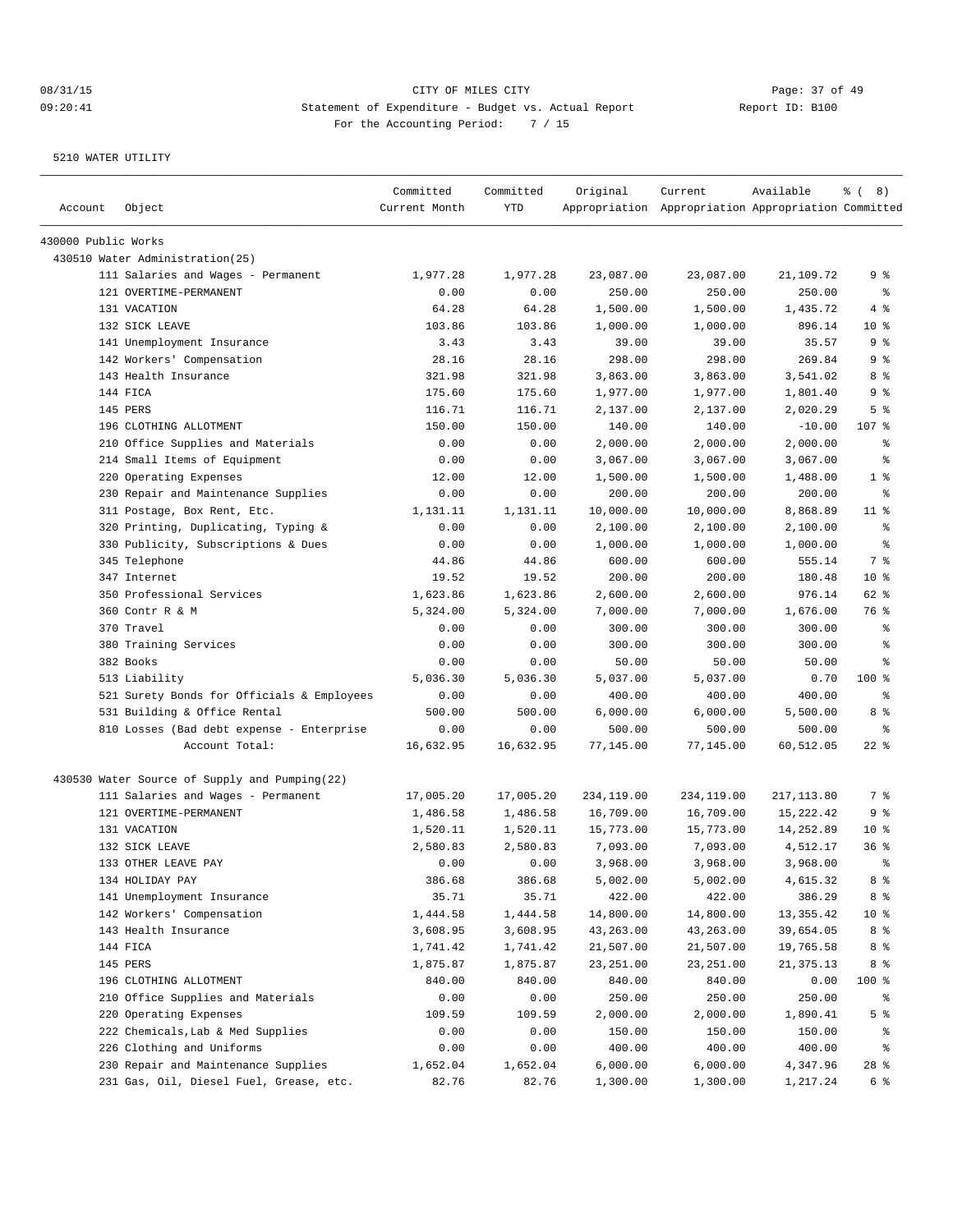CITY OF MILES CITY

Statement of Expenditure - Budget vs. Actual Report

For the Accounting Period: 7 / 15

5210 WATER UTILITY

| Account | Object | Committed Current Month | Committed YTD | Original Appropriation | Current Appropriation | Available Appropriation | % ( 8) Committed |
|---|---|---|---|---|---|---|---|
| 430000 Public Works | | | | | | | |
| 430510 Water Administration(25) | | | | | | | |
| | 111 Salaries and Wages - Permanent | 1,977.28 | 1,977.28 | 23,087.00 | 23,087.00 | 21,109.72 | 9 % |
| | 121 OVERTIME-PERMANENT | 0.00 | 0.00 | 250.00 | 250.00 | 250.00 | % |
| | 131 VACATION | 64.28 | 64.28 | 1,500.00 | 1,500.00 | 1,435.72 | 4 % |
| | 132 SICK LEAVE | 103.86 | 103.86 | 1,000.00 | 1,000.00 | 896.14 | 10 % |
| | 141 Unemployment Insurance | 3.43 | 3.43 | 39.00 | 39.00 | 35.57 | 9 % |
| | 142 Workers' Compensation | 28.16 | 28.16 | 298.00 | 298.00 | 269.84 | 9 % |
| | 143 Health Insurance | 321.98 | 321.98 | 3,863.00 | 3,863.00 | 3,541.02 | 8 % |
| | 144 FICA | 175.60 | 175.60 | 1,977.00 | 1,977.00 | 1,801.40 | 9 % |
| | 145 PERS | 116.71 | 116.71 | 2,137.00 | 2,137.00 | 2,020.29 | 5 % |
| | 196 CLOTHING ALLOTMENT | 150.00 | 150.00 | 140.00 | 140.00 | -10.00 | 107 % |
| | 210 Office Supplies and Materials | 0.00 | 0.00 | 2,000.00 | 2,000.00 | 2,000.00 | % |
| | 214 Small Items of Equipment | 0.00 | 0.00 | 3,067.00 | 3,067.00 | 3,067.00 | % |
| | 220 Operating Expenses | 12.00 | 12.00 | 1,500.00 | 1,500.00 | 1,488.00 | 1 % |
| | 230 Repair and Maintenance Supplies | 0.00 | 0.00 | 200.00 | 200.00 | 200.00 | % |
| | 311 Postage, Box Rent, Etc. | 1,131.11 | 1,131.11 | 10,000.00 | 10,000.00 | 8,868.89 | 11 % |
| | 320 Printing, Duplicating, Typing & | 0.00 | 0.00 | 2,100.00 | 2,100.00 | 2,100.00 | % |
| | 330 Publicity, Subscriptions & Dues | 0.00 | 0.00 | 1,000.00 | 1,000.00 | 1,000.00 | % |
| | 345 Telephone | 44.86 | 44.86 | 600.00 | 600.00 | 555.14 | 7 % |
| | 347 Internet | 19.52 | 19.52 | 200.00 | 200.00 | 180.48 | 10 % |
| | 350 Professional Services | 1,623.86 | 1,623.86 | 2,600.00 | 2,600.00 | 976.14 | 62 % |
| | 360 Contr R & M | 5,324.00 | 5,324.00 | 7,000.00 | 7,000.00 | 1,676.00 | 76 % |
| | 370 Travel | 0.00 | 0.00 | 300.00 | 300.00 | 300.00 | % |
| | 380 Training Services | 0.00 | 0.00 | 300.00 | 300.00 | 300.00 | % |
| | 382 Books | 0.00 | 0.00 | 50.00 | 50.00 | 50.00 | % |
| | 513 Liability | 5,036.30 | 5,036.30 | 5,037.00 | 5,037.00 | 0.70 | 100 % |
| | 521 Surety Bonds for Officials & Employees | 0.00 | 0.00 | 400.00 | 400.00 | 400.00 | % |
| | 531 Building & Office Rental | 500.00 | 500.00 | 6,000.00 | 6,000.00 | 5,500.00 | 8 % |
| | 810 Losses (Bad debt expense - Enterprise | 0.00 | 0.00 | 500.00 | 500.00 | 500.00 | % |
| | Account Total: | 16,632.95 | 16,632.95 | 77,145.00 | 77,145.00 | 60,512.05 | 22 % |
| 430530 Water Source of Supply and Pumping(22) | | | | | | | |
| | 111 Salaries and Wages - Permanent | 17,005.20 | 17,005.20 | 234,119.00 | 234,119.00 | 217,113.80 | 7 % |
| | 121 OVERTIME-PERMANENT | 1,486.58 | 1,486.58 | 16,709.00 | 16,709.00 | 15,222.42 | 9 % |
| | 131 VACATION | 1,520.11 | 1,520.11 | 15,773.00 | 15,773.00 | 14,252.89 | 10 % |
| | 132 SICK LEAVE | 2,580.83 | 2,580.83 | 7,093.00 | 7,093.00 | 4,512.17 | 36 % |
| | 133 OTHER LEAVE PAY | 0.00 | 0.00 | 3,968.00 | 3,968.00 | 3,968.00 | % |
| | 134 HOLIDAY PAY | 386.68 | 386.68 | 5,002.00 | 5,002.00 | 4,615.32 | 8 % |
| | 141 Unemployment Insurance | 35.71 | 35.71 | 422.00 | 422.00 | 386.29 | 8 % |
| | 142 Workers' Compensation | 1,444.58 | 1,444.58 | 14,800.00 | 14,800.00 | 13,355.42 | 10 % |
| | 143 Health Insurance | 3,608.95 | 3,608.95 | 43,263.00 | 43,263.00 | 39,654.05 | 8 % |
| | 144 FICA | 1,741.42 | 1,741.42 | 21,507.00 | 21,507.00 | 19,765.58 | 8 % |
| | 145 PERS | 1,875.87 | 1,875.87 | 23,251.00 | 23,251.00 | 21,375.13 | 8 % |
| | 196 CLOTHING ALLOTMENT | 840.00 | 840.00 | 840.00 | 840.00 | 0.00 | 100 % |
| | 210 Office Supplies and Materials | 0.00 | 0.00 | 250.00 | 250.00 | 250.00 | % |
| | 220 Operating Expenses | 109.59 | 109.59 | 2,000.00 | 2,000.00 | 1,890.41 | 5 % |
| | 222 Chemicals,Lab & Med Supplies | 0.00 | 0.00 | 150.00 | 150.00 | 150.00 | % |
| | 226 Clothing and Uniforms | 0.00 | 0.00 | 400.00 | 400.00 | 400.00 | % |
| | 230 Repair and Maintenance Supplies | 1,652.04 | 1,652.04 | 6,000.00 | 6,000.00 | 4,347.96 | 28 % |
| | 231 Gas, Oil, Diesel Fuel, Grease, etc. | 82.76 | 82.76 | 1,300.00 | 1,300.00 | 1,217.24 | 6 % |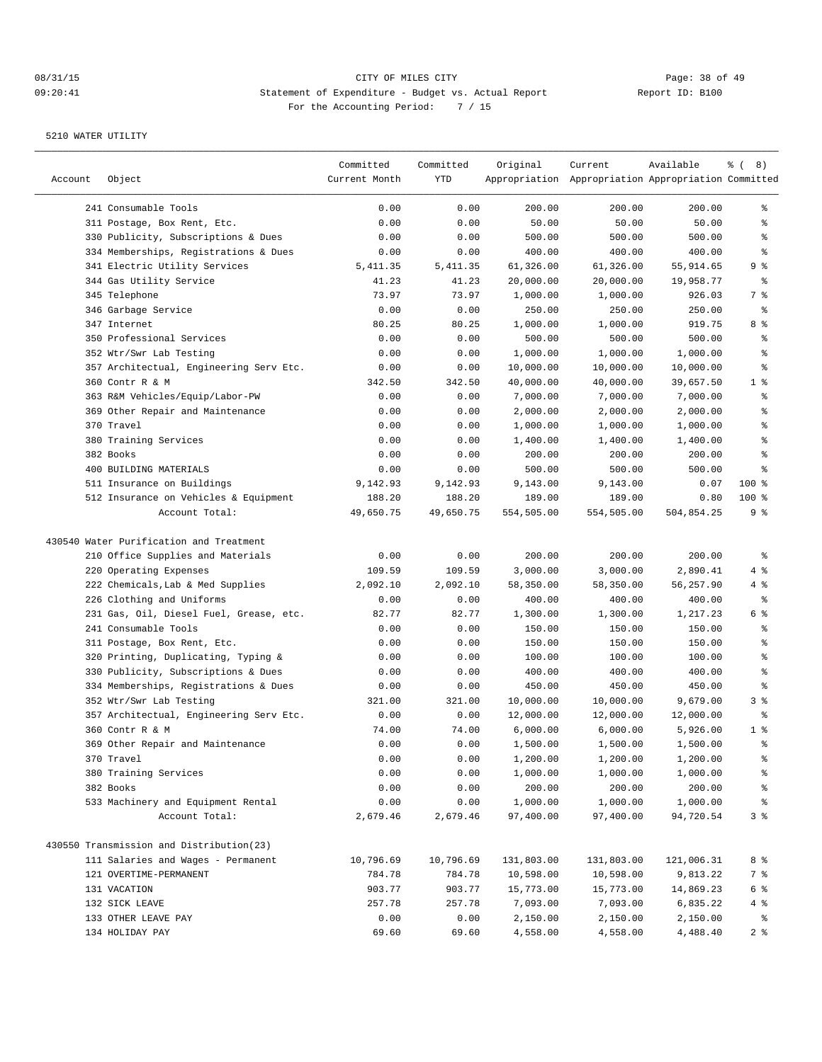CITY OF MILES CITY
Statement of Expenditure - Budget vs. Actual Report
For the Accounting Period: 7 / 15

08/31/15 09:20:41 Report ID: B100

5210 WATER UTILITY

| Account | Object | Committed Current Month | Committed YTD | Original Appropriation | Current Appropriation | Available Appropriation | % ( 8) Committed |
|---|---|---|---|---|---|---|---|
| | 241 Consumable Tools | 0.00 | 0.00 | 200.00 | 200.00 | 200.00 | % |
| | 311 Postage, Box Rent, Etc. | 0.00 | 0.00 | 50.00 | 50.00 | 50.00 | % |
| | 330 Publicity, Subscriptions & Dues | 0.00 | 0.00 | 500.00 | 500.00 | 500.00 | % |
| | 334 Memberships, Registrations & Dues | 0.00 | 0.00 | 400.00 | 400.00 | 400.00 | % |
| | 341 Electric Utility Services | 5,411.35 | 5,411.35 | 61,326.00 | 61,326.00 | 55,914.65 | 9 % |
| | 344 Gas Utility Service | 41.23 | 41.23 | 20,000.00 | 20,000.00 | 19,958.77 | % |
| | 345 Telephone | 73.97 | 73.97 | 1,000.00 | 1,000.00 | 926.03 | 7 % |
| | 346 Garbage Service | 0.00 | 0.00 | 250.00 | 250.00 | 250.00 | % |
| | 347 Internet | 80.25 | 80.25 | 1,000.00 | 1,000.00 | 919.75 | 8 % |
| | 350 Professional Services | 0.00 | 0.00 | 500.00 | 500.00 | 500.00 | % |
| | 352 Wtr/Swr Lab Testing | 0.00 | 0.00 | 1,000.00 | 1,000.00 | 1,000.00 | % |
| | 357 Architectual, Engineering Serv Etc. | 0.00 | 0.00 | 10,000.00 | 10,000.00 | 10,000.00 | % |
| | 360 Contr R & M | 342.50 | 342.50 | 40,000.00 | 40,000.00 | 39,657.50 | 1 % |
| | 363 R&M Vehicles/Equip/Labor-PW | 0.00 | 0.00 | 7,000.00 | 7,000.00 | 7,000.00 | % |
| | 369 Other Repair and Maintenance | 0.00 | 0.00 | 2,000.00 | 2,000.00 | 2,000.00 | % |
| | 370 Travel | 0.00 | 0.00 | 1,000.00 | 1,000.00 | 1,000.00 | % |
| | 380 Training Services | 0.00 | 0.00 | 1,400.00 | 1,400.00 | 1,400.00 | % |
| | 382 Books | 0.00 | 0.00 | 200.00 | 200.00 | 200.00 | % |
| | 400 BUILDING MATERIALS | 0.00 | 0.00 | 500.00 | 500.00 | 500.00 | % |
| | 511 Insurance on Buildings | 9,142.93 | 9,142.93 | 9,143.00 | 9,143.00 | 0.07 | 100 % |
| | 512 Insurance on Vehicles & Equipment | 188.20 | 188.20 | 189.00 | 189.00 | 0.80 | 100 % |
| | Account Total: | 49,650.75 | 49,650.75 | 554,505.00 | 554,505.00 | 504,854.25 | 9 % |
| 430540 Water Purification and Treatment | | | | | | | |
| | 210 Office Supplies and Materials | 0.00 | 0.00 | 200.00 | 200.00 | 200.00 | % |
| | 220 Operating Expenses | 109.59 | 109.59 | 3,000.00 | 3,000.00 | 2,890.41 | 4 % |
| | 222 Chemicals,Lab & Med Supplies | 2,092.10 | 2,092.10 | 58,350.00 | 58,350.00 | 56,257.90 | 4 % |
| | 226 Clothing and Uniforms | 0.00 | 0.00 | 400.00 | 400.00 | 400.00 | % |
| | 231 Gas, Oil, Diesel Fuel, Grease, etc. | 82.77 | 82.77 | 1,300.00 | 1,300.00 | 1,217.23 | 6 % |
| | 241 Consumable Tools | 0.00 | 0.00 | 150.00 | 150.00 | 150.00 | % |
| | 311 Postage, Box Rent, Etc. | 0.00 | 0.00 | 150.00 | 150.00 | 150.00 | % |
| | 320 Printing, Duplicating, Typing & | 0.00 | 0.00 | 100.00 | 100.00 | 100.00 | % |
| | 330 Publicity, Subscriptions & Dues | 0.00 | 0.00 | 400.00 | 400.00 | 400.00 | % |
| | 334 Memberships, Registrations & Dues | 0.00 | 0.00 | 450.00 | 450.00 | 450.00 | % |
| | 352 Wtr/Swr Lab Testing | 321.00 | 321.00 | 10,000.00 | 10,000.00 | 9,679.00 | 3 % |
| | 357 Architectual, Engineering Serv Etc. | 0.00 | 0.00 | 12,000.00 | 12,000.00 | 12,000.00 | % |
| | 360 Contr R & M | 74.00 | 74.00 | 6,000.00 | 6,000.00 | 5,926.00 | 1 % |
| | 369 Other Repair and Maintenance | 0.00 | 0.00 | 1,500.00 | 1,500.00 | 1,500.00 | % |
| | 370 Travel | 0.00 | 0.00 | 1,200.00 | 1,200.00 | 1,200.00 | % |
| | 380 Training Services | 0.00 | 0.00 | 1,000.00 | 1,000.00 | 1,000.00 | % |
| | 382 Books | 0.00 | 0.00 | 200.00 | 200.00 | 200.00 | % |
| | 533 Machinery and Equipment Rental | 0.00 | 0.00 | 1,000.00 | 1,000.00 | 1,000.00 | % |
| | Account Total: | 2,679.46 | 2,679.46 | 97,400.00 | 97,400.00 | 94,720.54 | 3 % |
| 430550 Transmission and Distribution(23) | | | | | | | |
| | 111 Salaries and Wages - Permanent | 10,796.69 | 10,796.69 | 131,803.00 | 131,803.00 | 121,006.31 | 8 % |
| | 121 OVERTIME-PERMANENT | 784.78 | 784.78 | 10,598.00 | 10,598.00 | 9,813.22 | 7 % |
| | 131 VACATION | 903.77 | 903.77 | 15,773.00 | 15,773.00 | 14,869.23 | 6 % |
| | 132 SICK LEAVE | 257.78 | 257.78 | 7,093.00 | 7,093.00 | 6,835.22 | 4 % |
| | 133 OTHER LEAVE PAY | 0.00 | 0.00 | 2,150.00 | 2,150.00 | 2,150.00 | % |
| | 134 HOLIDAY PAY | 69.60 | 69.60 | 4,558.00 | 4,558.00 | 4,488.40 | 2 % |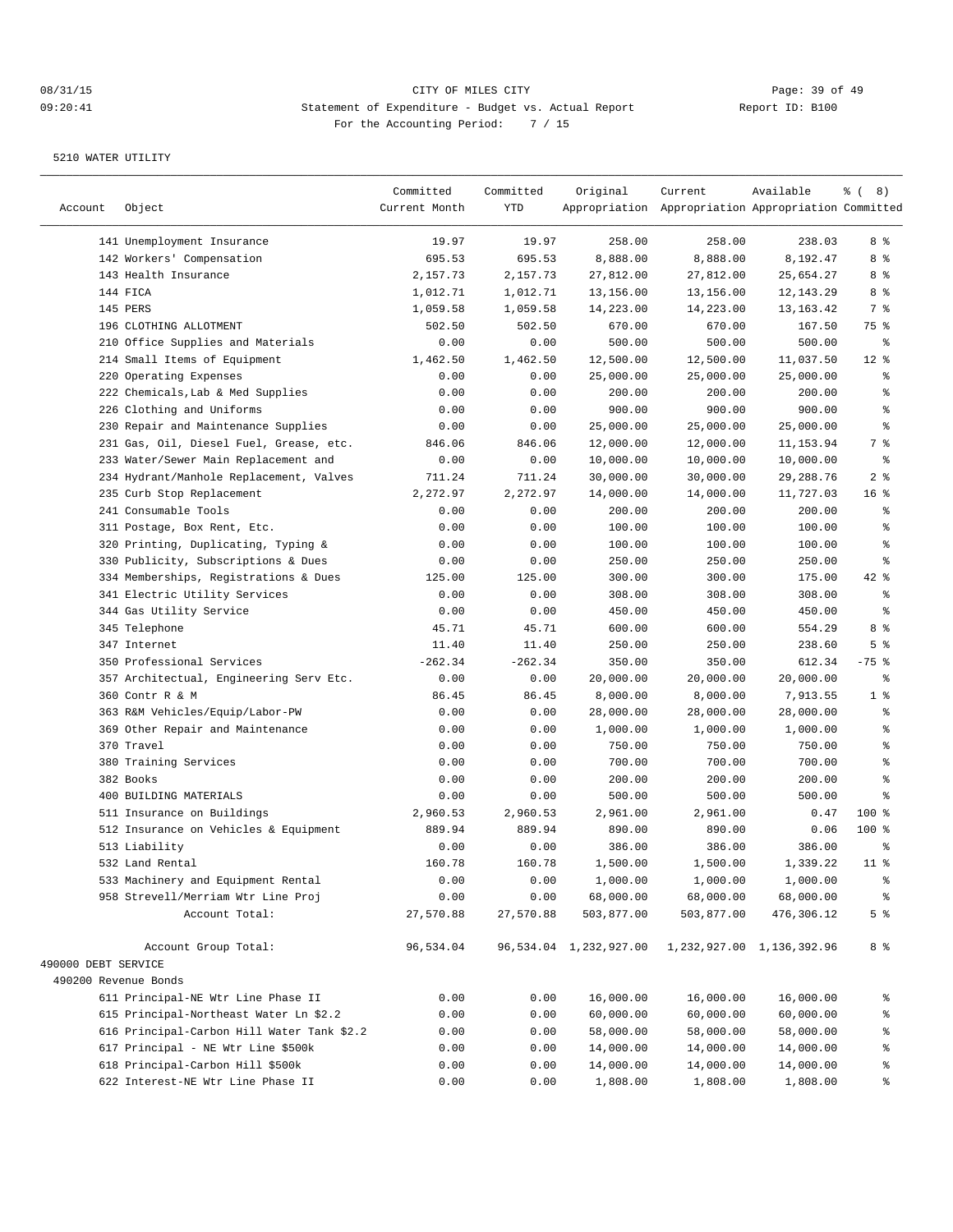08/31/15 CITY OF MILES CITY
09:20:41 Statement of Expenditure - Budget vs. Actual Report Report ID: B100
For the Accounting Period: 7 / 15

5210 WATER UTILITY

| Account | Object | Committed Current Month | Committed YTD | Original Appropriation | Current Appropriation | Available Appropriation | % ( 8) Committed |
|---|---|---|---|---|---|---|---|
| | 141 Unemployment Insurance | 19.97 | 19.97 | 258.00 | 258.00 | 238.03 | 8 % |
| | 142 Workers' Compensation | 695.53 | 695.53 | 8,888.00 | 8,888.00 | 8,192.47 | 8 % |
| | 143 Health Insurance | 2,157.73 | 2,157.73 | 27,812.00 | 27,812.00 | 25,654.27 | 8 % |
| | 144 FICA | 1,012.71 | 1,012.71 | 13,156.00 | 13,156.00 | 12,143.29 | 8 % |
| | 145 PERS | 1,059.58 | 1,059.58 | 14,223.00 | 14,223.00 | 13,163.42 | 7 % |
| | 196 CLOTHING ALLOTMENT | 502.50 | 502.50 | 670.00 | 670.00 | 167.50 | 75 % |
| | 210 Office Supplies and Materials | 0.00 | 0.00 | 500.00 | 500.00 | 500.00 | % |
| | 214 Small Items of Equipment | 1,462.50 | 1,462.50 | 12,500.00 | 12,500.00 | 11,037.50 | 12 % |
| | 220 Operating Expenses | 0.00 | 0.00 | 25,000.00 | 25,000.00 | 25,000.00 | % |
| | 222 Chemicals,Lab & Med Supplies | 0.00 | 0.00 | 200.00 | 200.00 | 200.00 | % |
| | 226 Clothing and Uniforms | 0.00 | 0.00 | 900.00 | 900.00 | 900.00 | % |
| | 230 Repair and Maintenance Supplies | 0.00 | 0.00 | 25,000.00 | 25,000.00 | 25,000.00 | % |
| | 231 Gas, Oil, Diesel Fuel, Grease, etc. | 846.06 | 846.06 | 12,000.00 | 12,000.00 | 11,153.94 | 7 % |
| | 233 Water/Sewer Main Replacement and | 0.00 | 0.00 | 10,000.00 | 10,000.00 | 10,000.00 | % |
| | 234 Hydrant/Manhole Replacement, Valves | 711.24 | 711.24 | 30,000.00 | 30,000.00 | 29,288.76 | 2 % |
| | 235 Curb Stop Replacement | 2,272.97 | 2,272.97 | 14,000.00 | 14,000.00 | 11,727.03 | 16 % |
| | 241 Consumable Tools | 0.00 | 0.00 | 200.00 | 200.00 | 200.00 | % |
| | 311 Postage, Box Rent, Etc. | 0.00 | 0.00 | 100.00 | 100.00 | 100.00 | % |
| | 320 Printing, Duplicating, Typing & | 0.00 | 0.00 | 100.00 | 100.00 | 100.00 | % |
| | 330 Publicity, Subscriptions & Dues | 0.00 | 0.00 | 250.00 | 250.00 | 250.00 | % |
| | 334 Memberships, Registrations & Dues | 125.00 | 125.00 | 300.00 | 300.00 | 175.00 | 42 % |
| | 341 Electric Utility Services | 0.00 | 0.00 | 308.00 | 308.00 | 308.00 | % |
| | 344 Gas Utility Service | 0.00 | 0.00 | 450.00 | 450.00 | 450.00 | % |
| | 345 Telephone | 45.71 | 45.71 | 600.00 | 600.00 | 554.29 | 8 % |
| | 347 Internet | 11.40 | 11.40 | 250.00 | 250.00 | 238.60 | 5 % |
| | 350 Professional Services | -262.34 | -262.34 | 350.00 | 350.00 | 612.34 | -75 % |
| | 357 Architectual, Engineering Serv Etc. | 0.00 | 0.00 | 20,000.00 | 20,000.00 | 20,000.00 | % |
| | 360 Contr R & M | 86.45 | 86.45 | 8,000.00 | 8,000.00 | 7,913.55 | 1 % |
| | 363 R&M Vehicles/Equip/Labor-PW | 0.00 | 0.00 | 28,000.00 | 28,000.00 | 28,000.00 | % |
| | 369 Other Repair and Maintenance | 0.00 | 0.00 | 1,000.00 | 1,000.00 | 1,000.00 | % |
| | 370 Travel | 0.00 | 0.00 | 750.00 | 750.00 | 750.00 | % |
| | 380 Training Services | 0.00 | 0.00 | 700.00 | 700.00 | 700.00 | % |
| | 382 Books | 0.00 | 0.00 | 200.00 | 200.00 | 200.00 | % |
| | 400 BUILDING MATERIALS | 0.00 | 0.00 | 500.00 | 500.00 | 500.00 | % |
| | 511 Insurance on Buildings | 2,960.53 | 2,960.53 | 2,961.00 | 2,961.00 | 0.47 | 100 % |
| | 512 Insurance on Vehicles & Equipment | 889.94 | 889.94 | 890.00 | 890.00 | 0.06 | 100 % |
| | 513 Liability | 0.00 | 0.00 | 386.00 | 386.00 | 386.00 | % |
| | 532 Land Rental | 160.78 | 160.78 | 1,500.00 | 1,500.00 | 1,339.22 | 11 % |
| | 533 Machinery and Equipment Rental | 0.00 | 0.00 | 1,000.00 | 1,000.00 | 1,000.00 | % |
| | 958 Strevell/Merriam Wtr Line Proj | 0.00 | 0.00 | 68,000.00 | 68,000.00 | 68,000.00 | % |
| | Account Total: | 27,570.88 | 27,570.88 | 503,877.00 | 503,877.00 | 476,306.12 | 5 % |
| | Account Group Total: | 96,534.04 | 96,534.04 | 1,232,927.00 | 1,232,927.00 | 1,136,392.96 | 8 % |
| 490000 DEBT SERVICE | | | | | | | |
| 490200 Revenue Bonds | | | | | | | |
| | 611 Principal-NE Wtr Line Phase II | 0.00 | 0.00 | 16,000.00 | 16,000.00 | 16,000.00 | % |
| | 615 Principal-Northeast Water Ln $2.2 | 0.00 | 0.00 | 60,000.00 | 60,000.00 | 60,000.00 | % |
| | 616 Principal-Carbon Hill Water Tank $2.2 | 0.00 | 0.00 | 58,000.00 | 58,000.00 | 58,000.00 | % |
| | 617 Principal - NE Wtr Line $500k | 0.00 | 0.00 | 14,000.00 | 14,000.00 | 14,000.00 | % |
| | 618 Principal-Carbon Hill $500k | 0.00 | 0.00 | 14,000.00 | 14,000.00 | 14,000.00 | % |
| | 622 Interest-NE Wtr Line Phase II | 0.00 | 0.00 | 1,808.00 | 1,808.00 | 1,808.00 | % |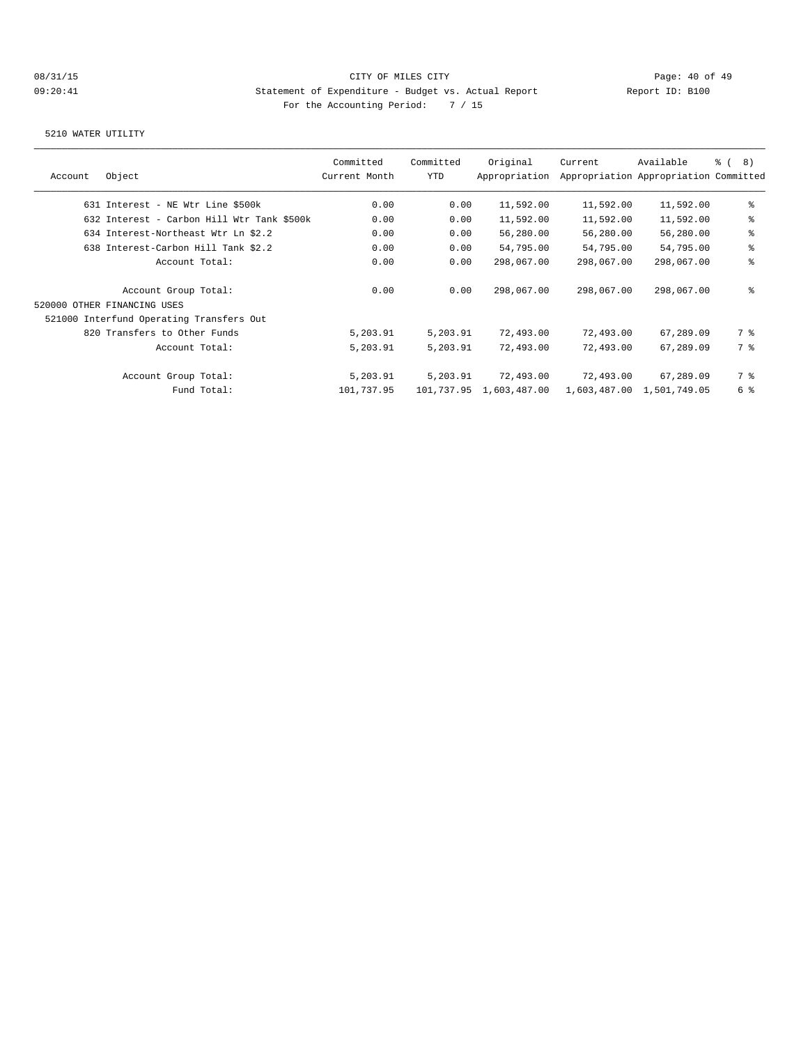CITY OF MILES CITY

Statement of Expenditure - Budget vs. Actual Report

Report ID: B100

For the Accounting Period: 7 / 15

5210 WATER UTILITY

| Account | Object | Committed Current Month | Committed YTD | Original Appropriation | Current Appropriation | Available Appropriation | % ( 8) Committed |
|---|---|---|---|---|---|---|---|
| 631 | Interest - NE Wtr Line $500k | 0.00 | 0.00 | 11,592.00 | 11,592.00 | 11,592.00 | % |
| 632 | Interest - Carbon Hill Wtr Tank $500k | 0.00 | 0.00 | 11,592.00 | 11,592.00 | 11,592.00 | % |
| 634 | Interest-Northeast Wtr Ln $2.2 | 0.00 | 0.00 | 56,280.00 | 56,280.00 | 56,280.00 | % |
| 638 | Interest-Carbon Hill Tank $2.2 | 0.00 | 0.00 | 54,795.00 | 54,795.00 | 54,795.00 | % |
| | Account Total: | 0.00 | 0.00 | 298,067.00 | 298,067.00 | 298,067.00 | % |
| | Account Group Total: | 0.00 | 0.00 | 298,067.00 | 298,067.00 | 298,067.00 | % |
| 520000 OTHER FINANCING USES | | | | | | | |
| 521000 Interfund Operating Transfers Out | | | | | | | |
| 820 | Transfers to Other Funds | 5,203.91 | 5,203.91 | 72,493.00 | 72,493.00 | 67,289.09 | 7 % |
| | Account Total: | 5,203.91 | 5,203.91 | 72,493.00 | 72,493.00 | 67,289.09 | 7 % |
| | Account Group Total: | 5,203.91 | 5,203.91 | 72,493.00 | 72,493.00 | 67,289.09 | 7 % |
| | Fund Total: | 101,737.95 | 101,737.95 | 1,603,487.00 | 1,603,487.00 | 1,501,749.05 | 6 % |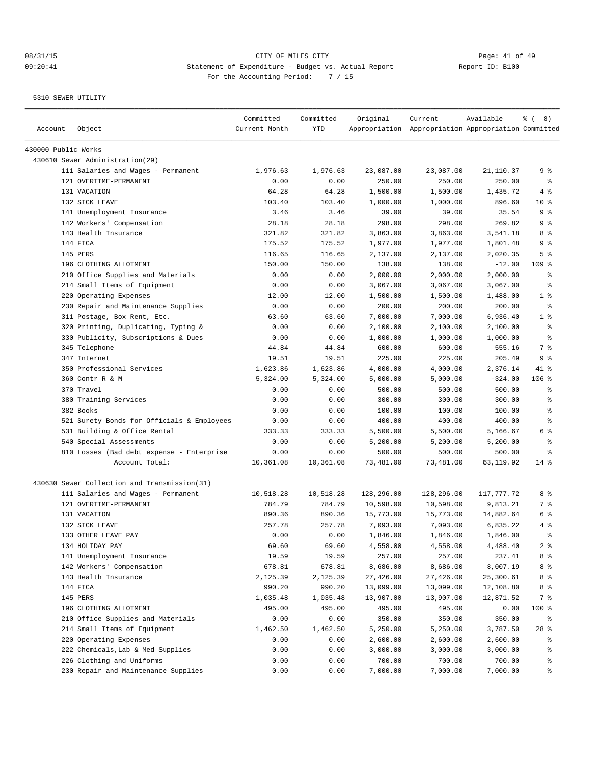CITY OF MILES CITY

Statement of Expenditure - Budget vs. Actual Report

For the Accounting Period: 7 / 15

5310 SEWER UTILITY

| Account | Object | Committed Current Month | Committed YTD | Original Appropriation | Current Appropriation | Available Appropriation | % ( 8) Committed |
|---|---|---|---|---|---|---|---|
| 430000 Public Works | | | | | | | |
| 430610 Sewer Administration(29) | | | | | | | |
| | 111 Salaries and Wages - Permanent | 1,976.63 | 1,976.63 | 23,087.00 | 23,087.00 | 21,110.37 | 9 % |
| | 121 OVERTIME-PERMANENT | 0.00 | 0.00 | 250.00 | 250.00 | 250.00 | % |
| | 131 VACATION | 64.28 | 64.28 | 1,500.00 | 1,500.00 | 1,435.72 | 4 % |
| | 132 SICK LEAVE | 103.40 | 103.40 | 1,000.00 | 1,000.00 | 896.60 | 10 % |
| | 141 Unemployment Insurance | 3.46 | 3.46 | 39.00 | 39.00 | 35.54 | 9 % |
| | 142 Workers' Compensation | 28.18 | 28.18 | 298.00 | 298.00 | 269.82 | 9 % |
| | 143 Health Insurance | 321.82 | 321.82 | 3,863.00 | 3,863.00 | 3,541.18 | 8 % |
| | 144 FICA | 175.52 | 175.52 | 1,977.00 | 1,977.00 | 1,801.48 | 9 % |
| | 145 PERS | 116.65 | 116.65 | 2,137.00 | 2,137.00 | 2,020.35 | 5 % |
| | 196 CLOTHING ALLOTMENT | 150.00 | 150.00 | 138.00 | 138.00 | -12.00 | 109 % |
| | 210 Office Supplies and Materials | 0.00 | 0.00 | 2,000.00 | 2,000.00 | 2,000.00 | % |
| | 214 Small Items of Equipment | 0.00 | 0.00 | 3,067.00 | 3,067.00 | 3,067.00 | % |
| | 220 Operating Expenses | 12.00 | 12.00 | 1,500.00 | 1,500.00 | 1,488.00 | 1 % |
| | 230 Repair and Maintenance Supplies | 0.00 | 0.00 | 200.00 | 200.00 | 200.00 | % |
| | 311 Postage, Box Rent, Etc. | 63.60 | 63.60 | 7,000.00 | 7,000.00 | 6,936.40 | 1 % |
| | 320 Printing, Duplicating, Typing & | 0.00 | 0.00 | 2,100.00 | 2,100.00 | 2,100.00 | % |
| | 330 Publicity, Subscriptions & Dues | 0.00 | 0.00 | 1,000.00 | 1,000.00 | 1,000.00 | % |
| | 345 Telephone | 44.84 | 44.84 | 600.00 | 600.00 | 555.16 | 7 % |
| | 347 Internet | 19.51 | 19.51 | 225.00 | 225.00 | 205.49 | 9 % |
| | 350 Professional Services | 1,623.86 | 1,623.86 | 4,000.00 | 4,000.00 | 2,376.14 | 41 % |
| | 360 Contr R & M | 5,324.00 | 5,324.00 | 5,000.00 | 5,000.00 | -324.00 | 106 % |
| | 370 Travel | 0.00 | 0.00 | 500.00 | 500.00 | 500.00 | % |
| | 380 Training Services | 0.00 | 0.00 | 300.00 | 300.00 | 300.00 | % |
| | 382 Books | 0.00 | 0.00 | 100.00 | 100.00 | 100.00 | % |
| | 521 Surety Bonds for Officials & Employees | 0.00 | 0.00 | 400.00 | 400.00 | 400.00 | % |
| | 531 Building & Office Rental | 333.33 | 333.33 | 5,500.00 | 5,500.00 | 5,166.67 | 6 % |
| | 540 Special Assessments | 0.00 | 0.00 | 5,200.00 | 5,200.00 | 5,200.00 | % |
| | 810 Losses (Bad debt expense - Enterprise | 0.00 | 0.00 | 500.00 | 500.00 | 500.00 | % |
| | Account Total: | 10,361.08 | 10,361.08 | 73,481.00 | 73,481.00 | 63,119.92 | 14 % |
| 430630 Sewer Collection and Transmission(31) | | | | | | | |
| | 111 Salaries and Wages - Permanent | 10,518.28 | 10,518.28 | 128,296.00 | 128,296.00 | 117,777.72 | 8 % |
| | 121 OVERTIME-PERMANENT | 784.79 | 784.79 | 10,598.00 | 10,598.00 | 9,813.21 | 7 % |
| | 131 VACATION | 890.36 | 890.36 | 15,773.00 | 15,773.00 | 14,882.64 | 6 % |
| | 132 SICK LEAVE | 257.78 | 257.78 | 7,093.00 | 7,093.00 | 6,835.22 | 4 % |
| | 133 OTHER LEAVE PAY | 0.00 | 0.00 | 1,846.00 | 1,846.00 | 1,846.00 | % |
| | 134 HOLIDAY PAY | 69.60 | 69.60 | 4,558.00 | 4,558.00 | 4,488.40 | 2 % |
| | 141 Unemployment Insurance | 19.59 | 19.59 | 257.00 | 257.00 | 237.41 | 8 % |
| | 142 Workers' Compensation | 678.81 | 678.81 | 8,686.00 | 8,686.00 | 8,007.19 | 8 % |
| | 143 Health Insurance | 2,125.39 | 2,125.39 | 27,426.00 | 27,426.00 | 25,300.61 | 8 % |
| | 144 FICA | 990.20 | 990.20 | 13,099.00 | 13,099.00 | 12,108.80 | 8 % |
| | 145 PERS | 1,035.48 | 1,035.48 | 13,907.00 | 13,907.00 | 12,871.52 | 7 % |
| | 196 CLOTHING ALLOTMENT | 495.00 | 495.00 | 495.00 | 495.00 | 0.00 | 100 % |
| | 210 Office Supplies and Materials | 0.00 | 0.00 | 350.00 | 350.00 | 350.00 | % |
| | 214 Small Items of Equipment | 1,462.50 | 1,462.50 | 5,250.00 | 5,250.00 | 3,787.50 | 28 % |
| | 220 Operating Expenses | 0.00 | 0.00 | 2,600.00 | 2,600.00 | 2,600.00 | % |
| | 222 Chemicals,Lab & Med Supplies | 0.00 | 0.00 | 3,000.00 | 3,000.00 | 3,000.00 | % |
| | 226 Clothing and Uniforms | 0.00 | 0.00 | 700.00 | 700.00 | 700.00 | % |
| | 230 Repair and Maintenance Supplies | 0.00 | 0.00 | 7,000.00 | 7,000.00 | 7,000.00 | % |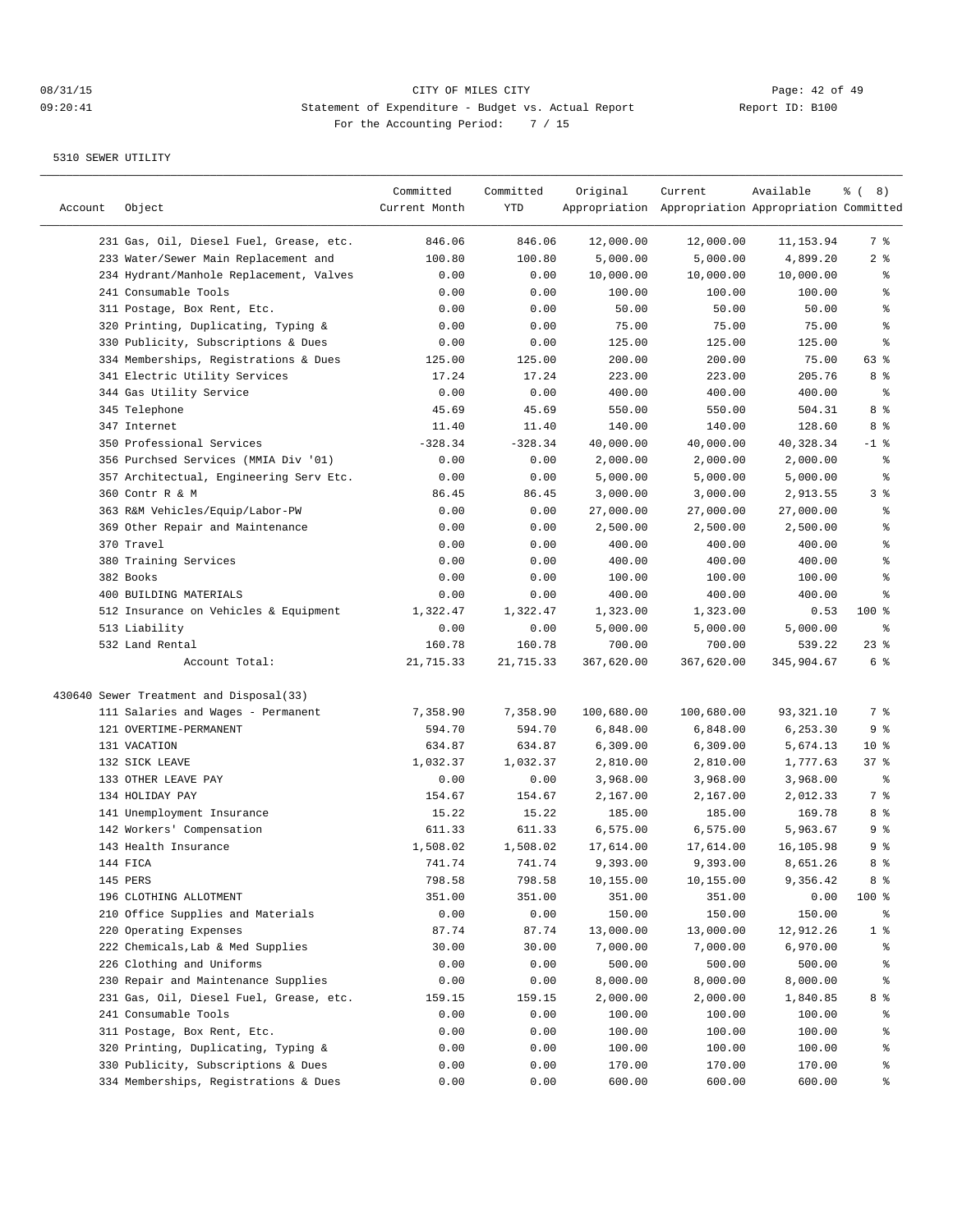CITY OF MILES CITY
Statement of Expenditure - Budget vs. Actual Report
For the Accounting Period: 7 / 15

08/31/15 09:20:41 Report ID: B100

5310 SEWER UTILITY

| Account | Object | Committed Current Month | Committed YTD | Original Appropriation | Current Appropriation | Available Appropriation | % ( 8) Committed |
|---|---|---|---|---|---|---|---|
| | 231 Gas, Oil, Diesel Fuel, Grease, etc. | 846.06 | 846.06 | 12,000.00 | 12,000.00 | 11,153.94 | 7 % |
| | 233 Water/Sewer Main Replacement and | 100.80 | 100.80 | 5,000.00 | 5,000.00 | 4,899.20 | 2 % |
| | 234 Hydrant/Manhole Replacement, Valves | 0.00 | 0.00 | 10,000.00 | 10,000.00 | 10,000.00 | % |
| | 241 Consumable Tools | 0.00 | 0.00 | 100.00 | 100.00 | 100.00 | % |
| | 311 Postage, Box Rent, Etc. | 0.00 | 0.00 | 50.00 | 50.00 | 50.00 | % |
| | 320 Printing, Duplicating, Typing & | 0.00 | 0.00 | 75.00 | 75.00 | 75.00 | % |
| | 330 Publicity, Subscriptions & Dues | 0.00 | 0.00 | 125.00 | 125.00 | 125.00 | % |
| | 334 Memberships, Registrations & Dues | 125.00 | 125.00 | 200.00 | 200.00 | 75.00 | 63 % |
| | 341 Electric Utility Services | 17.24 | 17.24 | 223.00 | 223.00 | 205.76 | 8 % |
| | 344 Gas Utility Service | 0.00 | 0.00 | 400.00 | 400.00 | 400.00 | % |
| | 345 Telephone | 45.69 | 45.69 | 550.00 | 550.00 | 504.31 | 8 % |
| | 347 Internet | 11.40 | 11.40 | 140.00 | 140.00 | 128.60 | 8 % |
| | 350 Professional Services | -328.34 | -328.34 | 40,000.00 | 40,000.00 | 40,328.34 | -1 % |
| | 356 Purchsed Services (MMIA Div '01) | 0.00 | 0.00 | 2,000.00 | 2,000.00 | 2,000.00 | % |
| | 357 Architectual, Engineering Serv Etc. | 0.00 | 0.00 | 5,000.00 | 5,000.00 | 5,000.00 | % |
| | 360 Contr R & M | 86.45 | 86.45 | 3,000.00 | 3,000.00 | 2,913.55 | 3 % |
| | 363 R&M Vehicles/Equip/Labor-PW | 0.00 | 0.00 | 27,000.00 | 27,000.00 | 27,000.00 | % |
| | 369 Other Repair and Maintenance | 0.00 | 0.00 | 2,500.00 | 2,500.00 | 2,500.00 | % |
| | 370 Travel | 0.00 | 0.00 | 400.00 | 400.00 | 400.00 | % |
| | 380 Training Services | 0.00 | 0.00 | 400.00 | 400.00 | 400.00 | % |
| | 382 Books | 0.00 | 0.00 | 100.00 | 100.00 | 100.00 | % |
| | 400 BUILDING MATERIALS | 0.00 | 0.00 | 400.00 | 400.00 | 400.00 | % |
| | 512 Insurance on Vehicles & Equipment | 1,322.47 | 1,322.47 | 1,323.00 | 1,323.00 | 0.53 | 100 % |
| | 513 Liability | 0.00 | 0.00 | 5,000.00 | 5,000.00 | 5,000.00 | % |
| | 532 Land Rental | 160.78 | 160.78 | 700.00 | 700.00 | 539.22 | 23 % |
| | Account Total: | 21,715.33 | 21,715.33 | 367,620.00 | 367,620.00 | 345,904.67 | 6 % |
| 430640 Sewer Treatment and Disposal(33) | | | | | | | |
| | 111 Salaries and Wages - Permanent | 7,358.90 | 7,358.90 | 100,680.00 | 100,680.00 | 93,321.10 | 7 % |
| | 121 OVERTIME-PERMANENT | 594.70 | 594.70 | 6,848.00 | 6,848.00 | 6,253.30 | 9 % |
| | 131 VACATION | 634.87 | 634.87 | 6,309.00 | 6,309.00 | 5,674.13 | 10 % |
| | 132 SICK LEAVE | 1,032.37 | 1,032.37 | 2,810.00 | 2,810.00 | 1,777.63 | 37 % |
| | 133 OTHER LEAVE PAY | 0.00 | 0.00 | 3,968.00 | 3,968.00 | 3,968.00 | % |
| | 134 HOLIDAY PAY | 154.67 | 154.67 | 2,167.00 | 2,167.00 | 2,012.33 | 7 % |
| | 141 Unemployment Insurance | 15.22 | 15.22 | 185.00 | 185.00 | 169.78 | 8 % |
| | 142 Workers' Compensation | 611.33 | 611.33 | 6,575.00 | 6,575.00 | 5,963.67 | 9 % |
| | 143 Health Insurance | 1,508.02 | 1,508.02 | 17,614.00 | 17,614.00 | 16,105.98 | 9 % |
| | 144 FICA | 741.74 | 741.74 | 9,393.00 | 9,393.00 | 8,651.26 | 8 % |
| | 145 PERS | 798.58 | 798.58 | 10,155.00 | 10,155.00 | 9,356.42 | 8 % |
| | 196 CLOTHING ALLOTMENT | 351.00 | 351.00 | 351.00 | 351.00 | 0.00 | 100 % |
| | 210 Office Supplies and Materials | 0.00 | 0.00 | 150.00 | 150.00 | 150.00 | % |
| | 220 Operating Expenses | 87.74 | 87.74 | 13,000.00 | 13,000.00 | 12,912.26 | 1 % |
| | 222 Chemicals,Lab & Med Supplies | 30.00 | 30.00 | 7,000.00 | 7,000.00 | 6,970.00 | % |
| | 226 Clothing and Uniforms | 0.00 | 0.00 | 500.00 | 500.00 | 500.00 | % |
| | 230 Repair and Maintenance Supplies | 0.00 | 0.00 | 8,000.00 | 8,000.00 | 8,000.00 | % |
| | 231 Gas, Oil, Diesel Fuel, Grease, etc. | 159.15 | 159.15 | 2,000.00 | 2,000.00 | 1,840.85 | 8 % |
| | 241 Consumable Tools | 0.00 | 0.00 | 100.00 | 100.00 | 100.00 | % |
| | 311 Postage, Box Rent, Etc. | 0.00 | 0.00 | 100.00 | 100.00 | 100.00 | % |
| | 320 Printing, Duplicating, Typing & | 0.00 | 0.00 | 100.00 | 100.00 | 100.00 | % |
| | 330 Publicity, Subscriptions & Dues | 0.00 | 0.00 | 170.00 | 170.00 | 170.00 | % |
| | 334 Memberships, Registrations & Dues | 0.00 | 0.00 | 600.00 | 600.00 | 600.00 | % |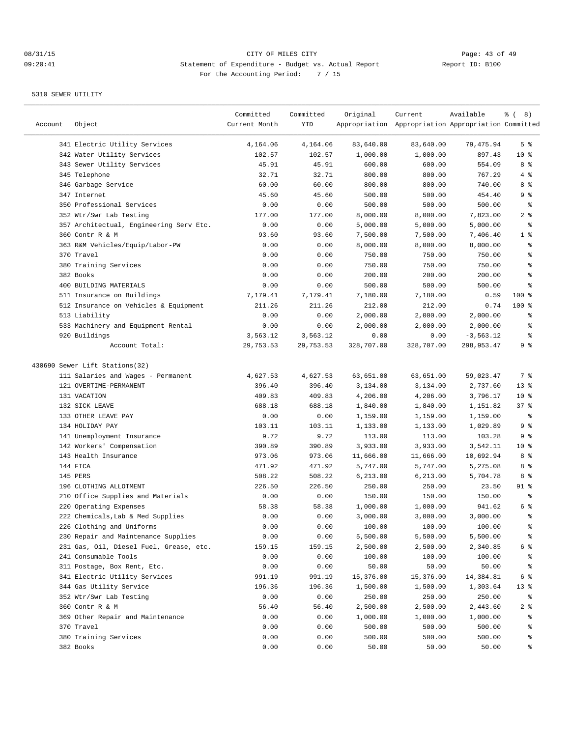CITY OF MILES CITY
Statement of Expenditure - Budget vs. Actual Report
For the Accounting Period: 7 / 15

5310 SEWER UTILITY

| Account | Object | Committed Current Month | Committed YTD | Original Appropriation | Current Appropriation | Available Appropriation | % ( 8) Committed |
|---|---|---|---|---|---|---|---|
| | 341 Electric Utility Services | 4,164.06 | 4,164.06 | 83,640.00 | 83,640.00 | 79,475.94 | 5 % |
| | 342 Water Utility Services | 102.57 | 102.57 | 1,000.00 | 1,000.00 | 897.43 | 10 % |
| | 343 Sewer Utility Services | 45.91 | 45.91 | 600.00 | 600.00 | 554.09 | 8 % |
| | 345 Telephone | 32.71 | 32.71 | 800.00 | 800.00 | 767.29 | 4 % |
| | 346 Garbage Service | 60.00 | 60.00 | 800.00 | 800.00 | 740.00 | 8 % |
| | 347 Internet | 45.60 | 45.60 | 500.00 | 500.00 | 454.40 | 9 % |
| | 350 Professional Services | 0.00 | 0.00 | 500.00 | 500.00 | 500.00 | % |
| | 352 Wtr/Swr Lab Testing | 177.00 | 177.00 | 8,000.00 | 8,000.00 | 7,823.00 | 2 % |
| | 357 Architectual, Engineering Serv Etc. | 0.00 | 0.00 | 5,000.00 | 5,000.00 | 5,000.00 | % |
| | 360 Contr R & M | 93.60 | 93.60 | 7,500.00 | 7,500.00 | 7,406.40 | 1 % |
| | 363 R&M Vehicles/Equip/Labor-PW | 0.00 | 0.00 | 8,000.00 | 8,000.00 | 8,000.00 | % |
| | 370 Travel | 0.00 | 0.00 | 750.00 | 750.00 | 750.00 | % |
| | 380 Training Services | 0.00 | 0.00 | 750.00 | 750.00 | 750.00 | % |
| | 382 Books | 0.00 | 0.00 | 200.00 | 200.00 | 200.00 | % |
| | 400 BUILDING MATERIALS | 0.00 | 0.00 | 500.00 | 500.00 | 500.00 | % |
| | 511 Insurance on Buildings | 7,179.41 | 7,179.41 | 7,180.00 | 7,180.00 | 0.59 | 100 % |
| | 512 Insurance on Vehicles & Equipment | 211.26 | 211.26 | 212.00 | 212.00 | 0.74 | 100 % |
| | 513 Liability | 0.00 | 0.00 | 2,000.00 | 2,000.00 | 2,000.00 | % |
| | 533 Machinery and Equipment Rental | 0.00 | 0.00 | 2,000.00 | 2,000.00 | 2,000.00 | % |
| | 920 Buildings | 3,563.12 | 3,563.12 | 0.00 | 0.00 | -3,563.12 | % |
| | Account Total: | 29,753.53 | 29,753.53 | 328,707.00 | 328,707.00 | 298,953.47 | 9 % |
| 430690 Sewer Lift Stations(32) | | | | | | | |
| | 111 Salaries and Wages - Permanent | 4,627.53 | 4,627.53 | 63,651.00 | 63,651.00 | 59,023.47 | 7 % |
| | 121 OVERTIME-PERMANENT | 396.40 | 396.40 | 3,134.00 | 3,134.00 | 2,737.60 | 13 % |
| | 131 VACATION | 409.83 | 409.83 | 4,206.00 | 4,206.00 | 3,796.17 | 10 % |
| | 132 SICK LEAVE | 688.18 | 688.18 | 1,840.00 | 1,840.00 | 1,151.82 | 37 % |
| | 133 OTHER LEAVE PAY | 0.00 | 0.00 | 1,159.00 | 1,159.00 | 1,159.00 | % |
| | 134 HOLIDAY PAY | 103.11 | 103.11 | 1,133.00 | 1,133.00 | 1,029.89 | 9 % |
| | 141 Unemployment Insurance | 9.72 | 9.72 | 113.00 | 113.00 | 103.28 | 9 % |
| | 142 Workers' Compensation | 390.89 | 390.89 | 3,933.00 | 3,933.00 | 3,542.11 | 10 % |
| | 143 Health Insurance | 973.06 | 973.06 | 11,666.00 | 11,666.00 | 10,692.94 | 8 % |
| | 144 FICA | 471.92 | 471.92 | 5,747.00 | 5,747.00 | 5,275.08 | 8 % |
| | 145 PERS | 508.22 | 508.22 | 6,213.00 | 6,213.00 | 5,704.78 | 8 % |
| | 196 CLOTHING ALLOTMENT | 226.50 | 226.50 | 250.00 | 250.00 | 23.50 | 91 % |
| | 210 Office Supplies and Materials | 0.00 | 0.00 | 150.00 | 150.00 | 150.00 | % |
| | 220 Operating Expenses | 58.38 | 58.38 | 1,000.00 | 1,000.00 | 941.62 | 6 % |
| | 222 Chemicals,Lab & Med Supplies | 0.00 | 0.00 | 3,000.00 | 3,000.00 | 3,000.00 | % |
| | 226 Clothing and Uniforms | 0.00 | 0.00 | 100.00 | 100.00 | 100.00 | % |
| | 230 Repair and Maintenance Supplies | 0.00 | 0.00 | 5,500.00 | 5,500.00 | 5,500.00 | % |
| | 231 Gas, Oil, Diesel Fuel, Grease, etc. | 159.15 | 159.15 | 2,500.00 | 2,500.00 | 2,340.85 | 6 % |
| | 241 Consumable Tools | 0.00 | 0.00 | 100.00 | 100.00 | 100.00 | % |
| | 311 Postage, Box Rent, Etc. | 0.00 | 0.00 | 50.00 | 50.00 | 50.00 | % |
| | 341 Electric Utility Services | 991.19 | 991.19 | 15,376.00 | 15,376.00 | 14,384.81 | 6 % |
| | 344 Gas Utility Service | 196.36 | 196.36 | 1,500.00 | 1,500.00 | 1,303.64 | 13 % |
| | 352 Wtr/Swr Lab Testing | 0.00 | 0.00 | 250.00 | 250.00 | 250.00 | % |
| | 360 Contr R & M | 56.40 | 56.40 | 2,500.00 | 2,500.00 | 2,443.60 | 2 % |
| | 369 Other Repair and Maintenance | 0.00 | 0.00 | 1,000.00 | 1,000.00 | 1,000.00 | % |
| | 370 Travel | 0.00 | 0.00 | 500.00 | 500.00 | 500.00 | % |
| | 380 Training Services | 0.00 | 0.00 | 500.00 | 500.00 | 500.00 | % |
| | 382 Books | 0.00 | 0.00 | 50.00 | 50.00 | 50.00 | % |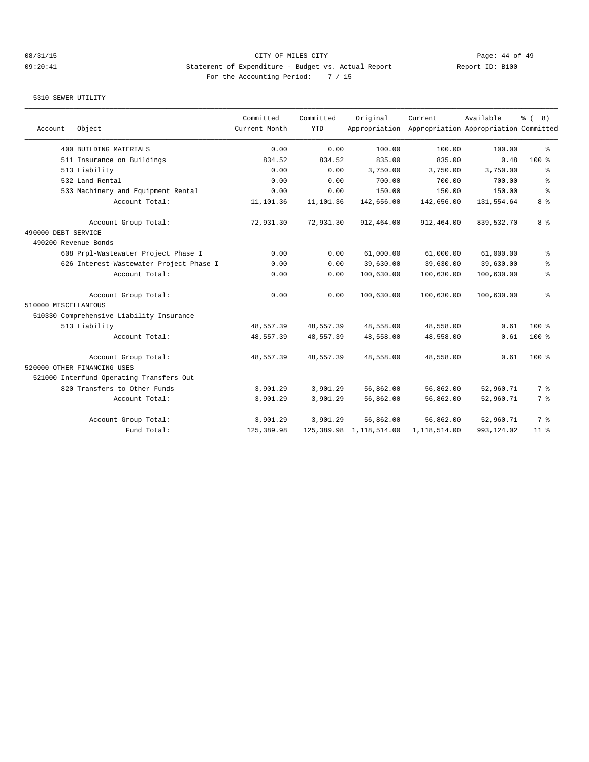CITY OF MILES CITY
Statement of Expenditure - Budget vs. Actual Report
For the Accounting Period: 7 / 15

08/31/15 09:20:41 Report ID: B100

5310 SEWER UTILITY

| Account | Object | Committed Current Month | Committed YTD | Original Appropriation | Current Appropriation | Available Appropriation | % ( 8) Committed |
|---|---|---|---|---|---|---|---|
| | 400 BUILDING MATERIALS | 0.00 | 0.00 | 100.00 | 100.00 | 100.00 | % |
| | 511 Insurance on Buildings | 834.52 | 834.52 | 835.00 | 835.00 | 0.48 | 100 % |
| | 513 Liability | 0.00 | 0.00 | 3,750.00 | 3,750.00 | 3,750.00 | % |
| | 532 Land Rental | 0.00 | 0.00 | 700.00 | 700.00 | 700.00 | % |
| | 533 Machinery and Equipment Rental | 0.00 | 0.00 | 150.00 | 150.00 | 150.00 | % |
| | Account Total: | 11,101.36 | 11,101.36 | 142,656.00 | 142,656.00 | 131,554.64 | 8 % |
| | Account Group Total: | 72,931.30 | 72,931.30 | 912,464.00 | 912,464.00 | 839,532.70 | 8 % |
| 490000 DEBT SERVICE | | | | | | | |
| 490200 Revenue Bonds | | | | | | | |
| | 608 Prpl-Wastewater Project Phase I | 0.00 | 0.00 | 61,000.00 | 61,000.00 | 61,000.00 | % |
| | 626 Interest-Wastewater Project Phase I | 0.00 | 0.00 | 39,630.00 | 39,630.00 | 39,630.00 | % |
| | Account Total: | 0.00 | 0.00 | 100,630.00 | 100,630.00 | 100,630.00 | % |
| | Account Group Total: | 0.00 | 0.00 | 100,630.00 | 100,630.00 | 100,630.00 | % |
| 510000 MISCELLANEOUS | | | | | | | |
| 510330 Comprehensive Liability Insurance | | | | | | | |
| | 513 Liability | 48,557.39 | 48,557.39 | 48,558.00 | 48,558.00 | 0.61 | 100 % |
| | Account Total: | 48,557.39 | 48,557.39 | 48,558.00 | 48,558.00 | 0.61 | 100 % |
| | Account Group Total: | 48,557.39 | 48,557.39 | 48,558.00 | 48,558.00 | 0.61 | 100 % |
| 520000 OTHER FINANCING USES | | | | | | | |
| 521000 Interfund Operating Transfers Out | | | | | | | |
| | 820 Transfers to Other Funds | 3,901.29 | 3,901.29 | 56,862.00 | 56,862.00 | 52,960.71 | 7 % |
| | Account Total: | 3,901.29 | 3,901.29 | 56,862.00 | 56,862.00 | 52,960.71 | 7 % |
| | Account Group Total: | 3,901.29 | 3,901.29 | 56,862.00 | 56,862.00 | 52,960.71 | 7 % |
| | Fund Total: | 125,389.98 | 125,389.98 | 1,118,514.00 | 1,118,514.00 | 993,124.02 | 11 % |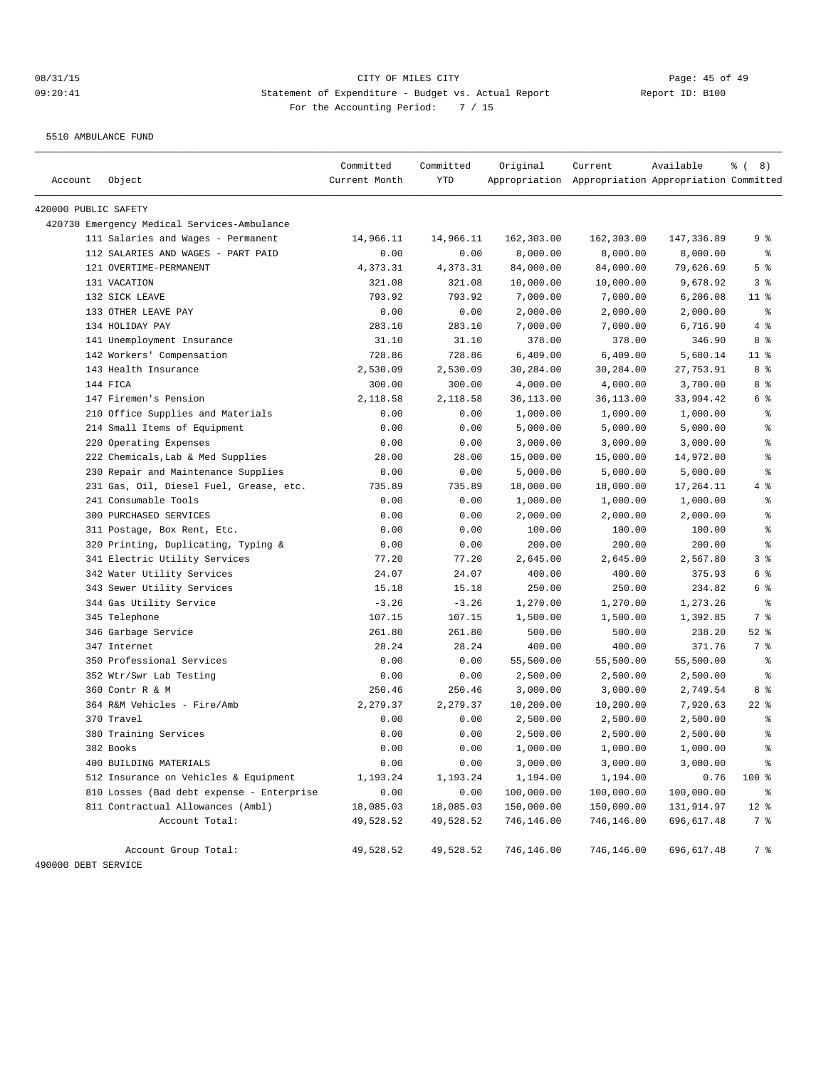CITY OF MILES CITY

Statement of Expenditure - Budget vs. Actual Report

For the Accounting Period: 7 / 15

08/31/15 09:20:41 — Report ID: B100

5510 AMBULANCE FUND

| Account | Object | Committed Current Month | Committed YTD | Original Appropriation | Current Appropriation | Available Appropriation | % ( 8) Committed |
|---|---|---|---|---|---|---|---|
| 420000 PUBLIC SAFETY | | | | | | | |
| 420730 Emergency Medical Services-Ambulance | | | | | | | |
| | 111 Salaries and Wages - Permanent | 14,966.11 | 14,966.11 | 162,303.00 | 162,303.00 | 147,336.89 | 9 % |
| | 112 SALARIES AND WAGES - PART PAID | 0.00 | 0.00 | 8,000.00 | 8,000.00 | 8,000.00 | % |
| | 121 OVERTIME-PERMANENT | 4,373.31 | 4,373.31 | 84,000.00 | 84,000.00 | 79,626.69 | 5 % |
| | 131 VACATION | 321.08 | 321.08 | 10,000.00 | 10,000.00 | 9,678.92 | 3 % |
| | 132 SICK LEAVE | 793.92 | 793.92 | 7,000.00 | 7,000.00 | 6,206.08 | 11 % |
| | 133 OTHER LEAVE PAY | 0.00 | 0.00 | 2,000.00 | 2,000.00 | 2,000.00 | % |
| | 134 HOLIDAY PAY | 283.10 | 283.10 | 7,000.00 | 7,000.00 | 6,716.90 | 4 % |
| | 141 Unemployment Insurance | 31.10 | 31.10 | 378.00 | 378.00 | 346.90 | 8 % |
| | 142 Workers' Compensation | 728.86 | 728.86 | 6,409.00 | 6,409.00 | 5,680.14 | 11 % |
| | 143 Health Insurance | 2,530.09 | 2,530.09 | 30,284.00 | 30,284.00 | 27,753.91 | 8 % |
| | 144 FICA | 300.00 | 300.00 | 4,000.00 | 4,000.00 | 3,700.00 | 8 % |
| | 147 Firemen's Pension | 2,118.58 | 2,118.58 | 36,113.00 | 36,113.00 | 33,994.42 | 6 % |
| | 210 Office Supplies and Materials | 0.00 | 0.00 | 1,000.00 | 1,000.00 | 1,000.00 | % |
| | 214 Small Items of Equipment | 0.00 | 0.00 | 5,000.00 | 5,000.00 | 5,000.00 | % |
| | 220 Operating Expenses | 0.00 | 0.00 | 3,000.00 | 3,000.00 | 3,000.00 | % |
| | 222 Chemicals,Lab & Med Supplies | 28.00 | 28.00 | 15,000.00 | 15,000.00 | 14,972.00 | % |
| | 230 Repair and Maintenance Supplies | 0.00 | 0.00 | 5,000.00 | 5,000.00 | 5,000.00 | % |
| | 231 Gas, Oil, Diesel Fuel, Grease, etc. | 735.89 | 735.89 | 18,000.00 | 18,000.00 | 17,264.11 | 4 % |
| | 241 Consumable Tools | 0.00 | 0.00 | 1,000.00 | 1,000.00 | 1,000.00 | % |
| | 300 PURCHASED SERVICES | 0.00 | 0.00 | 2,000.00 | 2,000.00 | 2,000.00 | % |
| | 311 Postage, Box Rent, Etc. | 0.00 | 0.00 | 100.00 | 100.00 | 100.00 | % |
| | 320 Printing, Duplicating, Typing & | 0.00 | 0.00 | 200.00 | 200.00 | 200.00 | % |
| | 341 Electric Utility Services | 77.20 | 77.20 | 2,645.00 | 2,645.00 | 2,567.80 | 3 % |
| | 342 Water Utility Services | 24.07 | 24.07 | 400.00 | 400.00 | 375.93 | 6 % |
| | 343 Sewer Utility Services | 15.18 | 15.18 | 250.00 | 250.00 | 234.82 | 6 % |
| | 344 Gas Utility Service | -3.26 | -3.26 | 1,270.00 | 1,270.00 | 1,273.26 | % |
| | 345 Telephone | 107.15 | 107.15 | 1,500.00 | 1,500.00 | 1,392.85 | 7 % |
| | 346 Garbage Service | 261.80 | 261.80 | 500.00 | 500.00 | 238.20 | 52 % |
| | 347 Internet | 28.24 | 28.24 | 400.00 | 400.00 | 371.76 | 7 % |
| | 350 Professional Services | 0.00 | 0.00 | 55,500.00 | 55,500.00 | 55,500.00 | % |
| | 352 Wtr/Swr Lab Testing | 0.00 | 0.00 | 2,500.00 | 2,500.00 | 2,500.00 | % |
| | 360 Contr R & M | 250.46 | 250.46 | 3,000.00 | 3,000.00 | 2,749.54 | 8 % |
| | 364 R&M Vehicles - Fire/Amb | 2,279.37 | 2,279.37 | 10,200.00 | 10,200.00 | 7,920.63 | 22 % |
| | 370 Travel | 0.00 | 0.00 | 2,500.00 | 2,500.00 | 2,500.00 | % |
| | 380 Training Services | 0.00 | 0.00 | 2,500.00 | 2,500.00 | 2,500.00 | % |
| | 382 Books | 0.00 | 0.00 | 1,000.00 | 1,000.00 | 1,000.00 | % |
| | 400 BUILDING MATERIALS | 0.00 | 0.00 | 3,000.00 | 3,000.00 | 3,000.00 | % |
| | 512 Insurance on Vehicles & Equipment | 1,193.24 | 1,193.24 | 1,194.00 | 1,194.00 | 0.76 | 100 % |
| | 810 Losses (Bad debt expense - Enterprise | 0.00 | 0.00 | 100,000.00 | 100,000.00 | 100,000.00 | % |
| | 811 Contractual Allowances (Ambl) | 18,085.03 | 18,085.03 | 150,000.00 | 150,000.00 | 131,914.97 | 12 % |
| | Account Total: | 49,528.52 | 49,528.52 | 746,146.00 | 746,146.00 | 696,617.48 | 7 % |
| | Account Group Total: | 49,528.52 | 49,528.52 | 746,146.00 | 746,146.00 | 696,617.48 | 7 % |
| 490000 DEBT SERVICE | | | | | | | |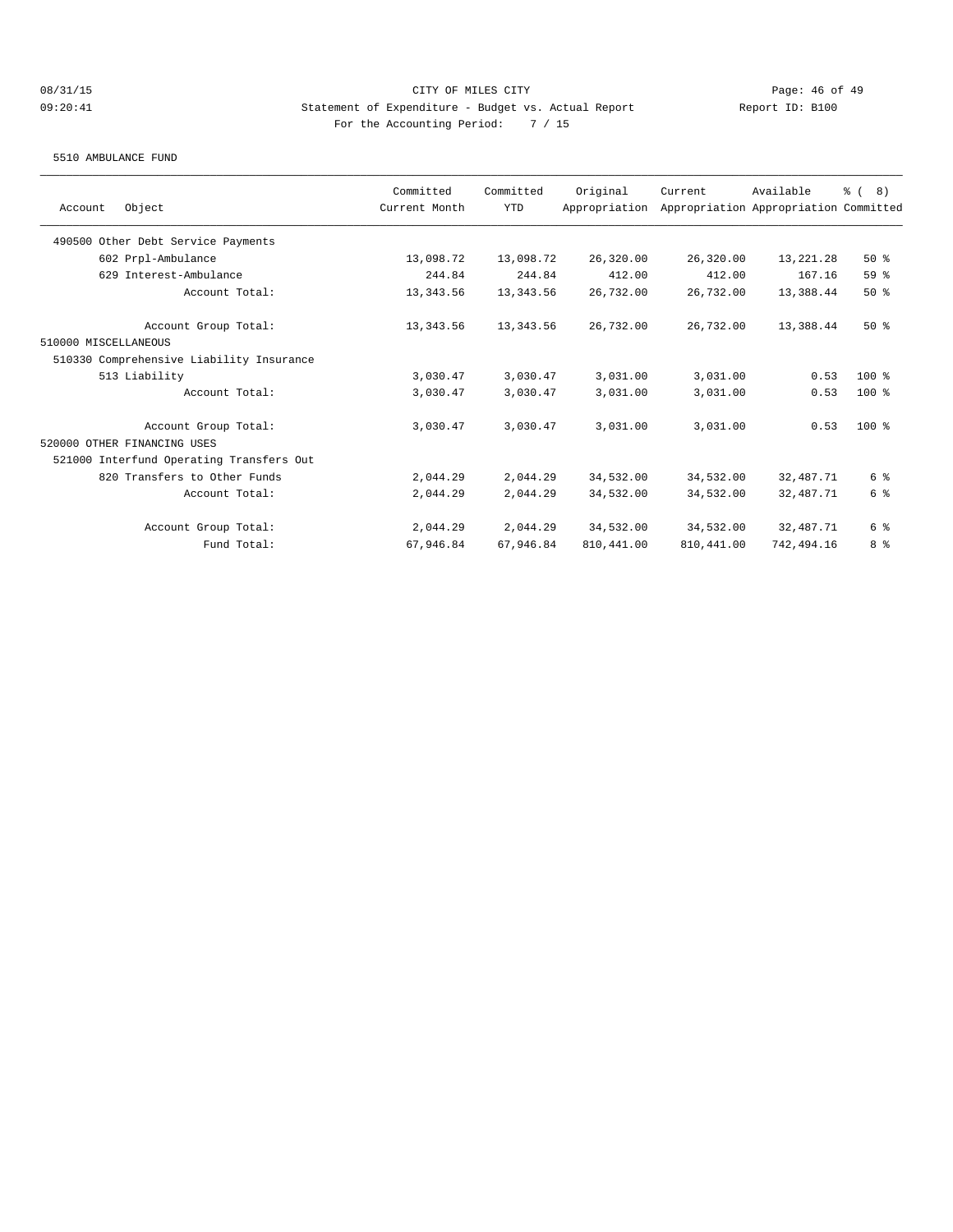CITY OF MILES CITY

Statement of Expenditure - Budget vs. Actual Report

Report ID: B100

08/31/15 09:20:41

For the Accounting Period: 7 / 15

5510 AMBULANCE FUND

| Account Object | Committed Current Month | Committed YTD | Original Appropriation | Current Appropriation | Available Appropriation | % ( 8) Committed |
|---|---|---|---|---|---|---|
| 490500 Other Debt Service Payments | | | | | | |
| 602 Prpl-Ambulance | 13,098.72 | 13,098.72 | 26,320.00 | 26,320.00 | 13,221.28 | 50 % |
| 629 Interest-Ambulance | 244.84 | 244.84 | 412.00 | 412.00 | 167.16 | 59 % |
| Account Total: | 13,343.56 | 13,343.56 | 26,732.00 | 26,732.00 | 13,388.44 | 50 % |
| Account Group Total: | 13,343.56 | 13,343.56 | 26,732.00 | 26,732.00 | 13,388.44 | 50 % |
| 510000 MISCELLANEOUS | | | | | | |
| 510330 Comprehensive Liability Insurance | | | | | | |
| 513 Liability | 3,030.47 | 3,030.47 | 3,031.00 | 3,031.00 | 0.53 | 100 % |
| Account Total: | 3,030.47 | 3,030.47 | 3,031.00 | 3,031.00 | 0.53 | 100 % |
| Account Group Total: | 3,030.47 | 3,030.47 | 3,031.00 | 3,031.00 | 0.53 | 100 % |
| 520000 OTHER FINANCING USES | | | | | | |
| 521000 Interfund Operating Transfers Out | | | | | | |
| 820 Transfers to Other Funds | 2,044.29 | 2,044.29 | 34,532.00 | 34,532.00 | 32,487.71 | 6 % |
| Account Total: | 2,044.29 | 2,044.29 | 34,532.00 | 34,532.00 | 32,487.71 | 6 % |
| Account Group Total: | 2,044.29 | 2,044.29 | 34,532.00 | 34,532.00 | 32,487.71 | 6 % |
| Fund Total: | 67,946.84 | 67,946.84 | 810,441.00 | 810,441.00 | 742,494.16 | 8 % |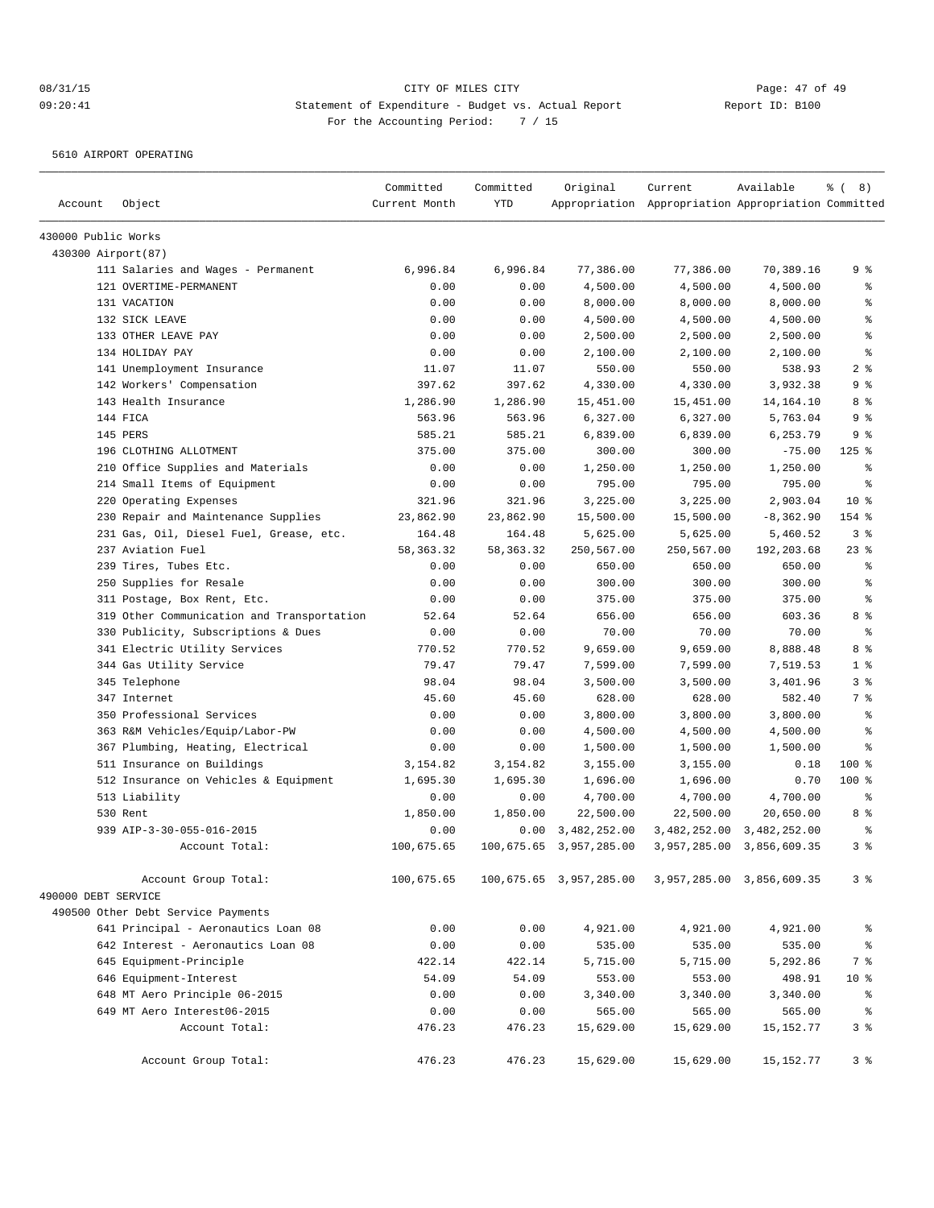08/31/15 CITY OF MILES CITY
09:20:41 Statement of Expenditure - Budget vs. Actual Report Report ID: B100
For the Accounting Period: 7 / 15

5610 AIRPORT OPERATING

| Account | Object | Committed Current Month | Committed YTD | Original Appropriation | Current Appropriation | Available Appropriation | % ( 8) Committed |
|---|---|---|---|---|---|---|---|
| 430000 Public Works | | | | | | | |
| 430300 Airport(87) | | | | | | | |
| | 111 Salaries and Wages - Permanent | 6,996.84 | 6,996.84 | 77,386.00 | 77,386.00 | 70,389.16 | 9 % |
| | 121 OVERTIME-PERMANENT | 0.00 | 0.00 | 4,500.00 | 4,500.00 | 4,500.00 | % |
| | 131 VACATION | 0.00 | 0.00 | 8,000.00 | 8,000.00 | 8,000.00 | % |
| | 132 SICK LEAVE | 0.00 | 0.00 | 4,500.00 | 4,500.00 | 4,500.00 | % |
| | 133 OTHER LEAVE PAY | 0.00 | 0.00 | 2,500.00 | 2,500.00 | 2,500.00 | % |
| | 134 HOLIDAY PAY | 0.00 | 0.00 | 2,100.00 | 2,100.00 | 2,100.00 | % |
| | 141 Unemployment Insurance | 11.07 | 11.07 | 550.00 | 550.00 | 538.93 | 2 % |
| | 142 Workers' Compensation | 397.62 | 397.62 | 4,330.00 | 4,330.00 | 3,932.38 | 9 % |
| | 143 Health Insurance | 1,286.90 | 1,286.90 | 15,451.00 | 15,451.00 | 14,164.10 | 8 % |
| | 144 FICA | 563.96 | 563.96 | 6,327.00 | 6,327.00 | 5,763.04 | 9 % |
| | 145 PERS | 585.21 | 585.21 | 6,839.00 | 6,839.00 | 6,253.79 | 9 % |
| | 196 CLOTHING ALLOTMENT | 375.00 | 375.00 | 300.00 | 300.00 | -75.00 | 125 % |
| | 210 Office Supplies and Materials | 0.00 | 0.00 | 1,250.00 | 1,250.00 | 1,250.00 | % |
| | 214 Small Items of Equipment | 0.00 | 0.00 | 795.00 | 795.00 | 795.00 | % |
| | 220 Operating Expenses | 321.96 | 321.96 | 3,225.00 | 3,225.00 | 2,903.04 | 10 % |
| | 230 Repair and Maintenance Supplies | 23,862.90 | 23,862.90 | 15,500.00 | 15,500.00 | -8,362.90 | 154 % |
| | 231 Gas, Oil, Diesel Fuel, Grease, etc. | 164.48 | 164.48 | 5,625.00 | 5,625.00 | 5,460.52 | 3 % |
| | 237 Aviation Fuel | 58,363.32 | 58,363.32 | 250,567.00 | 250,567.00 | 192,203.68 | 23 % |
| | 239 Tires, Tubes Etc. | 0.00 | 0.00 | 650.00 | 650.00 | 650.00 | % |
| | 250 Supplies for Resale | 0.00 | 0.00 | 300.00 | 300.00 | 300.00 | % |
| | 311 Postage, Box Rent, Etc. | 0.00 | 0.00 | 375.00 | 375.00 | 375.00 | % |
| | 319 Other Communication and Transportation | 52.64 | 52.64 | 656.00 | 656.00 | 603.36 | 8 % |
| | 330 Publicity, Subscriptions & Dues | 0.00 | 0.00 | 70.00 | 70.00 | 70.00 | % |
| | 341 Electric Utility Services | 770.52 | 770.52 | 9,659.00 | 9,659.00 | 8,888.48 | 8 % |
| | 344 Gas Utility Service | 79.47 | 79.47 | 7,599.00 | 7,599.00 | 7,519.53 | 1 % |
| | 345 Telephone | 98.04 | 98.04 | 3,500.00 | 3,500.00 | 3,401.96 | 3 % |
| | 347 Internet | 45.60 | 45.60 | 628.00 | 628.00 | 582.40 | 7 % |
| | 350 Professional Services | 0.00 | 0.00 | 3,800.00 | 3,800.00 | 3,800.00 | % |
| | 363 R&M Vehicles/Equip/Labor-PW | 0.00 | 0.00 | 4,500.00 | 4,500.00 | 4,500.00 | % |
| | 367 Plumbing, Heating, Electrical | 0.00 | 0.00 | 1,500.00 | 1,500.00 | 1,500.00 | % |
| | 511 Insurance on Buildings | 3,154.82 | 3,154.82 | 3,155.00 | 3,155.00 | 0.18 | 100 % |
| | 512 Insurance on Vehicles & Equipment | 1,695.30 | 1,695.30 | 1,696.00 | 1,696.00 | 0.70 | 100 % |
| | 513 Liability | 0.00 | 0.00 | 4,700.00 | 4,700.00 | 4,700.00 | % |
| | 530 Rent | 1,850.00 | 1,850.00 | 22,500.00 | 22,500.00 | 20,650.00 | 8 % |
| | 939 AIP-3-30-055-016-2015 | 0.00 | 0.00 | 3,482,252.00 | 3,482,252.00 | 3,482,252.00 | % |
| | Account Total: | 100,675.65 | 100,675.65 | 3,957,285.00 | 3,957,285.00 | 3,856,609.35 | 3 % |
| | Account Group Total: | 100,675.65 | 100,675.65 | 3,957,285.00 | 3,957,285.00 | 3,856,609.35 | 3 % |
| 490000 DEBT SERVICE | | | | | | | |
| 490500 Other Debt Service Payments | | | | | | | |
| | 641 Principal - Aeronautics Loan 08 | 0.00 | 0.00 | 4,921.00 | 4,921.00 | 4,921.00 | % |
| | 642 Interest - Aeronautics Loan 08 | 0.00 | 0.00 | 535.00 | 535.00 | 535.00 | % |
| | 645 Equipment-Principle | 422.14 | 422.14 | 5,715.00 | 5,715.00 | 5,292.86 | 7 % |
| | 646 Equipment-Interest | 54.09 | 54.09 | 553.00 | 553.00 | 498.91 | 10 % |
| | 648 MT Aero Principle 06-2015 | 0.00 | 0.00 | 3,340.00 | 3,340.00 | 3,340.00 | % |
| | 649 MT Aero Interest06-2015 | 0.00 | 0.00 | 565.00 | 565.00 | 565.00 | % |
| | Account Total: | 476.23 | 476.23 | 15,629.00 | 15,629.00 | 15,152.77 | 3 % |
| | Account Group Total: | 476.23 | 476.23 | 15,629.00 | 15,629.00 | 15,152.77 | 3 % |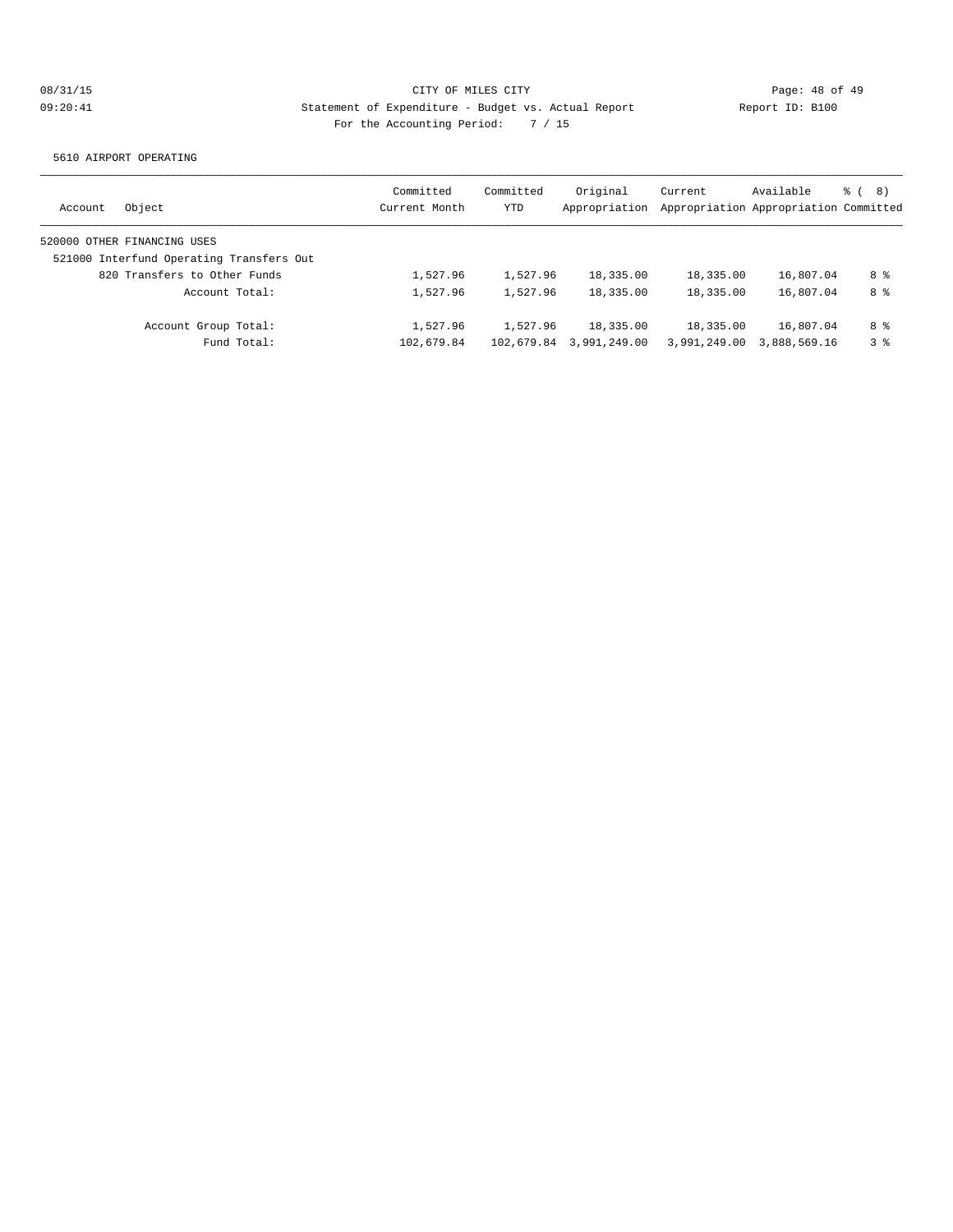CITY OF MILES CITY

Statement of Expenditure - Budget vs. Actual Report

Report ID: B100

For the Accounting Period: 7 / 15

5610 AIRPORT OPERATING

| Account | Object | Committed Current Month | Committed YTD | Original Appropriation | Current Appropriation | Available Appropriation | % ( 8) Committed |
|---|---|---|---|---|---|---|---|
| 520000 OTHER FINANCING USES | | | | | | | |
| 521000 Interfund Operating Transfers Out | | | | | | | |
| | 820 Transfers to Other Funds | 1,527.96 | 1,527.96 | 18,335.00 | 18,335.00 | 16,807.04 | 8 % |
| | Account Total: | 1,527.96 | 1,527.96 | 18,335.00 | 18,335.00 | 16,807.04 | 8 % |
| | Account Group Total: | 1,527.96 | 1,527.96 | 18,335.00 | 18,335.00 | 16,807.04 | 8 % |
| | Fund Total: | 102,679.84 | 102,679.84 | 3,991,249.00 | 3,991,249.00 | 3,888,569.16 | 3 % |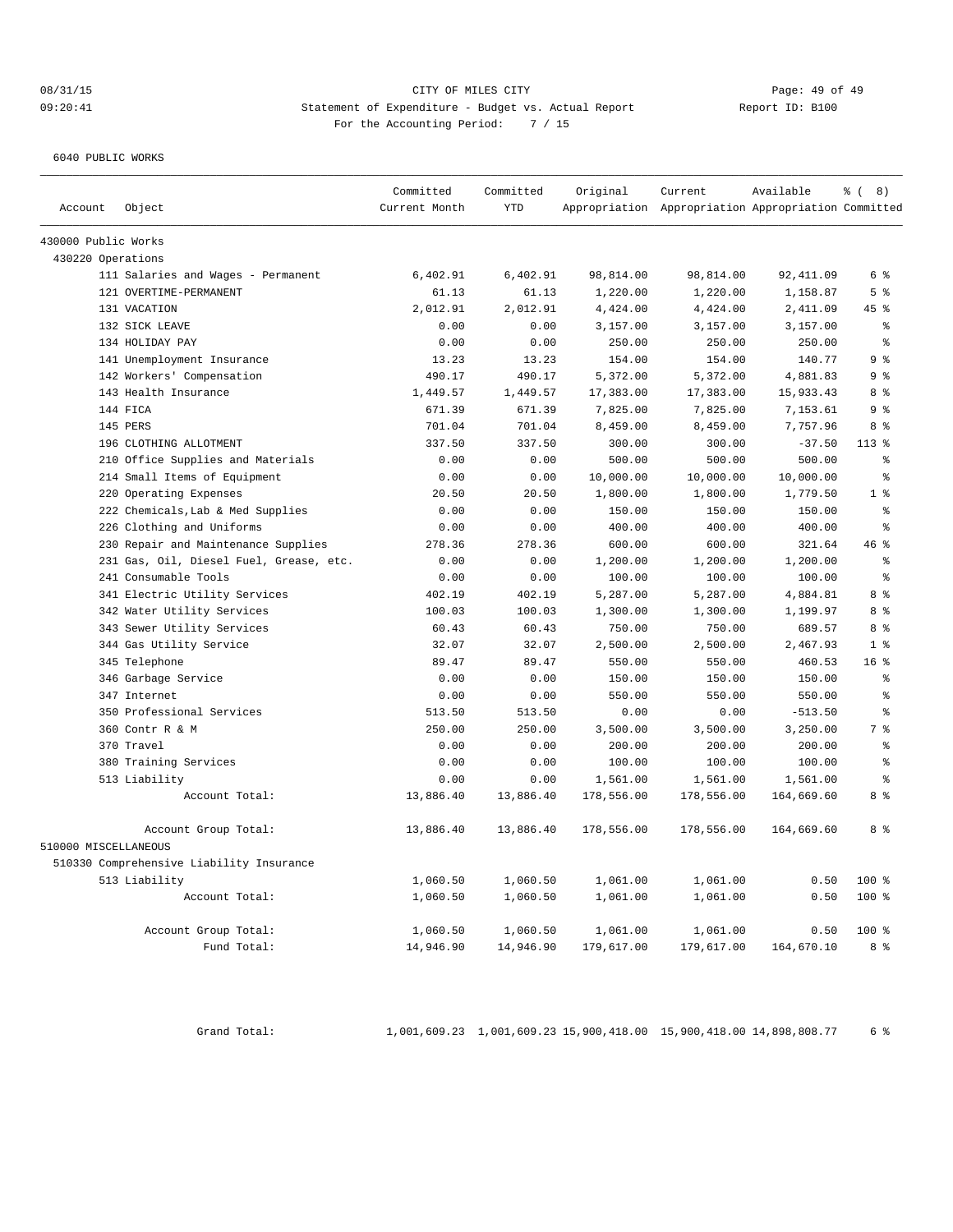CITY OF MILES CITY

Statement of Expenditure - Budget vs. Actual Report

08/31/15 09:20:41

Report ID: B100

For the Accounting Period: 7 / 15

6040 PUBLIC WORKS

| Account | Object | Committed Current Month | Committed YTD | Original Appropriation | Current Appropriation | Available Appropriation | % ( 8) Committed |
|---|---|---|---|---|---|---|---|
| 430000 Public Works | | | | | | | |
| 430220 Operations | | | | | | | |
| | 111 Salaries and Wages - Permanent | 6,402.91 | 6,402.91 | 98,814.00 | 98,814.00 | 92,411.09 | 6 % |
| | 121 OVERTIME-PERMANENT | 61.13 | 61.13 | 1,220.00 | 1,220.00 | 1,158.87 | 5 % |
| | 131 VACATION | 2,012.91 | 2,012.91 | 4,424.00 | 4,424.00 | 2,411.09 | 45 % |
| | 132 SICK LEAVE | 0.00 | 0.00 | 3,157.00 | 3,157.00 | 3,157.00 | % |
| | 134 HOLIDAY PAY | 0.00 | 0.00 | 250.00 | 250.00 | 250.00 | % |
| | 141 Unemployment Insurance | 13.23 | 13.23 | 154.00 | 154.00 | 140.77 | 9 % |
| | 142 Workers' Compensation | 490.17 | 490.17 | 5,372.00 | 5,372.00 | 4,881.83 | 9 % |
| | 143 Health Insurance | 1,449.57 | 1,449.57 | 17,383.00 | 17,383.00 | 15,933.43 | 8 % |
| | 144 FICA | 671.39 | 671.39 | 7,825.00 | 7,825.00 | 7,153.61 | 9 % |
| | 145 PERS | 701.04 | 701.04 | 8,459.00 | 8,459.00 | 7,757.96 | 8 % |
| | 196 CLOTHING ALLOTMENT | 337.50 | 337.50 | 300.00 | 300.00 | -37.50 | 113 % |
| | 210 Office Supplies and Materials | 0.00 | 0.00 | 500.00 | 500.00 | 500.00 | % |
| | 214 Small Items of Equipment | 0.00 | 0.00 | 10,000.00 | 10,000.00 | 10,000.00 | % |
| | 220 Operating Expenses | 20.50 | 20.50 | 1,800.00 | 1,800.00 | 1,779.50 | 1 % |
| | 222 Chemicals,Lab & Med Supplies | 0.00 | 0.00 | 150.00 | 150.00 | 150.00 | % |
| | 226 Clothing and Uniforms | 0.00 | 0.00 | 400.00 | 400.00 | 400.00 | % |
| | 230 Repair and Maintenance Supplies | 278.36 | 278.36 | 600.00 | 600.00 | 321.64 | 46 % |
| | 231 Gas, Oil, Diesel Fuel, Grease, etc. | 0.00 | 0.00 | 1,200.00 | 1,200.00 | 1,200.00 | % |
| | 241 Consumable Tools | 0.00 | 0.00 | 100.00 | 100.00 | 100.00 | % |
| | 341 Electric Utility Services | 402.19 | 402.19 | 5,287.00 | 5,287.00 | 4,884.81 | 8 % |
| | 342 Water Utility Services | 100.03 | 100.03 | 1,300.00 | 1,300.00 | 1,199.97 | 8 % |
| | 343 Sewer Utility Services | 60.43 | 60.43 | 750.00 | 750.00 | 689.57 | 8 % |
| | 344 Gas Utility Service | 32.07 | 32.07 | 2,500.00 | 2,500.00 | 2,467.93 | 1 % |
| | 345 Telephone | 89.47 | 89.47 | 550.00 | 550.00 | 460.53 | 16 % |
| | 346 Garbage Service | 0.00 | 0.00 | 150.00 | 150.00 | 150.00 | % |
| | 347 Internet | 0.00 | 0.00 | 550.00 | 550.00 | 550.00 | % |
| | 350 Professional Services | 513.50 | 513.50 | 0.00 | 0.00 | -513.50 | % |
| | 360 Contr R & M | 250.00 | 250.00 | 3,500.00 | 3,500.00 | 3,250.00 | 7 % |
| | 370 Travel | 0.00 | 0.00 | 200.00 | 200.00 | 200.00 | % |
| | 380 Training Services | 0.00 | 0.00 | 100.00 | 100.00 | 100.00 | % |
| | 513 Liability | 0.00 | 0.00 | 1,561.00 | 1,561.00 | 1,561.00 | % |
| | Account Total: | 13,886.40 | 13,886.40 | 178,556.00 | 178,556.00 | 164,669.60 | 8 % |
| | Account Group Total: | 13,886.40 | 13,886.40 | 178,556.00 | 178,556.00 | 164,669.60 | 8 % |
| 510000 MISCELLANEOUS | | | | | | | |
| 510330 Comprehensive Liability Insurance | | | | | | | |
| | 513 Liability | 1,060.50 | 1,060.50 | 1,061.00 | 1,061.00 | 0.50 | 100 % |
| | Account Total: | 1,060.50 | 1,060.50 | 1,061.00 | 1,061.00 | 0.50 | 100 % |
| | Account Group Total: | 1,060.50 | 1,060.50 | 1,061.00 | 1,061.00 | 0.50 | 100 % |
| | Fund Total: | 14,946.90 | 14,946.90 | 179,617.00 | 179,617.00 | 164,670.10 | 8 % |
| | Grand Total: | 1,001,609.23 | 1,001,609.23 | 15,900,418.00 | 15,900,418.00 | 14,898,808.77 | 6 % |